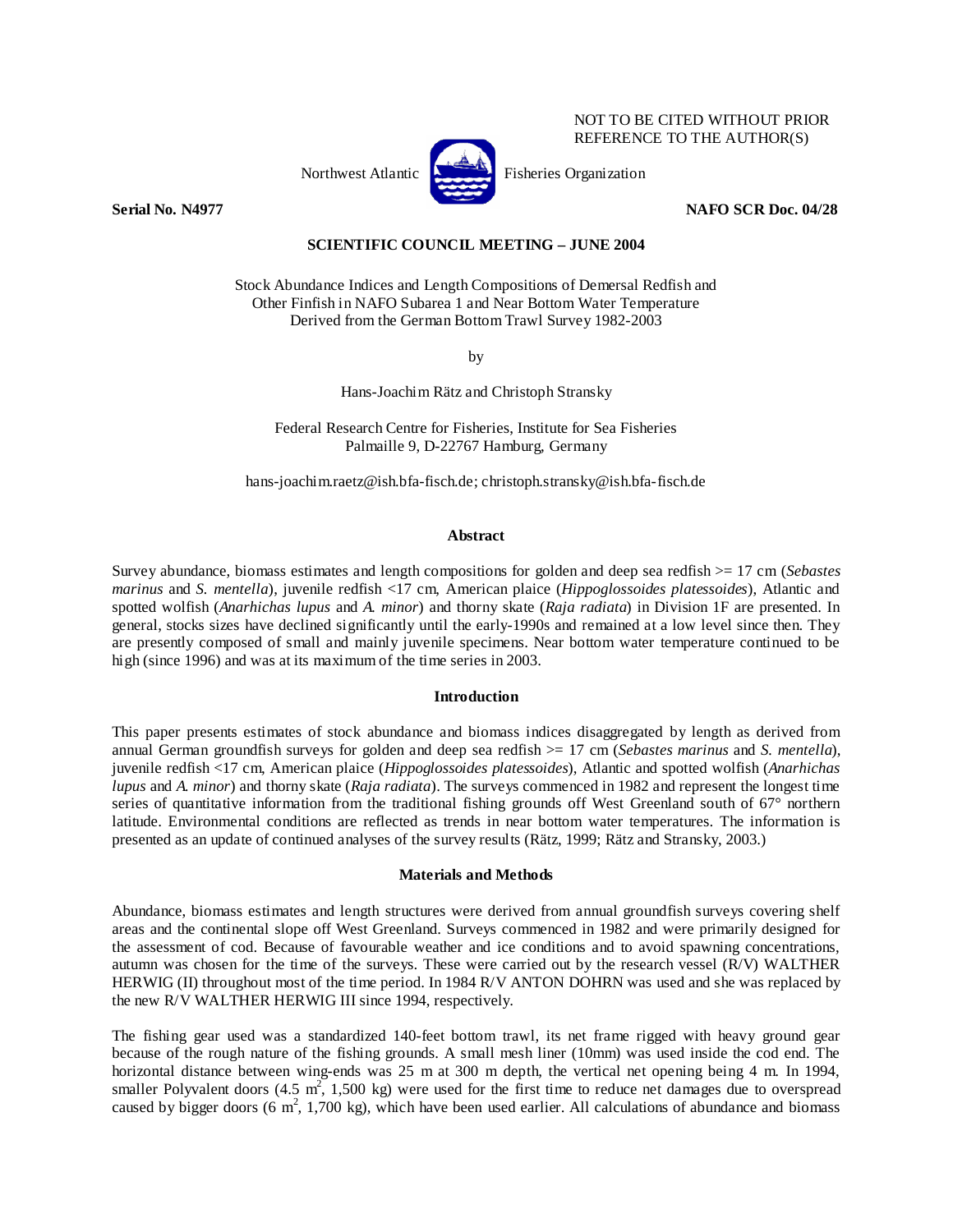NOT TO BE CITED WITHOUT PRIOR REFERENCE TO THE AUTHOR(S)

Northwest Atlantic Fisheries Organization

**Serial No. N4977** **NAFO SCR Doc. 04/28**

**SCIENTIFIC COUNCIL MEETING – JUNE 2004**

Stock Abundance Indices and Length Compositions of Demersal Redfish and Other Finfish in NAFO Subarea 1 and Near Bottom Water Temperature Derived from the German Bottom Trawl Survey 1982-2003

by

Hans-Joachim Rätz and Christoph Stransky

Federal Research Centre for Fisheries, Institute for Sea Fisheries
Palmaille 9, D-22767 Hamburg, Germany

hans-joachim.raetz@ish.bfa-fisch.de; christoph.stransky@ish.bfa-fisch.de

## Abstract

Survey abundance, biomass estimates and length compositions for golden and deep sea redfish >= 17 cm (*Sebastes marinus* and *S. mentella*), juvenile redfish <17 cm, American plaice (*Hippoglossoides platessoides*), Atlantic and spotted wolffish (*Anarhichas lupus* and *A. minor*) and thorny skate (*Raja radiata*) in Division 1F are presented. In general, stocks sizes have declined significantly until the early-1990s and remained at a low level since then. They are presently composed of small and mainly juvenile specimens. Near bottom water temperature continued to be high (since 1996) and was at its maximum of the time series in 2003.

## Introduction

This paper presents estimates of stock abundance and biomass indices disaggregated by length as derived from annual German groundfish surveys for golden and deep sea redfish >= 17 cm (*Sebastes marinus* and *S. mentella*), juvenile redfish <17 cm, American plaice (*Hippoglossoides platessoides*), Atlantic and spotted wolffish (*Anarhichas lupus* and *A. minor*) and thorny skate (*Raja radiata*). The surveys commenced in 1982 and represent the longest time series of quantitative information from the traditional fishing grounds off West Greenland south of 67° northern latitude. Environmental conditions are reflected as trends in near bottom water temperatures. The information is presented as an update of continued analyses of the survey results (Rätz, 1999; Rätz and Stransky, 2003.)

## Materials and Methods

Abundance, biomass estimates and length structures were derived from annual groundfish surveys covering shelf areas and the continental slope off West Greenland. Surveys commenced in 1982 and were primarily designed for the assessment of cod. Because of favourable weather and ice conditions and to avoid spawning concentrations, autumn was chosen for the time of the surveys. These were carried out by the research vessel (R/V) WALTHER HERWIG (II) throughout most of the time period. In 1984 R/V ANTON DOHRN was used and she was replaced by the new R/V WALTHER HERWIG III since 1994, respectively.

The fishing gear used was a standardized 140-feet bottom trawl, its net frame rigged with heavy ground gear because of the rough nature of the fishing grounds. A small mesh liner (10mm) was used inside the cod end. The horizontal distance between wing-ends was 25 m at 300 m depth, the vertical net opening being 4 m. In 1994, smaller Polyvalent doors (4.5 $m^2$, 1,500 kg) were used for the first time to reduce net damages due to overspread caused by bigger doors (6 $m^2$, 1,700 kg), which have been used earlier. All calculations of abundance and biomass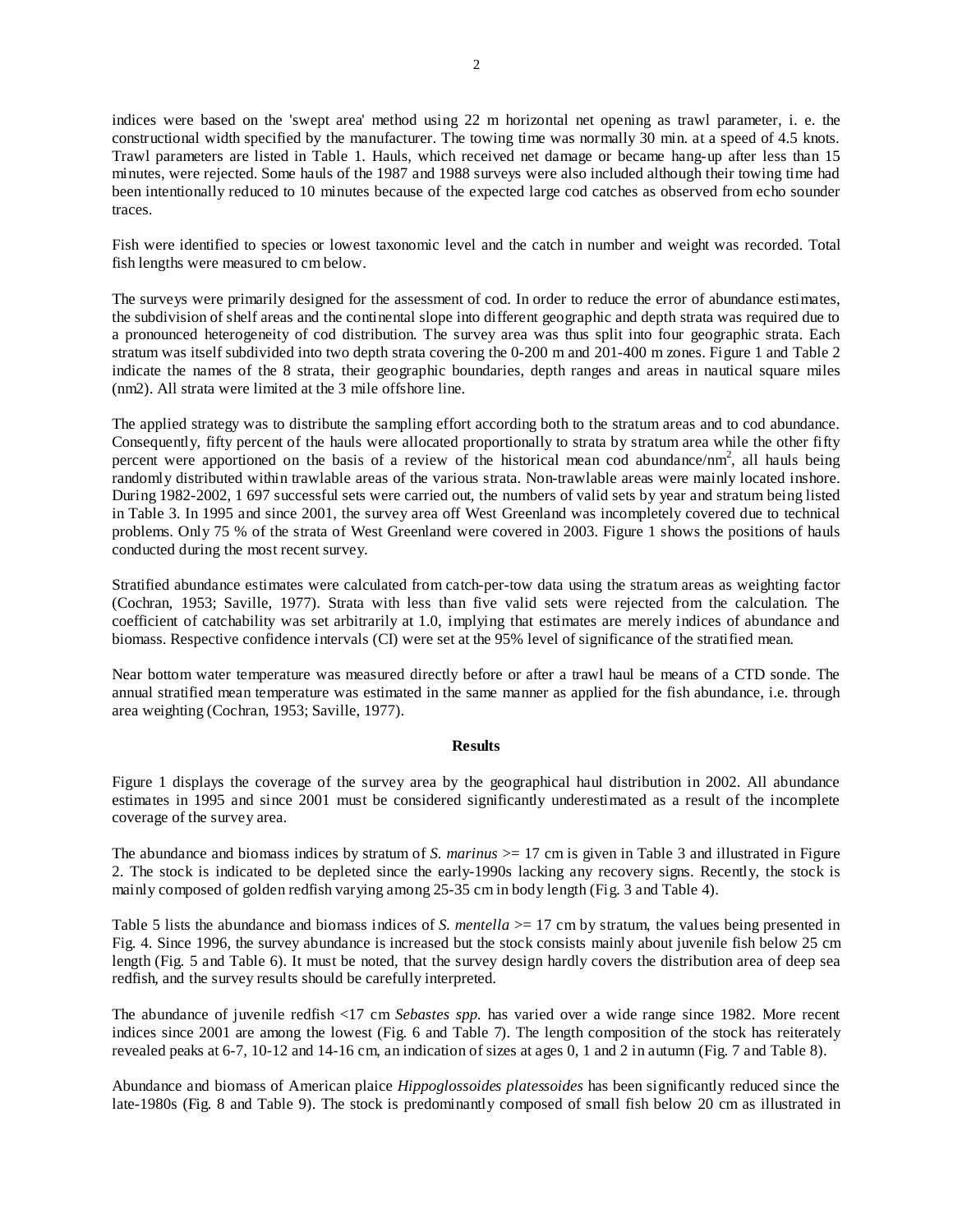indices were based on the 'swept area' method using 22 m horizontal net opening as trawl parameter, i. e. the constructional width specified by the manufacturer. The towing time was normally 30 min. at a speed of 4.5 knots. Trawl parameters are listed in Table 1. Hauls, which received net damage or became hang-up after less than 15 minutes, were rejected. Some hauls of the 1987 and 1988 surveys were also included although their towing time had been intentionally reduced to 10 minutes because of the expected large cod catches as observed from echo sounder traces.

Fish were identified to species or lowest taxonomic level and the catch in number and weight was recorded. Total fish lengths were measured to cm below.

The surveys were primarily designed for the assessment of cod. In order to reduce the error of abundance estimates, the subdivision of shelf areas and the continental slope into different geographic and depth strata was required due to a pronounced heterogeneity of cod distribution. The survey area was thus split into four geographic strata. Each stratum was itself subdivided into two depth strata covering the 0-200 m and 201-400 m zones. Figure 1 and Table 2 indicate the names of the 8 strata, their geographic boundaries, depth ranges and areas in nautical square miles (nm2). All strata were limited at the 3 mile offshore line.

The applied strategy was to distribute the sampling effort according both to the stratum areas and to cod abundance. Consequently, fifty percent of the hauls were allocated proportionally to strata by stratum area while the other fifty percent were apportioned on the basis of a review of the historical mean cod abundance/nm$^2$, all hauls being randomly distributed within trawlable areas of the various strata. Non-trawlable areas were mainly located inshore. During 1982-2002, 1 697 successful sets were carried out, the numbers of valid sets by year and stratum being listed in Table 3. In 1995 and since 2001, the survey area off West Greenland was incompletely covered due to technical problems. Only 75 % of the strata of West Greenland were covered in 2003. Figure 1 shows the positions of hauls conducted during the most recent survey.

Stratified abundance estimates were calculated from catch-per-tow data using the stratum areas as weighting factor (Cochran, 1953; Saville, 1977). Strata with less than five valid sets were rejected from the calculation. The coefficient of catchability was set arbitrarily at 1.0, implying that estimates are merely indices of abundance and biomass. Respective confidence intervals (CI) were set at the 95% level of significance of the stratified mean.

Near bottom water temperature was measured directly before or after a trawl haul be means of a CTD sonde. The annual stratified mean temperature was estimated in the same manner as applied for the fish abundance, i.e. through area weighting (Cochran, 1953; Saville, 1977).

## Results

Figure 1 displays the coverage of the survey area by the geographical haul distribution in 2002. All abundance estimates in 1995 and since 2001 must be considered significantly underestimated as a result of the incomplete coverage of the survey area.

The abundance and biomass indices by stratum of *S. marinus* >= 17 cm is given in Table 3 and illustrated in Figure 2. The stock is indicated to be depleted since the early-1990s lacking any recovery signs. Recently, the stock is mainly composed of golden redfish varying among 25-35 cm in body length (Fig. 3 and Table 4).

Table 5 lists the abundance and biomass indices of *S. mentella* >= 17 cm by stratum, the values being presented in Fig. 4. Since 1996, the survey abundance is increased but the stock consists mainly about juvenile fish below 25 cm length (Fig. 5 and Table 6). It must be noted, that the survey design hardly covers the distribution area of deep sea redfish, and the survey results should be carefully interpreted.

The abundance of juvenile redfish <17 cm *Sebastes spp.* has varied over a wide range since 1982. More recent indices since 2001 are among the lowest (Fig. 6 and Table 7). The length composition of the stock has reiterately revealed peaks at 6-7, 10-12 and 14-16 cm, an indication of sizes at ages 0, 1 and 2 in autumn (Fig. 7 and Table 8).

Abundance and biomass of American plaice *Hippoglossoides platessoides* has been significantly reduced since the late-1980s (Fig. 8 and Table 9). The stock is predominantly composed of small fish below 20 cm as illustrated in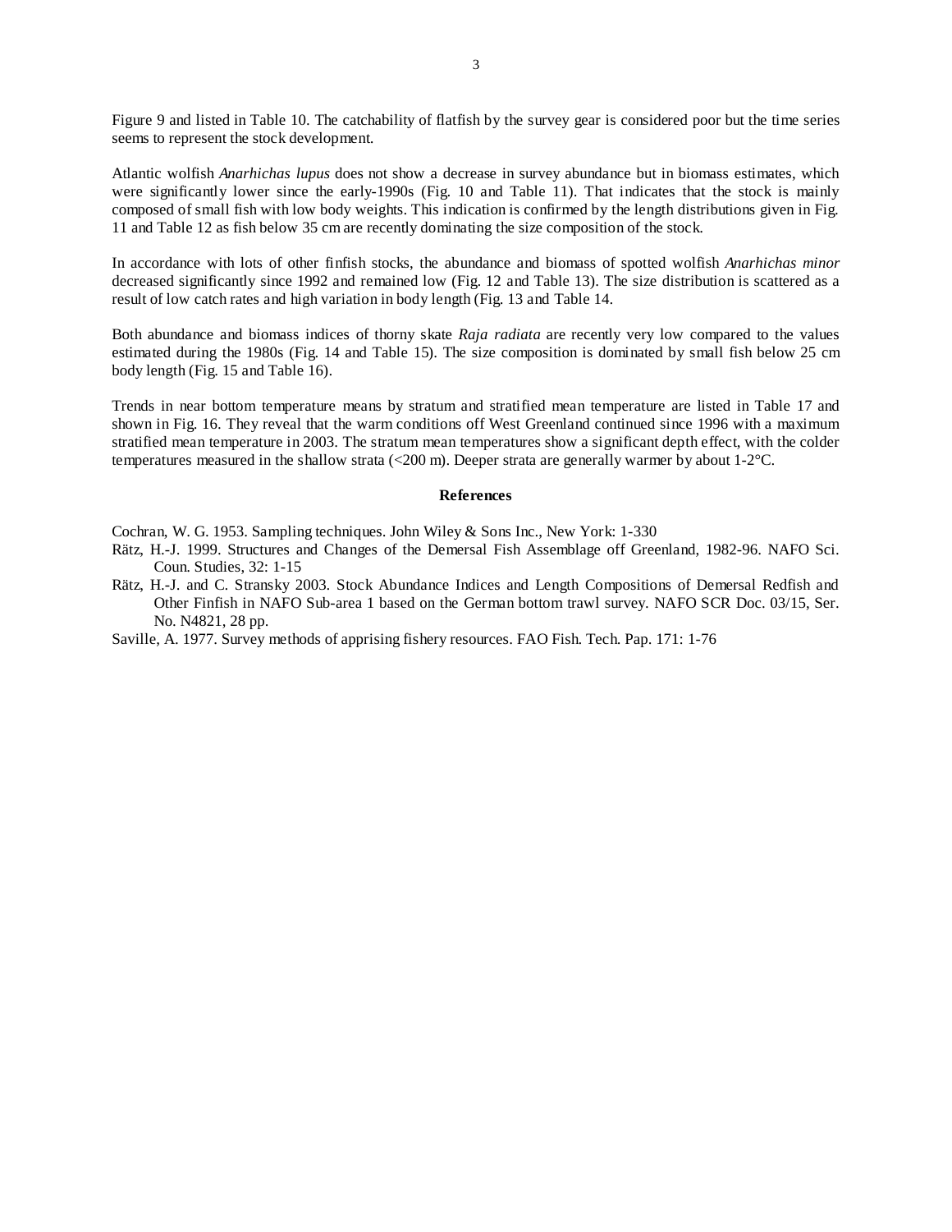Figure 9 and listed in Table 10. The catchability of flatfish by the survey gear is considered poor but the time series seems to represent the stock development.

Atlantic wolfish *Anarhichas lupus* does not show a decrease in survey abundance but in biomass estimates, which were significantly lower since the early-1990s (Fig. 10 and Table 11). That indicates that the stock is mainly composed of small fish with low body weights. This indication is confirmed by the length distributions given in Fig. 11 and Table 12 as fish below 35 cm are recently dominating the size composition of the stock.

In accordance with lots of other finfish stocks, the abundance and biomass of spotted wolfish *Anarhichas minor* decreased significantly since 1992 and remained low (Fig. 12 and Table 13). The size distribution is scattered as a result of low catch rates and high variation in body length (Fig. 13 and Table 14.

Both abundance and biomass indices of thorny skate *Raja radiata* are recently very low compared to the values estimated during the 1980s (Fig. 14 and Table 15). The size composition is dominated by small fish below 25 cm body length (Fig. 15 and Table 16).

Trends in near bottom temperature means by stratum and stratified mean temperature are listed in Table 17 and shown in Fig. 16. They reveal that the warm conditions off West Greenland continued since 1996 with a maximum stratified mean temperature in 2003. The stratum mean temperatures show a significant depth effect, with the colder temperatures measured in the shallow strata (<200 m). Deeper strata are generally warmer by about 1-2°C.

## References

Cochran, W. G. 1953. Sampling techniques. John Wiley & Sons Inc., New York: 1-330

Rätz, H.-J. 1999. Structures and Changes of the Demersal Fish Assemblage off Greenland, 1982-96. NAFO Sci. Coun. Studies, 32: 1-15

Rätz, H.-J. and C. Stransky 2003. Stock Abundance Indices and Length Compositions of Demersal Redfish and Other Finfish in NAFO Sub-area 1 based on the German bottom trawl survey. NAFO SCR Doc. 03/15, Ser. No. N4821, 28 pp.

Saville, A. 1977. Survey methods of apprising fishery resources. FAO Fish. Tech. Pap. 171: 1-76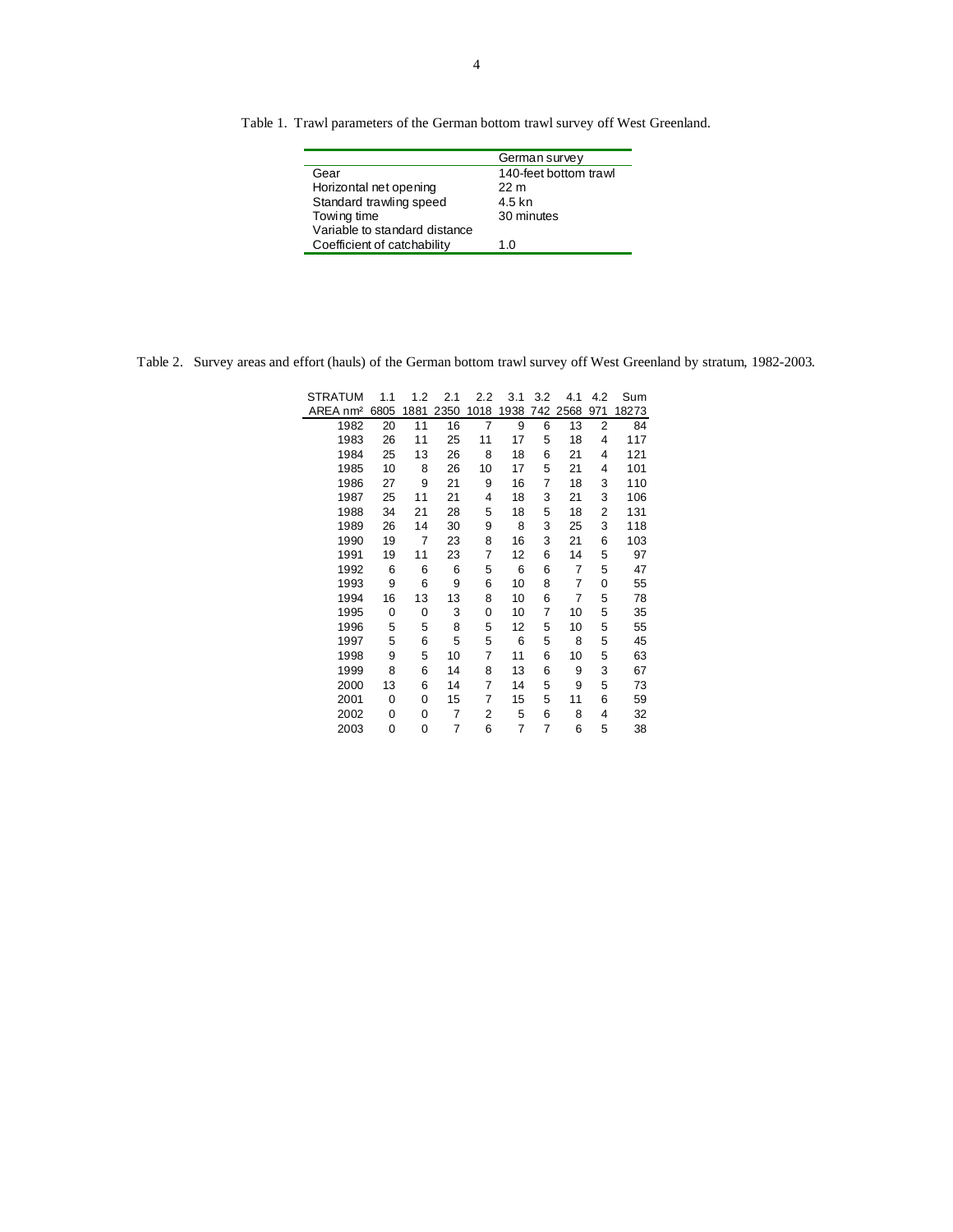Table 1. Trawl parameters of the German bottom trawl survey off West Greenland.

| | German survey |
|---|---|
| Gear | 140-feet bottom trawl |
| Horizontal net opening | 22 m |
| Standard trawling speed | 4.5 kn |
| Towing time | 30 minutes |
| Variable to standard distance | |
| Coefficient of catchability | 1.0 |

Table 2. Survey areas and effort (hauls) of the German bottom trawl survey off West Greenland by stratum, 1982-2003.

| STRATUM | 1.1 | 1.2 | 2.1 | 2.2 | 3.1 | 3.2 | 4.1 | 4.2 | Sum |
|---|---|---|---|---|---|---|---|---|---|
| AREA nm² | 6805 | 1881 | 2350 | 1018 | 1938 | 742 | 2568 | 971 | 18273 |
| 1982 | 20 | 11 | 16 | 7 | 9 | 6 | 13 | 2 | 84 |
| 1983 | 26 | 11 | 25 | 11 | 17 | 5 | 18 | 4 | 117 |
| 1984 | 25 | 13 | 26 | 8 | 18 | 6 | 21 | 4 | 121 |
| 1985 | 10 | 8 | 26 | 10 | 17 | 5 | 21 | 4 | 101 |
| 1986 | 27 | 9 | 21 | 9 | 16 | 7 | 18 | 3 | 110 |
| 1987 | 25 | 11 | 21 | 4 | 18 | 3 | 21 | 3 | 106 |
| 1988 | 34 | 21 | 28 | 5 | 18 | 5 | 18 | 2 | 131 |
| 1989 | 26 | 14 | 30 | 9 | 8 | 3 | 25 | 3 | 118 |
| 1990 | 19 | 7 | 23 | 8 | 16 | 3 | 21 | 6 | 103 |
| 1991 | 19 | 11 | 23 | 7 | 12 | 6 | 14 | 5 | 97 |
| 1992 | 6 | 6 | 6 | 5 | 6 | 6 | 7 | 5 | 47 |
| 1993 | 9 | 6 | 9 | 6 | 10 | 8 | 7 | 0 | 55 |
| 1994 | 16 | 13 | 13 | 8 | 10 | 6 | 7 | 5 | 78 |
| 1995 | 0 | 0 | 3 | 0 | 10 | 7 | 10 | 5 | 35 |
| 1996 | 5 | 5 | 8 | 5 | 12 | 5 | 10 | 5 | 55 |
| 1997 | 5 | 6 | 5 | 5 | 6 | 5 | 8 | 5 | 45 |
| 1998 | 9 | 5 | 10 | 7 | 11 | 6 | 10 | 5 | 63 |
| 1999 | 8 | 6 | 14 | 8 | 13 | 6 | 9 | 3 | 67 |
| 2000 | 13 | 6 | 14 | 7 | 14 | 5 | 9 | 5 | 73 |
| 2001 | 0 | 0 | 15 | 7 | 15 | 5 | 11 | 6 | 59 |
| 2002 | 0 | 0 | 7 | 2 | 5 | 6 | 8 | 4 | 32 |
| 2003 | 0 | 0 | 7 | 6 | 7 | 7 | 6 | 5 | 38 |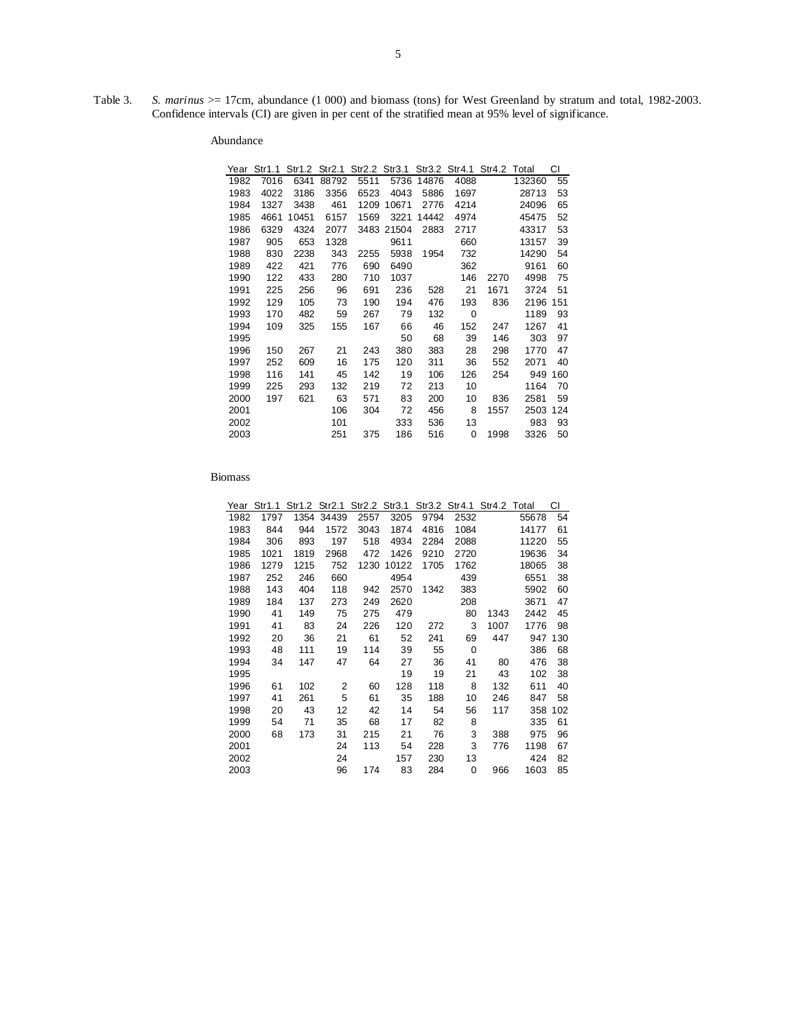Table 3. *S. marinus* >= 17cm, abundance (1 000) and biomass (tons) for West Greenland by stratum and total, 1982-2003. Confidence intervals (CI) are given in per cent of the stratified mean at 95% level of significance.

Abundance

| Year | Str1.1 | Str1.2 | Str2.1 | Str2.2 | Str3.1 | Str3.2 | Str4.1 | Str4.2 | Total | CI |
|---|---|---|---|---|---|---|---|---|---|---|
| 1982 | 7016 | 6341 | 88792 | 5511 | 5736 | 14876 | 4088 | | 132360 | 55 |
| 1983 | 4022 | 3186 | 3356 | 6523 | 4043 | 5886 | 1697 | | 28713 | 53 |
| 1984 | 1327 | 3438 | 461 | 1209 | 10671 | 2776 | 4214 | | 24096 | 65 |
| 1985 | 4661 | 10451 | 6157 | 1569 | 3221 | 14442 | 4974 | | 45475 | 52 |
| 1986 | 6329 | 4324 | 2077 | 3483 | 21504 | 2883 | 2717 | | 43317 | 53 |
| 1987 | 905 | 653 | 1328 | | 9611 | | 660 | | 13157 | 39 |
| 1988 | 830 | 2238 | 343 | 2255 | 5938 | 1954 | 732 | | 14290 | 54 |
| 1989 | 422 | 421 | 776 | 690 | 6490 | | 362 | | 9161 | 60 |
| 1990 | 122 | 433 | 280 | 710 | 1037 | | 146 | 2270 | 4998 | 75 |
| 1991 | 225 | 256 | 96 | 691 | 236 | 528 | 21 | 1671 | 3724 | 51 |
| 1992 | 129 | 105 | 73 | 190 | 194 | 476 | 193 | 836 | 2196 | 151 |
| 1993 | 170 | 482 | 59 | 267 | 79 | 132 | 0 | | 1189 | 93 |
| 1994 | 109 | 325 | 155 | 167 | 66 | 46 | 152 | 247 | 1267 | 41 |
| 1995 | | | | | 50 | 68 | 39 | 146 | 303 | 97 |
| 1996 | 150 | 267 | 21 | 243 | 380 | 383 | 28 | 298 | 1770 | 47 |
| 1997 | 252 | 609 | 16 | 175 | 120 | 311 | 36 | 552 | 2071 | 40 |
| 1998 | 116 | 141 | 45 | 142 | 19 | 106 | 126 | 254 | 949 | 160 |
| 1999 | 225 | 293 | 132 | 219 | 72 | 213 | 10 | | 1164 | 70 |
| 2000 | 197 | 621 | 63 | 571 | 83 | 200 | 10 | 836 | 2581 | 59 |
| 2001 | | | 106 | 304 | 72 | 456 | 8 | 1557 | 2503 | 124 |
| 2002 | | | 101 | | 333 | 536 | 13 | | 983 | 93 |
| 2003 | | | 251 | 375 | 186 | 516 | 0 | 1998 | 3326 | 50 |

Biomass

| Year | Str1.1 | Str1.2 | Str2.1 | Str2.2 | Str3.1 | Str3.2 | Str4.1 | Str4.2 | Total | CI |
|---|---|---|---|---|---|---|---|---|---|---|
| 1982 | 1797 | 1354 | 34439 | 2557 | 3205 | 9794 | 2532 | | 55678 | 54 |
| 1983 | 844 | 944 | 1572 | 3043 | 1874 | 4816 | 1084 | | 14177 | 61 |
| 1984 | 306 | 893 | 197 | 518 | 4934 | 2284 | 2088 | | 11220 | 55 |
| 1985 | 1021 | 1819 | 2968 | 472 | 1426 | 9210 | 2720 | | 19636 | 34 |
| 1986 | 1279 | 1215 | 752 | 1230 | 10122 | 1705 | 1762 | | 18065 | 38 |
| 1987 | 252 | 246 | 660 | | 4954 | | 439 | | 6551 | 38 |
| 1988 | 143 | 404 | 118 | 942 | 2570 | 1342 | 383 | | 5902 | 60 |
| 1989 | 184 | 137 | 273 | 249 | 2620 | | 208 | | 3671 | 47 |
| 1990 | 41 | 149 | 75 | 275 | 479 | | 80 | 1343 | 2442 | 45 |
| 1991 | 41 | 83 | 24 | 226 | 120 | 272 | 3 | 1007 | 1776 | 98 |
| 1992 | 20 | 36 | 21 | 61 | 52 | 241 | 69 | 447 | 947 | 130 |
| 1993 | 48 | 111 | 19 | 114 | 39 | 55 | 0 | | 386 | 68 |
| 1994 | 34 | 147 | 47 | 64 | 27 | 36 | 41 | 80 | 476 | 38 |
| 1995 | | | | | 19 | 19 | 21 | 43 | 102 | 38 |
| 1996 | 61 | 102 | 2 | 60 | 128 | 118 | 8 | 132 | 611 | 40 |
| 1997 | 41 | 261 | 5 | 61 | 35 | 188 | 10 | 246 | 847 | 58 |
| 1998 | 20 | 43 | 12 | 42 | 14 | 54 | 56 | 117 | 358 | 102 |
| 1999 | 54 | 71 | 35 | 68 | 17 | 82 | 8 | | 335 | 61 |
| 2000 | 68 | 173 | 31 | 215 | 21 | 76 | 3 | 388 | 975 | 96 |
| 2001 | | | 24 | 113 | 54 | 228 | 3 | 776 | 1198 | 67 |
| 2002 | | | 24 | | 157 | 230 | 13 | | 424 | 82 |
| 2003 | | | 96 | 174 | 83 | 284 | 0 | 966 | 1603 | 85 |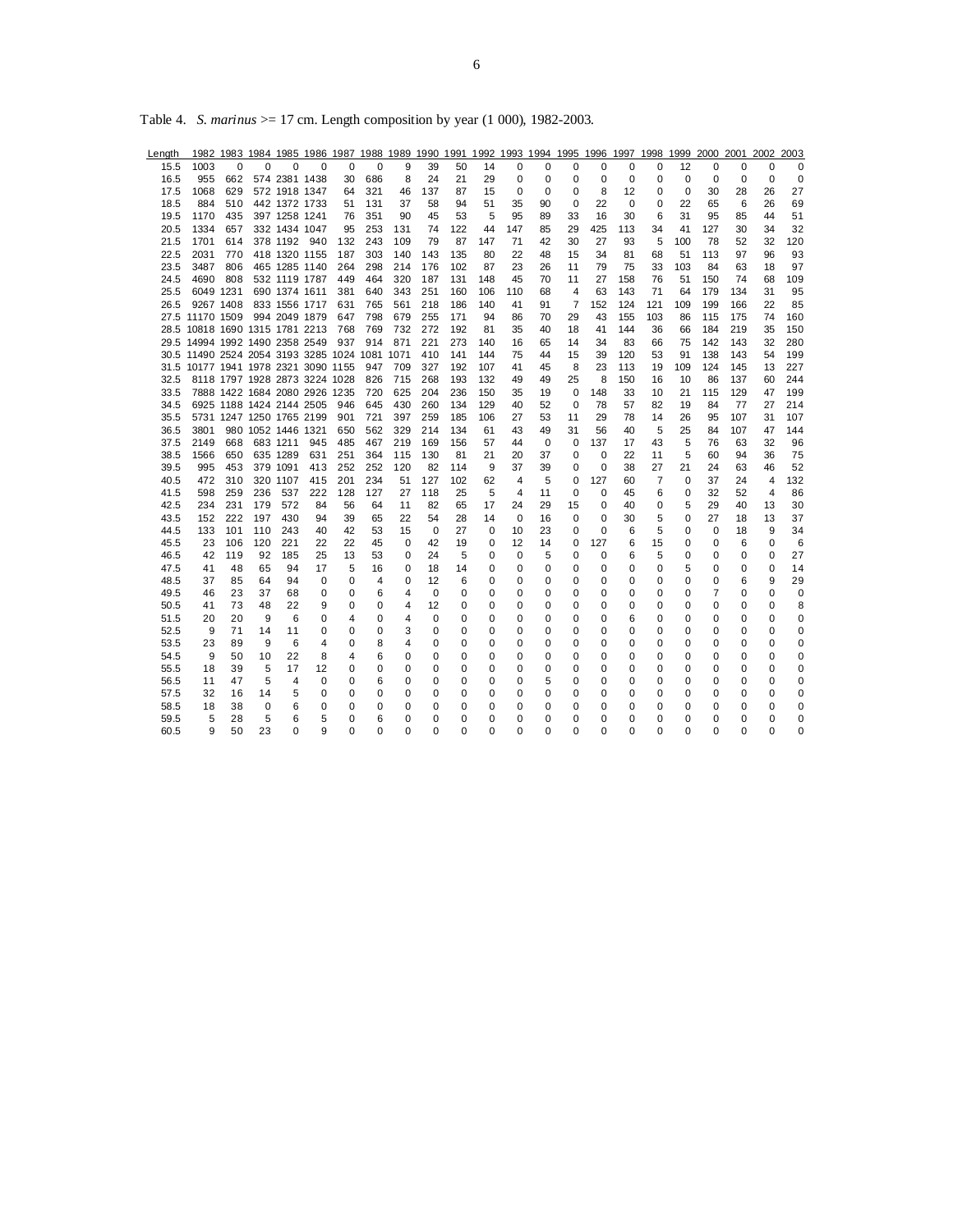Table 4. *S. marinus* >= 17 cm. Length composition by year (1 000), 1982-2003.

| Length | 1982 | 1983 | 1984 | 1985 | 1986 | 1987 | 1988 | 1989 | 1990 | 1991 | 1992 | 1993 | 1994 | 1995 | 1996 | 1997 | 1998 | 1999 | 2000 | 2001 | 2002 | 2003 |
|---|---|---|---|---|---|---|---|---|---|---|---|---|---|---|---|---|---|---|---|---|---|---|
| 15.5 | 1003 | 0 | 0 | 0 | 0 | 0 | 0 | 9 | 39 | 50 | 14 | 0 | 0 | 0 | 0 | 0 | 0 | 12 | 0 | 0 | 0 | 0 |
| 16.5 | 955 | 662 | 574 | 2381 | 1438 | 30 | 686 | 8 | 24 | 21 | 29 | 0 | 0 | 0 | 0 | 0 | 0 | 0 | 0 | 0 | 0 | 0 |
| 17.5 | 1068 | 629 | 572 | 1918 | 1347 | 64 | 321 | 46 | 137 | 87 | 15 | 0 | 0 | 0 | 8 | 12 | 0 | 0 | 30 | 28 | 26 | 27 |
| 18.5 | 884 | 510 | 442 | 1372 | 1733 | 51 | 131 | 37 | 58 | 94 | 51 | 35 | 90 | 0 | 22 | 0 | 0 | 22 | 65 | 6 | 26 | 69 |
| 19.5 | 1170 | 435 | 397 | 1258 | 1241 | 76 | 351 | 90 | 45 | 53 | 5 | 95 | 89 | 33 | 16 | 30 | 6 | 31 | 95 | 85 | 44 | 51 |
| 20.5 | 1334 | 657 | 332 | 1434 | 1047 | 95 | 253 | 131 | 74 | 122 | 44 | 147 | 85 | 29 | 425 | 113 | 34 | 41 | 127 | 30 | 34 | 32 |
| 21.5 | 1701 | 614 | 378 | 1192 | 940 | 132 | 243 | 109 | 79 | 87 | 147 | 71 | 42 | 30 | 27 | 93 | 5 | 100 | 78 | 52 | 32 | 120 |
| 22.5 | 2031 | 770 | 418 | 1320 | 1155 | 187 | 303 | 140 | 143 | 135 | 80 | 22 | 48 | 15 | 34 | 81 | 68 | 51 | 113 | 97 | 96 | 93 |
| 23.5 | 3487 | 806 | 465 | 1285 | 1140 | 264 | 298 | 214 | 176 | 102 | 87 | 23 | 26 | 11 | 79 | 75 | 33 | 103 | 84 | 63 | 18 | 97 |
| 24.5 | 4690 | 808 | 532 | 1119 | 1787 | 449 | 464 | 320 | 187 | 131 | 148 | 45 | 70 | 11 | 27 | 158 | 76 | 51 | 150 | 74 | 68 | 109 |
| 25.5 | 6049 | 1231 | 690 | 1374 | 1611 | 381 | 640 | 343 | 251 | 160 | 106 | 110 | 68 | 4 | 63 | 143 | 71 | 64 | 179 | 134 | 31 | 95 |
| 26.5 | 9267 | 1408 | 833 | 1556 | 1717 | 631 | 765 | 561 | 218 | 186 | 140 | 41 | 91 | 7 | 152 | 124 | 121 | 109 | 199 | 166 | 22 | 85 |
| 27.5 | 11170 | 1509 | 994 | 2049 | 1879 | 647 | 798 | 679 | 255 | 171 | 94 | 86 | 70 | 29 | 43 | 155 | 103 | 86 | 115 | 175 | 74 | 160 |
| 28.5 | 10818 | 1690 | 1315 | 1781 | 2213 | 768 | 769 | 732 | 272 | 192 | 81 | 35 | 40 | 18 | 41 | 144 | 36 | 66 | 184 | 219 | 35 | 150 |
| 29.5 | 14994 | 1992 | 1490 | 2358 | 2549 | 937 | 914 | 871 | 221 | 273 | 140 | 16 | 65 | 14 | 34 | 83 | 66 | 75 | 142 | 143 | 32 | 280 |
| 30.5 | 11490 | 2524 | 2054 | 3193 | 3285 | 1024 | 1081 | 1071 | 410 | 141 | 144 | 75 | 44 | 15 | 39 | 120 | 53 | 91 | 138 | 143 | 54 | 199 |
| 31.5 | 10177 | 1941 | 1978 | 2321 | 3090 | 1155 | 947 | 709 | 327 | 192 | 107 | 41 | 45 | 8 | 23 | 113 | 19 | 109 | 124 | 145 | 13 | 227 |
| 32.5 | 8118 | 1797 | 1928 | 2873 | 3224 | 1028 | 826 | 715 | 268 | 193 | 132 | 49 | 49 | 25 | 8 | 150 | 16 | 10 | 86 | 137 | 60 | 244 |
| 33.5 | 7888 | 1422 | 1684 | 2080 | 2926 | 1235 | 720 | 625 | 204 | 236 | 150 | 35 | 19 | 0 | 148 | 33 | 10 | 21 | 115 | 129 | 47 | 199 |
| 34.5 | 6925 | 1188 | 1424 | 2144 | 2505 | 946 | 645 | 430 | 260 | 134 | 129 | 40 | 52 | 0 | 78 | 57 | 82 | 19 | 84 | 77 | 27 | 214 |
| 35.5 | 5731 | 1247 | 1250 | 1765 | 2199 | 901 | 721 | 397 | 259 | 185 | 106 | 27 | 53 | 11 | 29 | 78 | 14 | 26 | 95 | 107 | 31 | 107 |
| 36.5 | 3801 | 980 | 1052 | 1446 | 1321 | 650 | 562 | 329 | 214 | 134 | 61 | 43 | 49 | 31 | 56 | 40 | 5 | 25 | 84 | 107 | 47 | 144 |
| 37.5 | 2149 | 668 | 683 | 1211 | 945 | 485 | 467 | 219 | 169 | 156 | 57 | 44 | 0 | 0 | 137 | 17 | 43 | 5 | 76 | 63 | 32 | 96 |
| 38.5 | 1566 | 650 | 635 | 1289 | 631 | 251 | 364 | 115 | 130 | 81 | 21 | 20 | 37 | 0 | 0 | 22 | 11 | 5 | 60 | 94 | 36 | 75 |
| 39.5 | 995 | 453 | 379 | 1091 | 413 | 252 | 252 | 120 | 82 | 114 | 9 | 37 | 39 | 0 | 0 | 38 | 27 | 21 | 24 | 63 | 46 | 52 |
| 40.5 | 472 | 310 | 320 | 1107 | 415 | 201 | 234 | 51 | 127 | 102 | 62 | 4 | 5 | 0 | 127 | 60 | 7 | 0 | 37 | 24 | 4 | 132 |
| 41.5 | 598 | 259 | 236 | 537 | 222 | 128 | 127 | 27 | 118 | 25 | 5 | 4 | 11 | 0 | 0 | 45 | 6 | 0 | 32 | 52 | 4 | 86 |
| 42.5 | 234 | 231 | 179 | 572 | 84 | 56 | 64 | 11 | 82 | 65 | 17 | 24 | 29 | 15 | 0 | 40 | 0 | 5 | 29 | 40 | 13 | 30 |
| 43.5 | 152 | 222 | 197 | 430 | 94 | 39 | 65 | 22 | 54 | 28 | 14 | 0 | 16 | 0 | 0 | 30 | 5 | 0 | 27 | 18 | 13 | 37 |
| 44.5 | 133 | 101 | 110 | 243 | 40 | 42 | 53 | 15 | 0 | 27 | 0 | 10 | 23 | 0 | 0 | 6 | 5 | 0 | 0 | 18 | 9 | 34 |
| 45.5 | 23 | 106 | 120 | 221 | 22 | 22 | 45 | 0 | 42 | 19 | 0 | 12 | 14 | 0 | 127 | 6 | 15 | 0 | 0 | 6 | 0 | 6 |
| 46.5 | 42 | 119 | 92 | 185 | 25 | 13 | 53 | 0 | 24 | 5 | 0 | 0 | 5 | 0 | 0 | 6 | 5 | 0 | 0 | 0 | 0 | 27 |
| 47.5 | 41 | 48 | 65 | 94 | 17 | 5 | 16 | 0 | 18 | 14 | 0 | 0 | 0 | 0 | 0 | 0 | 0 | 5 | 0 | 0 | 0 | 14 |
| 48.5 | 37 | 85 | 64 | 94 | 0 | 0 | 4 | 0 | 12 | 6 | 0 | 0 | 0 | 0 | 0 | 0 | 0 | 0 | 0 | 6 | 9 | 29 |
| 49.5 | 46 | 23 | 37 | 68 | 0 | 0 | 6 | 4 | 0 | 0 | 0 | 0 | 0 | 0 | 0 | 0 | 0 | 0 | 7 | 0 | 0 | 0 |
| 50.5 | 41 | 73 | 48 | 22 | 9 | 0 | 0 | 4 | 12 | 0 | 0 | 0 | 0 | 0 | 0 | 0 | 0 | 0 | 0 | 0 | 0 | 8 |
| 51.5 | 20 | 20 | 9 | 6 | 0 | 4 | 0 | 4 | 0 | 0 | 0 | 0 | 0 | 0 | 0 | 6 | 0 | 0 | 0 | 0 | 0 | 0 |
| 52.5 | 9 | 71 | 14 | 11 | 0 | 0 | 0 | 3 | 0 | 0 | 0 | 0 | 0 | 0 | 0 | 0 | 0 | 0 | 0 | 0 | 0 | 0 |
| 53.5 | 23 | 89 | 9 | 6 | 4 | 0 | 8 | 4 | 0 | 0 | 0 | 0 | 0 | 0 | 0 | 0 | 0 | 0 | 0 | 0 | 0 | 0 |
| 54.5 | 9 | 50 | 10 | 22 | 8 | 4 | 6 | 0 | 0 | 0 | 0 | 0 | 0 | 0 | 0 | 0 | 0 | 0 | 0 | 0 | 0 | 0 |
| 55.5 | 18 | 39 | 5 | 17 | 12 | 0 | 0 | 0 | 0 | 0 | 0 | 0 | 0 | 0 | 0 | 0 | 0 | 0 | 0 | 0 | 0 | 0 |
| 56.5 | 11 | 47 | 5 | 4 | 0 | 0 | 6 | 0 | 0 | 0 | 0 | 0 | 5 | 0 | 0 | 0 | 0 | 0 | 0 | 0 | 0 | 0 |
| 57.5 | 32 | 16 | 14 | 5 | 0 | 0 | 0 | 0 | 0 | 0 | 0 | 0 | 0 | 0 | 0 | 0 | 0 | 0 | 0 | 0 | 0 | 0 |
| 58.5 | 18 | 38 | 0 | 6 | 0 | 0 | 0 | 0 | 0 | 0 | 0 | 0 | 0 | 0 | 0 | 0 | 0 | 0 | 0 | 0 | 0 | 0 |
| 59.5 | 5 | 28 | 5 | 6 | 5 | 0 | 6 | 0 | 0 | 0 | 0 | 0 | 0 | 0 | 0 | 0 | 0 | 0 | 0 | 0 | 0 | 0 |
| 60.5 | 9 | 50 | 23 | 0 | 9 | 0 | 0 | 0 | 0 | 0 | 0 | 0 | 0 | 0 | 0 | 0 | 0 | 0 | 0 | 0 | 0 | 0 |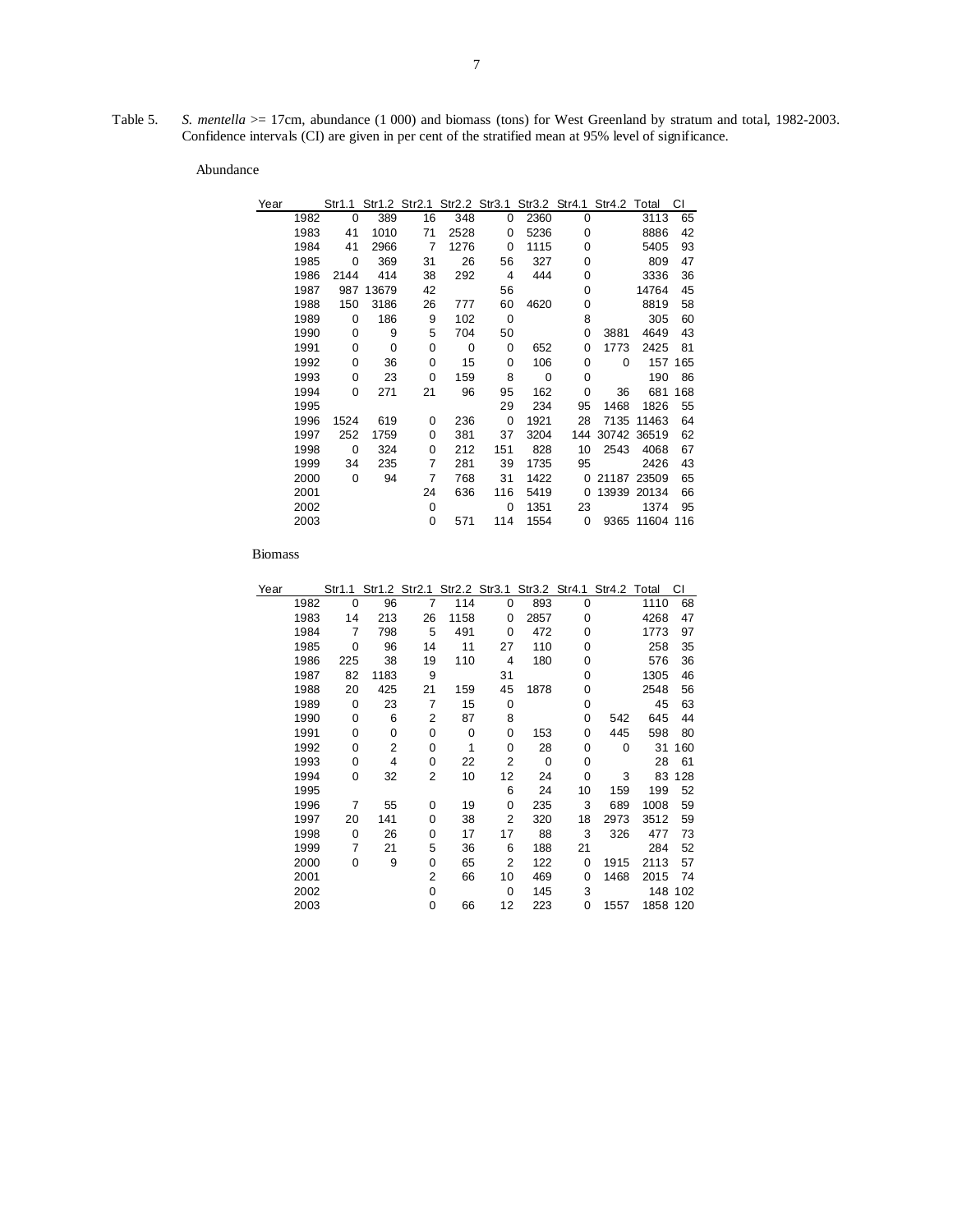Table 5. *S. mentella* >= 17cm, abundance (1 000) and biomass (tons) for West Greenland by stratum and total, 1982-2003. Confidence intervals (CI) are given in per cent of the stratified mean at 95% level of significance.

Abundance

| Year | Str1.1 | Str1.2 | Str2.1 | Str2.2 | Str3.1 | Str3.2 | Str4.1 | Str4.2 | Total | CI |
|---|---|---|---|---|---|---|---|---|---|---|
| 1982 | 0 | 389 | 16 | 348 | 0 | 2360 | 0 | | 3113 | 65 |
| 1983 | 41 | 1010 | 71 | 2528 | 0 | 5236 | 0 | | 8886 | 42 |
| 1984 | 41 | 2966 | 7 | 1276 | 0 | 1115 | 0 | | 5405 | 93 |
| 1985 | 0 | 369 | 31 | 26 | 56 | 327 | 0 | | 809 | 47 |
| 1986 | 2144 | 414 | 38 | 292 | 4 | 444 | 0 | | 3336 | 36 |
| 1987 | 987 | 13679 | 42 | | 56 | | 0 | | 14764 | 45 |
| 1988 | 150 | 3186 | 26 | 777 | 60 | 4620 | 0 | | 8819 | 58 |
| 1989 | 0 | 186 | 9 | 102 | 0 | | 8 | | 305 | 60 |
| 1990 | 0 | 9 | 5 | 704 | 50 | | 0 | 3881 | 4649 | 43 |
| 1991 | 0 | 0 | 0 | 0 | 0 | 652 | 0 | 1773 | 2425 | 81 |
| 1992 | 0 | 36 | 0 | 15 | 0 | 106 | 0 | 0 | 157 | 165 |
| 1993 | 0 | 23 | 0 | 159 | 8 | 0 | 0 | | 190 | 86 |
| 1994 | 0 | 271 | 21 | 96 | 95 | 162 | 0 | 36 | 681 | 168 |
| 1995 | | | | | 29 | 234 | 95 | 1468 | 1826 | 55 |
| 1996 | 1524 | 619 | 0 | 236 | 0 | 1921 | 28 | 7135 | 11463 | 64 |
| 1997 | 252 | 1759 | 0 | 381 | 37 | 3204 | 144 | 30742 | 36519 | 62 |
| 1998 | 0 | 324 | 0 | 212 | 151 | 828 | 10 | 2543 | 4068 | 67 |
| 1999 | 34 | 235 | 7 | 281 | 39 | 1735 | 95 | | 2426 | 43 |
| 2000 | 0 | 94 | 7 | 768 | 31 | 1422 | 0 | 21187 | 23509 | 65 |
| 2001 | | | 24 | 636 | 116 | 5419 | 0 | 13939 | 20134 | 66 |
| 2002 | | | 0 | | 0 | 1351 | 23 | | 1374 | 95 |
| 2003 | | | 0 | 571 | 114 | 1554 | 0 | 9365 | 11604 | 116 |

Biomass

| Year | Str1.1 | Str1.2 | Str2.1 | Str2.2 | Str3.1 | Str3.2 | Str4.1 | Str4.2 | Total | CI |
|---|---|---|---|---|---|---|---|---|---|---|
| 1982 | 0 | 96 | 7 | 114 | 0 | 893 | 0 | | 1110 | 68 |
| 1983 | 14 | 213 | 26 | 1158 | 0 | 2857 | 0 | | 4268 | 47 |
| 1984 | 7 | 798 | 5 | 491 | 0 | 472 | 0 | | 1773 | 97 |
| 1985 | 0 | 96 | 14 | 11 | 27 | 110 | 0 | | 258 | 35 |
| 1986 | 225 | 38 | 19 | 110 | 4 | 180 | 0 | | 576 | 36 |
| 1987 | 82 | 1183 | 9 | | 31 | | 0 | | 1305 | 46 |
| 1988 | 20 | 425 | 21 | 159 | 45 | 1878 | 0 | | 2548 | 56 |
| 1989 | 0 | 23 | 7 | 15 | 0 | | 0 | | 45 | 63 |
| 1990 | 0 | 6 | 2 | 87 | 8 | | 0 | 542 | 645 | 44 |
| 1991 | 0 | 0 | 0 | 0 | 0 | 153 | 0 | 445 | 598 | 80 |
| 1992 | 0 | 2 | 0 | 1 | 0 | 28 | 0 | 0 | 31 | 160 |
| 1993 | 0 | 4 | 0 | 22 | 2 | 0 | 0 | | 28 | 61 |
| 1994 | 0 | 32 | 2 | 10 | 12 | 24 | 0 | 3 | 83 | 128 |
| 1995 | | | | | 6 | 24 | 10 | 159 | 199 | 52 |
| 1996 | 7 | 55 | 0 | 19 | 0 | 235 | 3 | 689 | 1008 | 59 |
| 1997 | 20 | 141 | 0 | 38 | 2 | 320 | 18 | 2973 | 3512 | 59 |
| 1998 | 0 | 26 | 0 | 17 | 17 | 88 | 3 | 326 | 477 | 73 |
| 1999 | 7 | 21 | 5 | 36 | 6 | 188 | 21 | | 284 | 52 |
| 2000 | 0 | 9 | 0 | 65 | 2 | 122 | 0 | 1915 | 2113 | 57 |
| 2001 | | | 2 | 66 | 10 | 469 | 0 | 1468 | 2015 | 74 |
| 2002 | | | 0 | | 0 | 145 | 3 | | 148 | 102 |
| 2003 | | | 0 | 66 | 12 | 223 | 0 | 1557 | 1858 | 120 |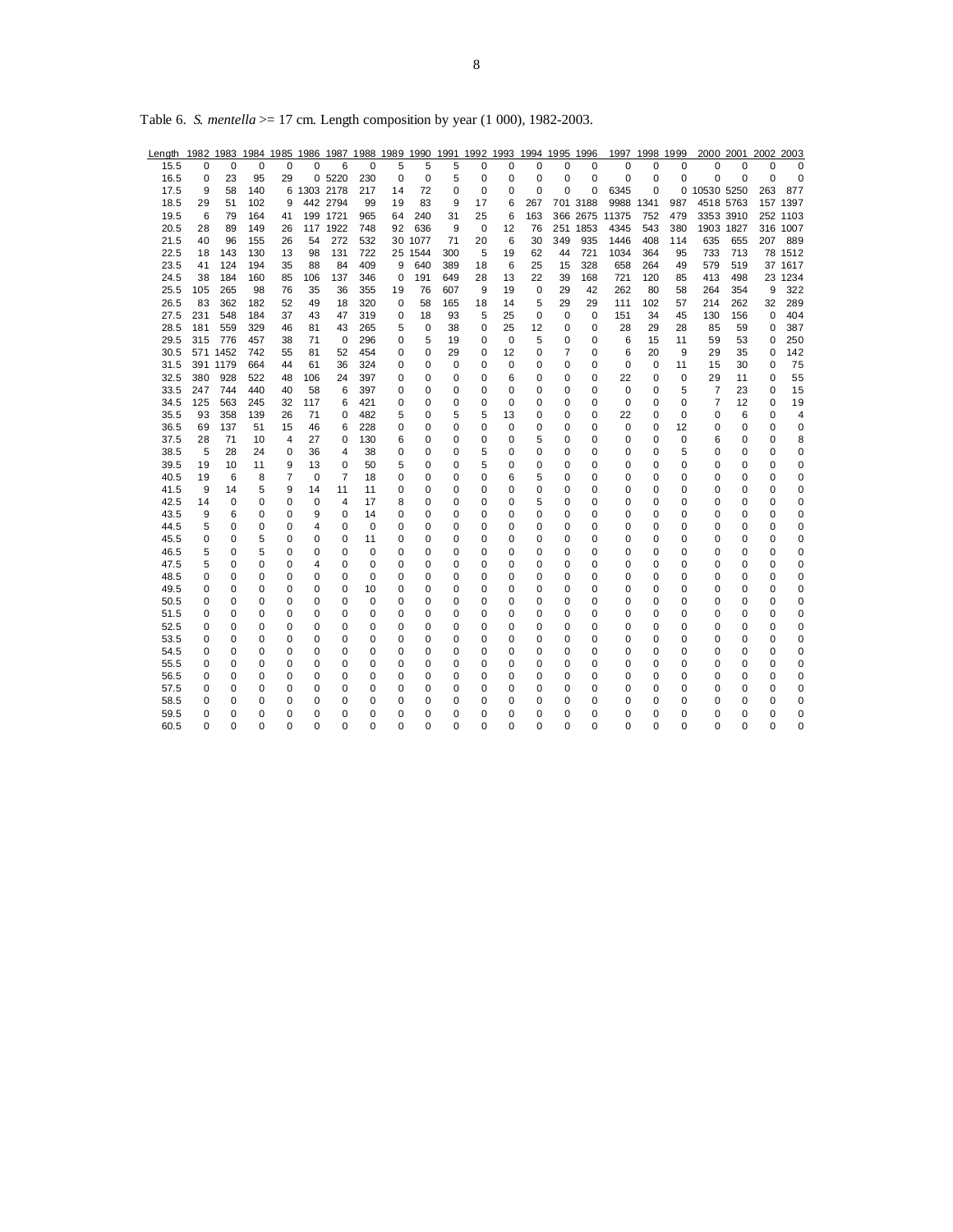Table 6. *S. mentella* >= 17 cm. Length composition by year (1 000), 1982-2003.

| Length | 1982 | 1983 | 1984 | 1985 | 1986 | 1987 | 1988 | 1989 | 1990 | 1991 | 1992 | 1993 | 1994 | 1995 | 1996 | 1997 | 1998 | 1999 | 2000 | 2001 | 2002 | 2003 |
|---|---|---|---|---|---|---|---|---|---|---|---|---|---|---|---|---|---|---|---|---|---|---|
| 15.5 | 0 | 0 | 0 | 0 | 0 | 6 | 0 | 5 | 5 | 5 | 0 | 0 | 0 | 0 | 0 | 0 | 0 | 0 | 0 | 0 | 0 | 0 |
| 16.5 | 0 | 23 | 95 | 29 | 0 | 5220 | 230 | 0 | 0 | 5 | 0 | 0 | 0 | 0 | 0 | 0 | 0 | 0 | 0 | 0 | 0 | 0 |
| 17.5 | 9 | 58 | 140 | 6 | 1303 | 2178 | 217 | 14 | 72 | 0 | 0 | 0 | 0 | 0 | 0 | 6345 | 0 | 0 | 10530 | 5250 | 263 | 877 |
| 18.5 | 29 | 51 | 102 | 9 | 442 | 2794 | 99 | 19 | 83 | 9 | 17 | 6 | 267 | 701 | 3188 | 9988 | 1341 | 987 | 4518 | 5763 | 157 | 1397 |
| 19.5 | 6 | 79 | 164 | 41 | 199 | 1721 | 965 | 64 | 240 | 31 | 25 | 6 | 163 | 366 | 2675 | 11375 | 752 | 479 | 3353 | 3910 | 252 | 1103 |
| 20.5 | 28 | 89 | 149 | 26 | 117 | 1922 | 748 | 92 | 636 | 9 | 0 | 12 | 76 | 251 | 1853 | 4345 | 543 | 380 | 1903 | 1827 | 316 | 1007 |
| 21.5 | 40 | 96 | 155 | 26 | 54 | 272 | 532 | 30 | 1077 | 71 | 20 | 6 | 30 | 349 | 935 | 1446 | 408 | 114 | 635 | 655 | 207 | 889 |
| 22.5 | 18 | 143 | 130 | 13 | 98 | 131 | 722 | 25 | 1544 | 300 | 5 | 19 | 62 | 44 | 721 | 1034 | 364 | 95 | 733 | 713 | 78 | 1512 |
| 23.5 | 41 | 124 | 194 | 35 | 88 | 84 | 409 | 9 | 640 | 389 | 18 | 6 | 25 | 15 | 328 | 658 | 264 | 49 | 579 | 519 | 37 | 1617 |
| 24.5 | 38 | 184 | 160 | 85 | 106 | 137 | 346 | 0 | 191 | 649 | 28 | 13 | 22 | 39 | 168 | 721 | 120 | 85 | 413 | 498 | 23 | 1234 |
| 25.5 | 105 | 265 | 98 | 76 | 35 | 36 | 355 | 19 | 76 | 607 | 9 | 19 | 0 | 29 | 42 | 262 | 80 | 58 | 264 | 354 | 9 | 322 |
| 26.5 | 83 | 362 | 182 | 52 | 49 | 18 | 320 | 0 | 58 | 165 | 18 | 14 | 5 | 29 | 29 | 111 | 102 | 57 | 214 | 262 | 32 | 289 |
| 27.5 | 231 | 548 | 184 | 37 | 43 | 47 | 319 | 0 | 18 | 93 | 5 | 25 | 0 | 0 | 0 | 151 | 34 | 45 | 130 | 156 | 0 | 404 |
| 28.5 | 181 | 559 | 329 | 46 | 81 | 43 | 265 | 5 | 0 | 38 | 0 | 25 | 12 | 0 | 0 | 28 | 29 | 28 | 85 | 59 | 0 | 387 |
| 29.5 | 315 | 776 | 457 | 38 | 71 | 0 | 296 | 0 | 5 | 19 | 0 | 0 | 5 | 0 | 0 | 6 | 15 | 11 | 59 | 53 | 0 | 250 |
| 30.5 | 571 | 1452 | 742 | 55 | 81 | 52 | 454 | 0 | 0 | 29 | 0 | 12 | 0 | 7 | 0 | 6 | 20 | 9 | 29 | 35 | 0 | 142 |
| 31.5 | 391 | 1179 | 664 | 44 | 61 | 36 | 324 | 0 | 0 | 0 | 0 | 0 | 0 | 0 | 0 | 0 | 0 | 11 | 15 | 30 | 0 | 75 |
| 32.5 | 380 | 928 | 522 | 48 | 106 | 24 | 397 | 0 | 0 | 0 | 0 | 6 | 0 | 0 | 0 | 22 | 0 | 0 | 29 | 11 | 0 | 55 |
| 33.5 | 247 | 744 | 440 | 40 | 58 | 6 | 397 | 0 | 0 | 0 | 0 | 0 | 0 | 0 | 0 | 0 | 0 | 5 | 7 | 23 | 0 | 15 |
| 34.5 | 125 | 563 | 245 | 32 | 117 | 6 | 421 | 0 | 0 | 0 | 0 | 0 | 0 | 0 | 0 | 0 | 0 | 0 | 7 | 12 | 0 | 19 |
| 35.5 | 93 | 358 | 139 | 26 | 71 | 0 | 482 | 5 | 0 | 5 | 5 | 13 | 0 | 0 | 0 | 22 | 0 | 0 | 0 | 6 | 0 | 4 |
| 36.5 | 69 | 137 | 51 | 15 | 46 | 6 | 228 | 0 | 0 | 0 | 0 | 0 | 0 | 0 | 0 | 0 | 0 | 12 | 0 | 0 | 0 | 0 |
| 37.5 | 28 | 71 | 10 | 4 | 27 | 0 | 130 | 6 | 0 | 0 | 0 | 0 | 5 | 0 | 0 | 0 | 0 | 0 | 6 | 0 | 0 | 8 |
| 38.5 | 5 | 28 | 24 | 0 | 36 | 4 | 38 | 0 | 0 | 0 | 5 | 0 | 0 | 0 | 0 | 0 | 0 | 5 | 0 | 0 | 0 | 0 |
| 39.5 | 19 | 10 | 11 | 9 | 13 | 0 | 50 | 5 | 0 | 0 | 5 | 0 | 0 | 0 | 0 | 0 | 0 | 0 | 0 | 0 | 0 | 0 |
| 40.5 | 19 | 6 | 8 | 7 | 0 | 7 | 18 | 0 | 0 | 0 | 0 | 6 | 5 | 0 | 0 | 0 | 0 | 0 | 0 | 0 | 0 | 0 |
| 41.5 | 9 | 14 | 5 | 9 | 14 | 11 | 11 | 0 | 0 | 0 | 0 | 0 | 0 | 0 | 0 | 0 | 0 | 0 | 0 | 0 | 0 | 0 |
| 42.5 | 14 | 0 | 0 | 0 | 0 | 4 | 17 | 8 | 0 | 0 | 0 | 0 | 5 | 0 | 0 | 0 | 0 | 0 | 0 | 0 | 0 | 0 |
| 43.5 | 9 | 6 | 0 | 0 | 9 | 0 | 14 | 0 | 0 | 0 | 0 | 0 | 0 | 0 | 0 | 0 | 0 | 0 | 0 | 0 | 0 | 0 |
| 44.5 | 5 | 0 | 0 | 0 | 4 | 0 | 0 | 0 | 0 | 0 | 0 | 0 | 0 | 0 | 0 | 0 | 0 | 0 | 0 | 0 | 0 | 0 |
| 45.5 | 0 | 0 | 5 | 0 | 0 | 0 | 11 | 0 | 0 | 0 | 0 | 0 | 0 | 0 | 0 | 0 | 0 | 0 | 0 | 0 | 0 | 0 |
| 46.5 | 5 | 0 | 5 | 0 | 0 | 0 | 0 | 0 | 0 | 0 | 0 | 0 | 0 | 0 | 0 | 0 | 0 | 0 | 0 | 0 | 0 | 0 |
| 47.5 | 5 | 0 | 0 | 0 | 4 | 0 | 0 | 0 | 0 | 0 | 0 | 0 | 0 | 0 | 0 | 0 | 0 | 0 | 0 | 0 | 0 | 0 |
| 48.5 | 0 | 0 | 0 | 0 | 0 | 0 | 0 | 0 | 0 | 0 | 0 | 0 | 0 | 0 | 0 | 0 | 0 | 0 | 0 | 0 | 0 | 0 |
| 49.5 | 0 | 0 | 0 | 0 | 0 | 0 | 10 | 0 | 0 | 0 | 0 | 0 | 0 | 0 | 0 | 0 | 0 | 0 | 0 | 0 | 0 | 0 |
| 50.5 | 0 | 0 | 0 | 0 | 0 | 0 | 0 | 0 | 0 | 0 | 0 | 0 | 0 | 0 | 0 | 0 | 0 | 0 | 0 | 0 | 0 | 0 |
| 51.5 | 0 | 0 | 0 | 0 | 0 | 0 | 0 | 0 | 0 | 0 | 0 | 0 | 0 | 0 | 0 | 0 | 0 | 0 | 0 | 0 | 0 | 0 |
| 52.5 | 0 | 0 | 0 | 0 | 0 | 0 | 0 | 0 | 0 | 0 | 0 | 0 | 0 | 0 | 0 | 0 | 0 | 0 | 0 | 0 | 0 | 0 |
| 53.5 | 0 | 0 | 0 | 0 | 0 | 0 | 0 | 0 | 0 | 0 | 0 | 0 | 0 | 0 | 0 | 0 | 0 | 0 | 0 | 0 | 0 | 0 |
| 54.5 | 0 | 0 | 0 | 0 | 0 | 0 | 0 | 0 | 0 | 0 | 0 | 0 | 0 | 0 | 0 | 0 | 0 | 0 | 0 | 0 | 0 | 0 |
| 55.5 | 0 | 0 | 0 | 0 | 0 | 0 | 0 | 0 | 0 | 0 | 0 | 0 | 0 | 0 | 0 | 0 | 0 | 0 | 0 | 0 | 0 | 0 |
| 56.5 | 0 | 0 | 0 | 0 | 0 | 0 | 0 | 0 | 0 | 0 | 0 | 0 | 0 | 0 | 0 | 0 | 0 | 0 | 0 | 0 | 0 | 0 |
| 57.5 | 0 | 0 | 0 | 0 | 0 | 0 | 0 | 0 | 0 | 0 | 0 | 0 | 0 | 0 | 0 | 0 | 0 | 0 | 0 | 0 | 0 | 0 |
| 58.5 | 0 | 0 | 0 | 0 | 0 | 0 | 0 | 0 | 0 | 0 | 0 | 0 | 0 | 0 | 0 | 0 | 0 | 0 | 0 | 0 | 0 | 0 |
| 59.5 | 0 | 0 | 0 | 0 | 0 | 0 | 0 | 0 | 0 | 0 | 0 | 0 | 0 | 0 | 0 | 0 | 0 | 0 | 0 | 0 | 0 | 0 |
| 60.5 | 0 | 0 | 0 | 0 | 0 | 0 | 0 | 0 | 0 | 0 | 0 | 0 | 0 | 0 | 0 | 0 | 0 | 0 | 0 | 0 | 0 | 0 |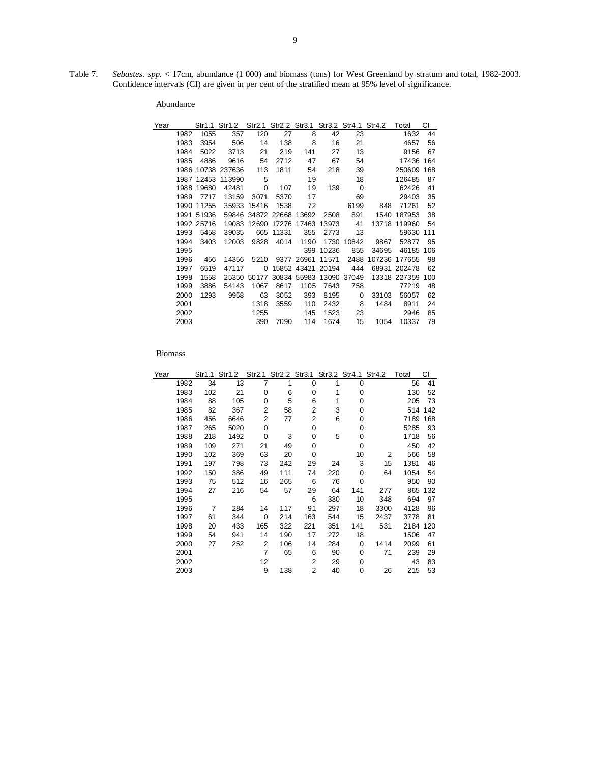Table 7. *Sebastes. spp.* < 17cm, abundance (1 000) and biomass (tons) for West Greenland by stratum and total, 1982-2003. Confidence intervals (CI) are given in per cent of the stratified mean at 95% level of significance.

Abundance

| Year | Str1.1 | Str1.2 | Str2.1 | Str2.2 | Str3.1 | Str3.2 | Str4.1 | Str4.2 | Total | CI |
|---|---|---|---|---|---|---|---|---|---|---|
| 1982 | 1055 | 357 | 120 | 27 | 8 | 42 | 23 | | 1632 | 44 |
| 1983 | 3954 | 506 | 14 | 138 | 8 | 16 | 21 | | 4657 | 56 |
| 1984 | 5022 | 3713 | 21 | 219 | 141 | 27 | 13 | | 9156 | 67 |
| 1985 | 4886 | 9616 | 54 | 2712 | 47 | 67 | 54 | | 17436 | 164 |
| 1986 | 10738 | 237636 | 113 | 1811 | 54 | 218 | 39 | | 250609 | 168 |
| 1987 | 12453 | 113990 | 5 | | 19 | | 18 | | 126485 | 87 |
| 1988 | 19680 | 42481 | 0 | 107 | 19 | 139 | 0 | | 62426 | 41 |
| 1989 | 7717 | 13159 | 3071 | 5370 | 17 | | 69 | | 29403 | 35 |
| 1990 | 11255 | 35933 | 15416 | 1538 | 72 | | 6199 | 848 | 71261 | 52 |
| 1991 | 51936 | 59846 | 34872 | 22668 | 13692 | 2508 | 891 | 1540 | 187953 | 38 |
| 1992 | 25716 | 19083 | 12690 | 17276 | 17463 | 13973 | 41 | 13718 | 119960 | 54 |
| 1993 | 5458 | 39035 | 665 | 11331 | 355 | 2773 | 13 | | 59630 | 111 |
| 1994 | 3403 | 12003 | 9828 | 4014 | 1190 | 1730 | 10842 | 9867 | 52877 | 95 |
| 1995 | | | | | 399 | 10236 | 855 | 34695 | 46185 | 106 |
| 1996 | 456 | 14356 | 5210 | 9377 | 26961 | 11571 | 2488 | 107236 | 177655 | 98 |
| 1997 | 6519 | 47117 | 0 | 15852 | 43421 | 20194 | 444 | 68931 | 202478 | 62 |
| 1998 | 1558 | 25350 | 50177 | 30834 | 55983 | 13090 | 37049 | 13318 | 227359 | 100 |
| 1999 | 3886 | 54143 | 1067 | 8617 | 1105 | 7643 | 758 | | 77219 | 48 |
| 2000 | 1293 | 9958 | 63 | 3052 | 393 | 8195 | 0 | 33103 | 56057 | 62 |
| 2001 | | | 1318 | 3559 | 110 | 2432 | 8 | 1484 | 8911 | 24 |
| 2002 | | | 1255 | | 145 | 1523 | 23 | | 2946 | 85 |
| 2003 | | | 390 | 7090 | 114 | 1674 | 15 | 1054 | 10337 | 79 |

Biomass

| Year | Str1.1 | Str1.2 | Str2.1 | Str2.2 | Str3.1 | Str3.2 | Str4.1 | Str4.2 | Total | CI |
|---|---|---|---|---|---|---|---|---|---|---|
| 1982 | 34 | 13 | 7 | 1 | 0 | 1 | 0 | | 56 | 41 |
| 1983 | 102 | 21 | 0 | 6 | 0 | 1 | 0 | | 130 | 52 |
| 1984 | 88 | 105 | 0 | 5 | 6 | 1 | 0 | | 205 | 73 |
| 1985 | 82 | 367 | 2 | 58 | 2 | 3 | 0 | | 514 | 142 |
| 1986 | 456 | 6646 | 2 | 77 | 2 | 6 | 0 | | 7189 | 168 |
| 1987 | 265 | 5020 | 0 | | 0 | | 0 | | 5285 | 93 |
| 1988 | 218 | 1492 | 0 | 3 | 0 | 5 | 0 | | 1718 | 56 |
| 1989 | 109 | 271 | 21 | 49 | 0 | | 0 | | 450 | 42 |
| 1990 | 102 | 369 | 63 | 20 | 0 | | 10 | 2 | 566 | 58 |
| 1991 | 197 | 798 | 73 | 242 | 29 | 24 | 3 | 15 | 1381 | 46 |
| 1992 | 150 | 386 | 49 | 111 | 74 | 220 | 0 | 64 | 1054 | 54 |
| 1993 | 75 | 512 | 16 | 265 | 6 | 76 | 0 | | 950 | 90 |
| 1994 | 27 | 216 | 54 | 57 | 29 | 64 | 141 | 277 | 865 | 132 |
| 1995 | | | | | 6 | 330 | 10 | 348 | 694 | 97 |
| 1996 | 7 | 284 | 14 | 117 | 91 | 297 | 18 | 3300 | 4128 | 96 |
| 1997 | 61 | 344 | 0 | 214 | 163 | 544 | 15 | 2437 | 3778 | 81 |
| 1998 | 20 | 433 | 165 | 322 | 221 | 351 | 141 | 531 | 2184 | 120 |
| 1999 | 54 | 941 | 14 | 190 | 17 | 272 | 18 | | 1506 | 47 |
| 2000 | 27 | 252 | 2 | 106 | 14 | 284 | 0 | 1414 | 2099 | 61 |
| 2001 | | | 7 | 65 | 6 | 90 | 0 | 71 | 239 | 29 |
| 2002 | | | 12 | | 2 | 29 | 0 | | 43 | 83 |
| 2003 | | | 9 | 138 | 2 | 40 | 0 | 26 | 215 | 53 |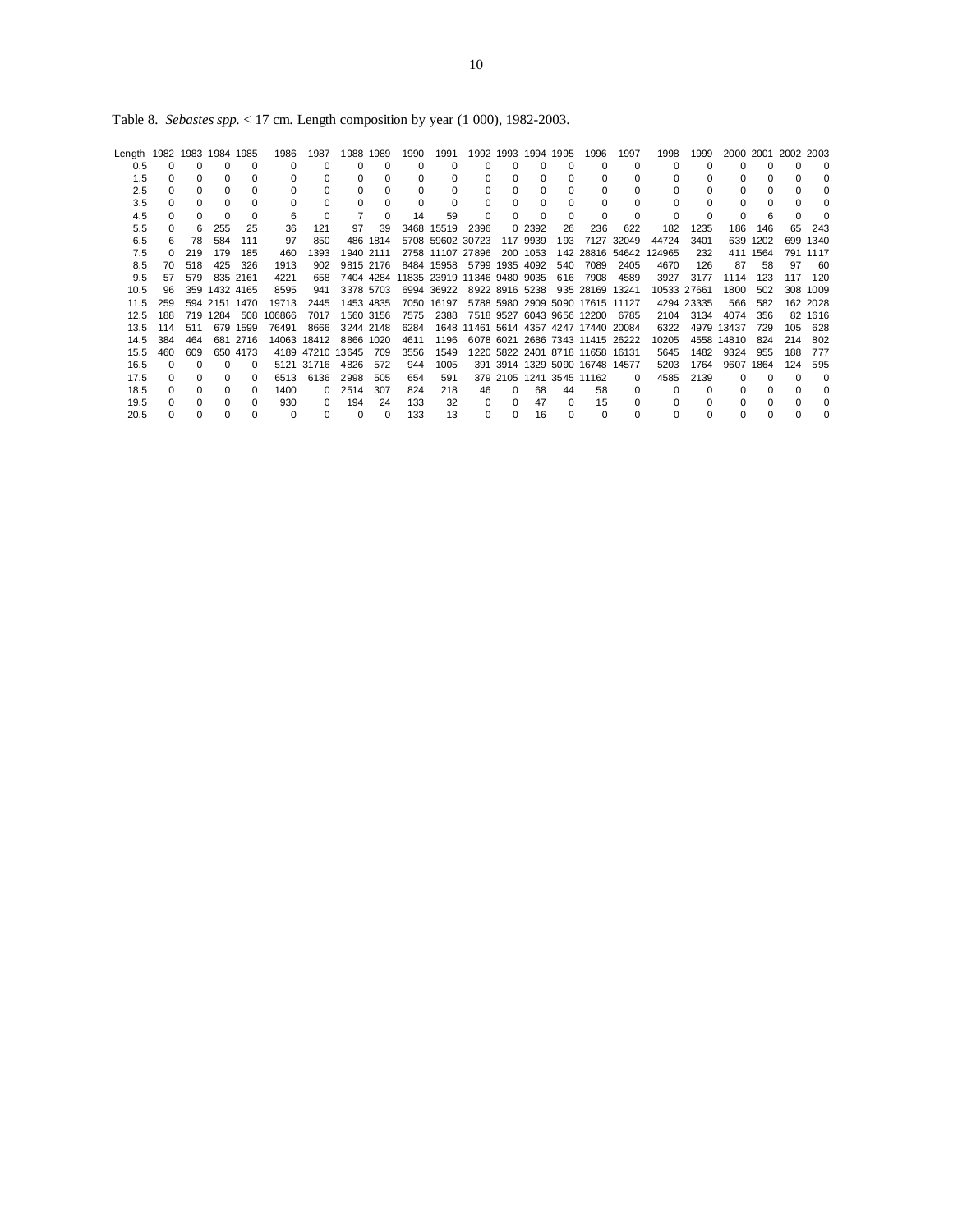Table 8. *Sebastes spp.* < 17 cm. Length composition by year (1 000), 1982-2003.

| Length | 1982 | 1983 | 1984 | 1985 | 1986 | 1987 | 1988 | 1989 | 1990 | 1991 | 1992 | 1993 | 1994 | 1995 | 1996 | 1997 | 1998 | 1999 | 2000 | 2001 | 2002 | 2003 |
|---|---|---|---|---|---|---|---|---|---|---|---|---|---|---|---|---|---|---|---|---|---|---|
| 0.5 | 0 | 0 | 0 | 0 | 0 | 0 | 0 | 0 | 0 | 0 | 0 | 0 | 0 | 0 | 0 | 0 | 0 | 0 | 0 | 0 | 0 | 0 |
| 1.5 | 0 | 0 | 0 | 0 | 0 | 0 | 0 | 0 | 0 | 0 | 0 | 0 | 0 | 0 | 0 | 0 | 0 | 0 | 0 | 0 | 0 | 0 |
| 2.5 | 0 | 0 | 0 | 0 | 0 | 0 | 0 | 0 | 0 | 0 | 0 | 0 | 0 | 0 | 0 | 0 | 0 | 0 | 0 | 0 | 0 | 0 |
| 3.5 | 0 | 0 | 0 | 0 | 0 | 0 | 0 | 0 | 0 | 0 | 0 | 0 | 0 | 0 | 0 | 0 | 0 | 0 | 0 | 0 | 0 | 0 |
| 4.5 | 0 | 0 | 0 | 0 | 6 | 0 | 7 | 0 | 14 | 59 | 0 | 0 | 0 | 0 | 0 | 0 | 0 | 0 | 0 | 6 | 0 | 0 |
| 5.5 | 0 | 6 | 255 | 25 | 36 | 121 | 97 | 39 | 3468 | 15519 | 2396 | 0 | 2392 | 26 | 236 | 622 | 182 | 1235 | 186 | 146 | 65 | 243 |
| 6.5 | 6 | 78 | 584 | 111 | 97 | 850 | 486 | 1814 | 5708 | 59602 | 30723 | 117 | 9939 | 193 | 7127 | 32049 | 44724 | 3401 | 639 | 1202 | 699 | 1340 |
| 7.5 | 0 | 219 | 179 | 185 | 460 | 1393 | 1940 | 2111 | 2758 | 11107 | 27896 | 200 | 1053 | 142 | 28816 | 54642 | 124965 | 232 | 411 | 1564 | 791 | 1117 |
| 8.5 | 70 | 518 | 425 | 326 | 1913 | 902 | 9815 | 2176 | 8484 | 15958 | 5799 | 1935 | 4092 | 540 | 7089 | 2405 | 4670 | 126 | 87 | 58 | 97 | 60 |
| 9.5 | 57 | 579 | 835 | 2161 | 4221 | 658 | 7404 | 4284 | 11835 | 23919 | 11346 | 9480 | 9035 | 616 | 7908 | 4589 | 3927 | 3177 | 1114 | 123 | 117 | 120 |
| 10.5 | 96 | 359 | 1432 | 4165 | 8595 | 941 | 3378 | 5703 | 6994 | 36922 | 8922 | 8916 | 5238 | 935 | 28169 | 13241 | 10533 | 27661 | 1800 | 502 | 308 | 1009 |
| 11.5 | 259 | 594 | 2151 | 1470 | 19713 | 2445 | 1453 | 4835 | 7050 | 16197 | 5788 | 5980 | 2909 | 5090 | 17615 | 11127 | 4294 | 23335 | 566 | 582 | 162 | 2028 |
| 12.5 | 188 | 719 | 1284 | 508 | 106866 | 7017 | 1560 | 3156 | 7575 | 2388 | 7518 | 9527 | 6043 | 9656 | 12200 | 6785 | 2104 | 3134 | 4074 | 356 | 82 | 1616 |
| 13.5 | 114 | 511 | 679 | 1599 | 76491 | 8666 | 3244 | 2148 | 6284 | 1648 | 11461 | 5614 | 4357 | 4247 | 17440 | 20084 | 6322 | 4979 | 13437 | 729 | 105 | 628 |
| 14.5 | 384 | 464 | 681 | 2716 | 14063 | 18412 | 8866 | 1020 | 4611 | 1196 | 6078 | 6021 | 2686 | 7343 | 11415 | 26222 | 10205 | 4558 | 14810 | 824 | 214 | 802 |
| 15.5 | 460 | 609 | 650 | 4173 | 4189 | 47210 | 13645 | 709 | 3556 | 1549 | 1220 | 5822 | 2401 | 8718 | 11658 | 16131 | 5645 | 1482 | 9324 | 955 | 188 | 777 |
| 16.5 | 0 | 0 | 0 | 0 | 5121 | 31716 | 4826 | 572 | 944 | 1005 | 391 | 3914 | 1329 | 5090 | 16748 | 14577 | 5203 | 1764 | 9607 | 1864 | 124 | 595 |
| 17.5 | 0 | 0 | 0 | 0 | 6513 | 6136 | 2998 | 505 | 654 | 591 | 379 | 2105 | 1241 | 3545 | 11162 | 0 | 4585 | 2139 | 0 | 0 | 0 | 0 |
| 18.5 | 0 | 0 | 0 | 0 | 1400 | 0 | 2514 | 307 | 824 | 218 | 46 | 0 | 68 | 44 | 58 | 0 | 0 | 0 | 0 | 0 | 0 | 0 |
| 19.5 | 0 | 0 | 0 | 0 | 930 | 0 | 194 | 24 | 133 | 32 | 0 | 0 | 47 | 0 | 15 | 0 | 0 | 0 | 0 | 0 | 0 | 0 |
| 20.5 | 0 | 0 | 0 | 0 | 0 | 0 | 0 | 0 | 133 | 13 | 0 | 0 | 16 | 0 | 0 | 0 | 0 | 0 | 0 | 0 | 0 | 0 |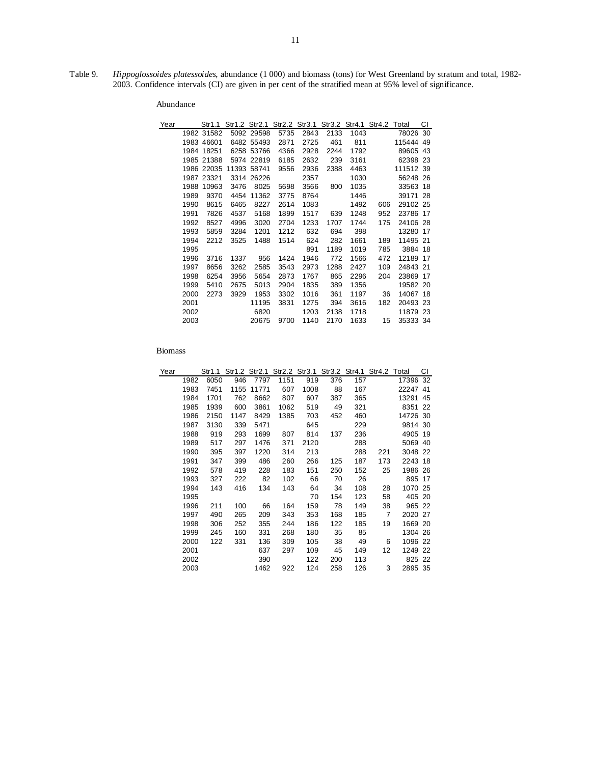Table 9. *Hippoglossoides platessoides*, abundance (1 000) and biomass (tons) for West Greenland by stratum and total, 1982-2003. Confidence intervals (CI) are given in per cent of the stratified mean at 95% level of significance.

Abundance

| Year | Str1.1 | Str1.2 | Str2.1 | Str2.2 | Str3.1 | Str3.2 | Str4.1 | Str4.2 | Total | CI |
|---|---|---|---|---|---|---|---|---|---|---|
| 1982 | 31582 | 5092 | 29598 | 5735 | 2843 | 2133 | 1043 | | 78026 | 30 |
| 1983 | 46601 | 6482 | 55493 | 2871 | 2725 | 461 | 811 | | 115444 | 49 |
| 1984 | 18251 | 6258 | 53766 | 4366 | 2928 | 2244 | 1792 | | 89605 | 43 |
| 1985 | 21388 | 5974 | 22819 | 6185 | 2632 | 239 | 3161 | | 62398 | 23 |
| 1986 | 22035 | 11393 | 58741 | 9556 | 2936 | 2388 | 4463 | | 111512 | 39 |
| 1987 | 23321 | 3314 | 26226 | | 2357 | | 1030 | | 56248 | 26 |
| 1988 | 10963 | 3476 | 8025 | 5698 | 3566 | 800 | 1035 | | 33563 | 18 |
| 1989 | 9370 | 4454 | 11362 | 3775 | 8764 | | 1446 | | 39171 | 28 |
| 1990 | 8615 | 6465 | 8227 | 2614 | 1083 | | 1492 | 606 | 29102 | 25 |
| 1991 | 7826 | 4537 | 5168 | 1899 | 1517 | 639 | 1248 | 952 | 23786 | 17 |
| 1992 | 8527 | 4996 | 3020 | 2704 | 1233 | 1707 | 1744 | 175 | 24106 | 28 |
| 1993 | 5859 | 3284 | 1201 | 1212 | 632 | 694 | 398 | | 13280 | 17 |
| 1994 | 2212 | 3525 | 1488 | 1514 | 624 | 282 | 1661 | 189 | 11495 | 21 |
| 1995 | | | | | 891 | 1189 | 1019 | 785 | 3884 | 18 |
| 1996 | 3716 | 1337 | 956 | 1424 | 1946 | 772 | 1566 | 472 | 12189 | 17 |
| 1997 | 8656 | 3262 | 2585 | 3543 | 2973 | 1288 | 2427 | 109 | 24843 | 21 |
| 1998 | 6254 | 3956 | 5654 | 2873 | 1767 | 865 | 2296 | 204 | 23869 | 17 |
| 1999 | 5410 | 2675 | 5013 | 2904 | 1835 | 389 | 1356 | | 19582 | 20 |
| 2000 | 2273 | 3929 | 1953 | 3302 | 1016 | 361 | 1197 | 36 | 14067 | 18 |
| 2001 | | | 11195 | 3831 | 1275 | 394 | 3616 | 182 | 20493 | 23 |
| 2002 | | | 6820 | | 1203 | 2138 | 1718 | | 11879 | 23 |
| 2003 | | | 20675 | 9700 | 1140 | 2170 | 1633 | 15 | 35333 | 34 |

Biomass

| Year | Str1.1 | Str1.2 | Str2.1 | Str2.2 | Str3.1 | Str3.2 | Str4.1 | Str4.2 | Total | CI |
|---|---|---|---|---|---|---|---|---|---|---|
| 1982 | 6050 | 946 | 7797 | 1151 | 919 | 376 | 157 | | 17396 | 32 |
| 1983 | 7451 | 1155 | 11771 | 607 | 1008 | 88 | 167 | | 22247 | 41 |
| 1984 | 1701 | 762 | 8662 | 807 | 607 | 387 | 365 | | 13291 | 45 |
| 1985 | 1939 | 600 | 3861 | 1062 | 519 | 49 | 321 | | 8351 | 22 |
| 1986 | 2150 | 1147 | 8429 | 1385 | 703 | 452 | 460 | | 14726 | 30 |
| 1987 | 3130 | 339 | 5471 | | 645 | | 229 | | 9814 | 30 |
| 1988 | 919 | 293 | 1699 | 807 | 814 | 137 | 236 | | 4905 | 19 |
| 1989 | 517 | 297 | 1476 | 371 | 2120 | | 288 | | 5069 | 40 |
| 1990 | 395 | 397 | 1220 | 314 | 213 | | 288 | 221 | 3048 | 22 |
| 1991 | 347 | 399 | 486 | 260 | 266 | 125 | 187 | 173 | 2243 | 18 |
| 1992 | 578 | 419 | 228 | 183 | 151 | 250 | 152 | 25 | 1986 | 26 |
| 1993 | 327 | 222 | 82 | 102 | 66 | 70 | 26 | | 895 | 17 |
| 1994 | 143 | 416 | 134 | 143 | 64 | 34 | 108 | 28 | 1070 | 25 |
| 1995 | | | | | 70 | 154 | 123 | 58 | 405 | 20 |
| 1996 | 211 | 100 | 66 | 164 | 159 | 78 | 149 | 38 | 965 | 22 |
| 1997 | 490 | 265 | 209 | 343 | 353 | 168 | 185 | 7 | 2020 | 27 |
| 1998 | 306 | 252 | 355 | 244 | 186 | 122 | 185 | 19 | 1669 | 20 |
| 1999 | 245 | 160 | 331 | 268 | 180 | 35 | 85 | | 1304 | 26 |
| 2000 | 122 | 331 | 136 | 309 | 105 | 38 | 49 | 6 | 1096 | 22 |
| 2001 | | | 637 | 297 | 109 | 45 | 149 | 12 | 1249 | 22 |
| 2002 | | | 390 | | 122 | 200 | 113 | | 825 | 22 |
| 2003 | | | 1462 | 922 | 124 | 258 | 126 | 3 | 2895 | 35 |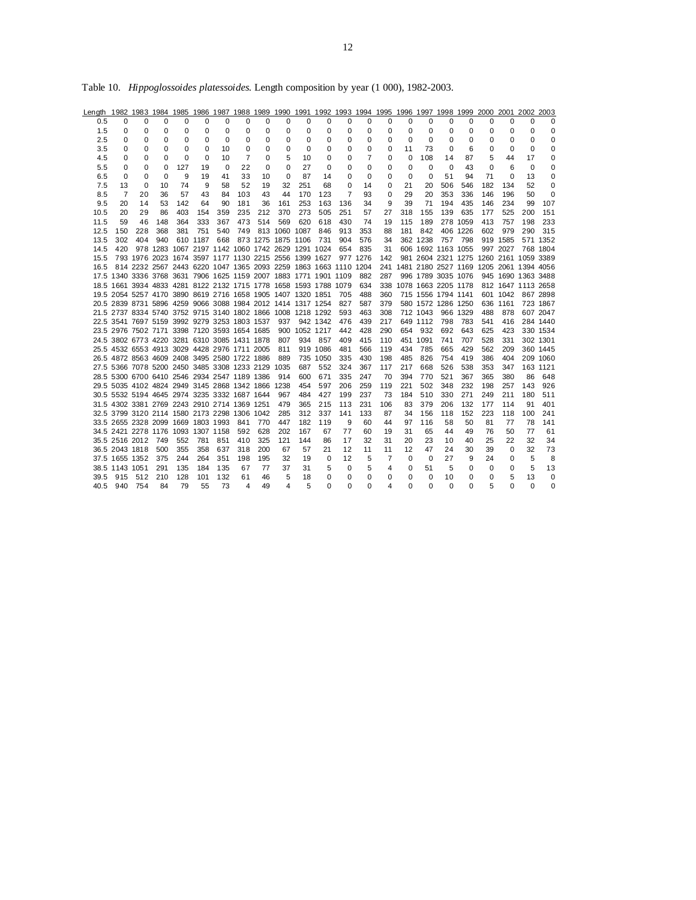Table 10. *Hippoglossoides platessoides*. Length composition by year (1 000), 1982-2003.

| Length | 1982 | 1983 | 1984 | 1985 | 1986 | 1987 | 1988 | 1989 | 1990 | 1991 | 1992 | 1993 | 1994 | 1995 | 1996 | 1997 | 1998 | 1999 | 2000 | 2001 | 2002 | 2003 |
|---|---|---|---|---|---|---|---|---|---|---|---|---|---|---|---|---|---|---|---|---|---|---|
| 0.5 | 0 | 0 | 0 | 0 | 0 | 0 | 0 | 0 | 0 | 0 | 0 | 0 | 0 | 0 | 0 | 0 | 0 | 0 | 0 | 0 | 0 | 0 |
| 1.5 | 0 | 0 | 0 | 0 | 0 | 0 | 0 | 0 | 0 | 0 | 0 | 0 | 0 | 0 | 0 | 0 | 0 | 0 | 0 | 0 | 0 | 0 |
| 2.5 | 0 | 0 | 0 | 0 | 0 | 0 | 0 | 0 | 0 | 0 | 0 | 0 | 0 | 0 | 0 | 0 | 0 | 0 | 0 | 0 | 0 | 0 |
| 3.5 | 0 | 0 | 0 | 0 | 0 | 10 | 0 | 0 | 0 | 0 | 0 | 0 | 0 | 0 | 11 | 73 | 0 | 6 | 0 | 0 | 0 | 0 |
| 4.5 | 0 | 0 | 0 | 0 | 0 | 10 | 7 | 0 | 5 | 10 | 0 | 0 | 7 | 0 | 0 | 108 | 14 | 87 | 5 | 44 | 17 | 0 |
| 5.5 | 0 | 0 | 0 | 127 | 19 | 0 | 22 | 0 | 0 | 27 | 0 | 0 | 0 | 0 | 0 | 0 | 0 | 43 | 0 | 6 | 0 | 0 |
| 6.5 | 0 | 0 | 0 | 9 | 19 | 41 | 33 | 10 | 0 | 87 | 14 | 0 | 0 | 0 | 0 | 0 | 51 | 94 | 71 | 0 | 13 | 0 |
| 7.5 | 13 | 0 | 10 | 74 | 9 | 58 | 52 | 19 | 32 | 251 | 68 | 0 | 14 | 0 | 21 | 20 | 506 | 546 | 182 | 134 | 52 | 0 |
| 8.5 | 7 | 20 | 36 | 57 | 43 | 84 | 103 | 43 | 44 | 170 | 123 | 7 | 93 | 0 | 29 | 20 | 353 | 336 | 146 | 196 | 50 | 0 |
| 9.5 | 20 | 14 | 53 | 142 | 64 | 90 | 181 | 36 | 161 | 253 | 163 | 136 | 34 | 9 | 39 | 71 | 194 | 435 | 146 | 234 | 99 | 107 |
| 10.5 | 20 | 29 | 86 | 403 | 154 | 359 | 235 | 212 | 370 | 273 | 505 | 251 | 57 | 27 | 318 | 155 | 139 | 635 | 177 | 525 | 200 | 151 |
| 11.5 | 59 | 46 | 148 | 364 | 333 | 367 | 473 | 514 | 569 | 620 | 618 | 430 | 74 | 19 | 115 | 189 | 278 | 1059 | 413 | 757 | 198 | 233 |
| 12.5 | 150 | 228 | 368 | 381 | 751 | 540 | 749 | 813 | 1060 | 1087 | 846 | 913 | 353 | 88 | 181 | 842 | 406 | 1226 | 602 | 979 | 290 | 315 |
| 13.5 | 302 | 404 | 940 | 610 | 1187 | 668 | 873 | 1275 | 1875 | 1106 | 731 | 904 | 576 | 34 | 362 | 1238 | 757 | 798 | 919 | 1585 | 571 | 1352 |
| 14.5 | 420 | 978 | 1283 | 1067 | 2197 | 1142 | 1060 | 1742 | 2629 | 1291 | 1024 | 654 | 835 | 31 | 606 | 1692 | 1163 | 1055 | 997 | 2027 | 768 | 1804 |
| 15.5 | 793 | 1976 | 2023 | 1674 | 3597 | 1177 | 1130 | 2215 | 2556 | 1399 | 1627 | 977 | 1276 | 142 | 981 | 2604 | 2321 | 1275 | 1260 | 2161 | 1059 | 3389 |
| 16.5 | 814 | 2232 | 2567 | 2443 | 6220 | 1047 | 1365 | 2093 | 2259 | 1863 | 1663 | 1110 | 1204 | 241 | 1481 | 2180 | 2527 | 1169 | 1205 | 2061 | 1394 | 4056 |
| 17.5 | 1340 | 3336 | 3768 | 3631 | 7906 | 1625 | 1159 | 2007 | 1883 | 1771 | 1901 | 1109 | 882 | 287 | 996 | 1789 | 3035 | 1076 | 945 | 1690 | 1363 | 3488 |
| 18.5 | 1661 | 3934 | 4833 | 4281 | 8122 | 2132 | 1715 | 1778 | 1658 | 1593 | 1788 | 1079 | 634 | 338 | 1078 | 1663 | 2205 | 1178 | 812 | 1647 | 1113 | 2658 |
| 19.5 | 2054 | 5257 | 4170 | 3890 | 8619 | 2716 | 1658 | 1905 | 1407 | 1320 | 1851 | 705 | 488 | 360 | 715 | 1556 | 1794 | 1141 | 601 | 1042 | 867 | 2898 |
| 20.5 | 2839 | 8731 | 5896 | 4259 | 9066 | 3088 | 1984 | 2012 | 1414 | 1317 | 1254 | 827 | 587 | 379 | 580 | 1572 | 1286 | 1250 | 636 | 1161 | 723 | 1867 |
| 21.5 | 2737 | 8334 | 5740 | 3752 | 9715 | 3140 | 1802 | 1866 | 1008 | 1218 | 1292 | 593 | 463 | 308 | 712 | 1043 | 966 | 1329 | 488 | 878 | 607 | 2047 |
| 22.5 | 3541 | 7697 | 5159 | 3992 | 9279 | 3253 | 1803 | 1537 | 937 | 942 | 1342 | 476 | 439 | 217 | 649 | 1112 | 798 | 783 | 541 | 416 | 284 | 1440 |
| 23.5 | 2976 | 7502 | 7171 | 3398 | 7120 | 3593 | 1654 | 1685 | 900 | 1052 | 1217 | 442 | 428 | 290 | 654 | 932 | 692 | 643 | 625 | 423 | 330 | 1534 |
| 24.5 | 3802 | 6773 | 4220 | 3281 | 6310 | 3085 | 1431 | 1878 | 807 | 934 | 857 | 409 | 415 | 110 | 451 | 1091 | 741 | 707 | 528 | 331 | 302 | 1301 |
| 25.5 | 4532 | 6553 | 4913 | 3029 | 4428 | 2976 | 1711 | 2005 | 811 | 919 | 1086 | 481 | 566 | 119 | 434 | 785 | 665 | 429 | 562 | 209 | 360 | 1445 |
| 26.5 | 4872 | 8563 | 4609 | 2408 | 3495 | 2580 | 1722 | 1886 | 889 | 735 | 1050 | 335 | 430 | 198 | 485 | 826 | 754 | 419 | 386 | 404 | 209 | 1060 |
| 27.5 | 5366 | 7078 | 5200 | 2450 | 3485 | 3308 | 1233 | 2129 | 1035 | 687 | 552 | 324 | 367 | 117 | 217 | 668 | 526 | 538 | 353 | 347 | 163 | 1121 |
| 28.5 | 5300 | 6700 | 6410 | 2546 | 2934 | 2547 | 1189 | 1386 | 914 | 600 | 671 | 335 | 247 | 70 | 394 | 770 | 521 | 367 | 365 | 380 | 86 | 648 |
| 29.5 | 5035 | 4102 | 4824 | 2949 | 3145 | 2868 | 1342 | 1866 | 1238 | 454 | 597 | 206 | 259 | 119 | 221 | 502 | 348 | 232 | 198 | 257 | 143 | 926 |
| 30.5 | 5532 | 5194 | 4645 | 2974 | 3235 | 3332 | 1687 | 1644 | 967 | 484 | 427 | 199 | 237 | 73 | 184 | 510 | 330 | 271 | 249 | 211 | 180 | 511 |
| 31.5 | 4302 | 3381 | 2769 | 2243 | 2910 | 2714 | 1369 | 1251 | 479 | 365 | 215 | 113 | 231 | 106 | 83 | 379 | 206 | 132 | 177 | 114 | 91 | 401 |
| 32.5 | 3799 | 3120 | 2114 | 1580 | 2173 | 2298 | 1306 | 1042 | 285 | 312 | 337 | 141 | 133 | 87 | 34 | 156 | 118 | 152 | 223 | 118 | 100 | 241 |
| 33.5 | 2655 | 2328 | 2099 | 1669 | 1803 | 1993 | 841 | 770 | 447 | 182 | 119 | 9 | 60 | 44 | 97 | 116 | 58 | 50 | 81 | 77 | 78 | 141 |
| 34.5 | 2421 | 2278 | 1176 | 1093 | 1307 | 1158 | 592 | 628 | 202 | 167 | 67 | 77 | 60 | 19 | 31 | 65 | 44 | 49 | 76 | 50 | 77 | 61 |
| 35.5 | 2516 | 2012 | 749 | 552 | 781 | 851 | 410 | 325 | 121 | 144 | 86 | 17 | 32 | 31 | 20 | 23 | 10 | 40 | 25 | 22 | 32 | 34 |
| 36.5 | 2043 | 1818 | 500 | 355 | 358 | 637 | 318 | 200 | 67 | 57 | 21 | 12 | 11 | 11 | 12 | 47 | 24 | 30 | 39 | 0 | 32 | 73 |
| 37.5 | 1655 | 1352 | 375 | 244 | 264 | 351 | 198 | 195 | 32 | 19 | 0 | 12 | 5 | 7 | 0 | 0 | 27 | 9 | 24 | 0 | 5 | 8 |
| 38.5 | 1143 | 1051 | 291 | 135 | 184 | 135 | 67 | 77 | 37 | 31 | 5 | 0 | 5 | 4 | 0 | 51 | 5 | 0 | 0 | 0 | 5 | 13 |
| 39.5 | 915 | 512 | 210 | 128 | 101 | 132 | 61 | 46 | 5 | 18 | 0 | 0 | 0 | 0 | 0 | 0 | 10 | 0 | 0 | 5 | 13 | 0 |
| 40.5 | 940 | 754 | 84 | 79 | 55 | 73 | 4 | 49 | 4 | 5 | 0 | 0 | 0 | 4 | 0 | 0 | 0 | 0 | 5 | 0 | 0 | 0 |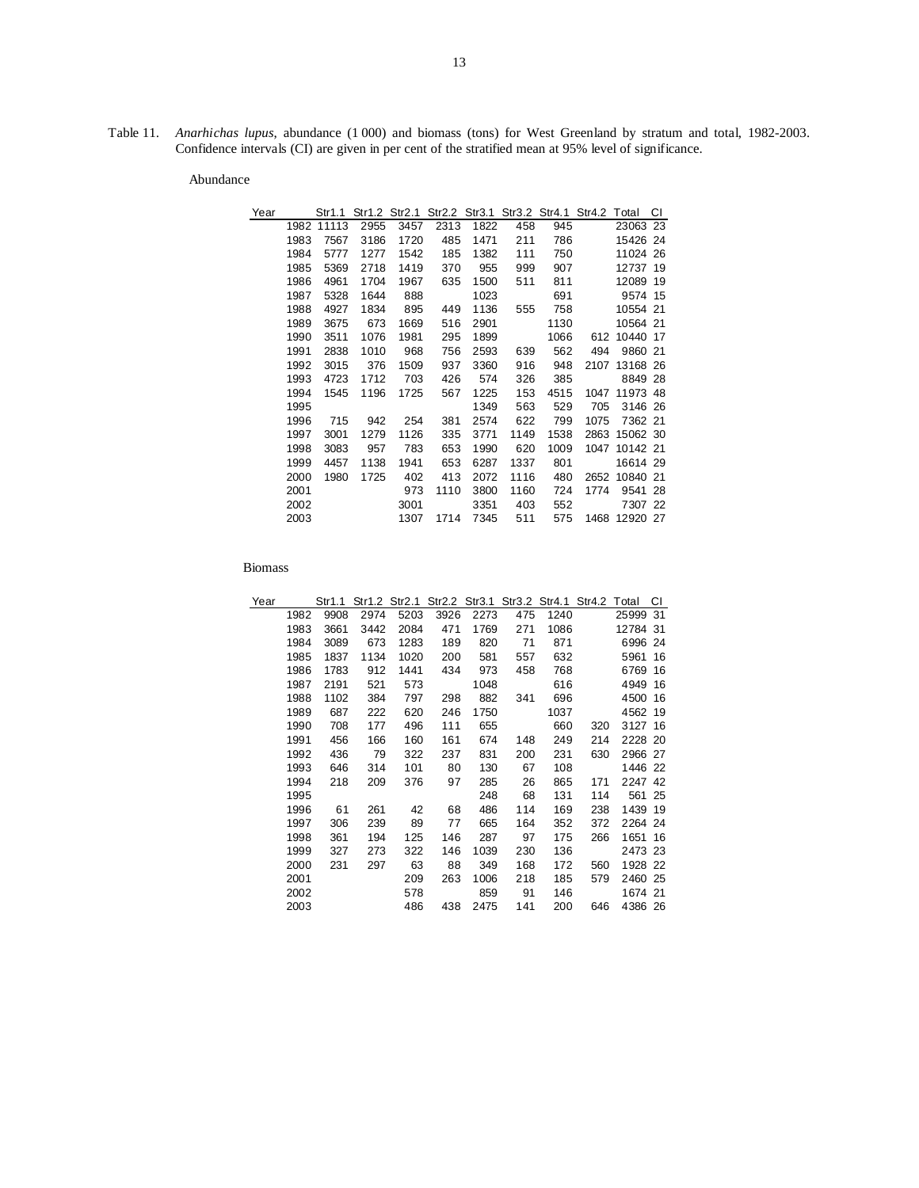Table 11. *Anarhichas lupus*, abundance (1 000) and biomass (tons) for West Greenland by stratum and total, 1982-2003. Confidence intervals (CI) are given in per cent of the stratified mean at 95% level of significance.

Abundance

| Year | Str1.1 | Str1.2 | Str2.1 | Str2.2 | Str3.1 | Str3.2 | Str4.1 | Str4.2 | Total | CI |
|---|---|---|---|---|---|---|---|---|---|---|
| 1982 | 11113 | 2955 | 3457 | 2313 | 1822 | 458 | 945 | | 23063 | 23 |
| 1983 | 7567 | 3186 | 1720 | 485 | 1471 | 211 | 786 | | 15426 | 24 |
| 1984 | 5777 | 1277 | 1542 | 185 | 1382 | 111 | 750 | | 11024 | 26 |
| 1985 | 5369 | 2718 | 1419 | 370 | 955 | 999 | 907 | | 12737 | 19 |
| 1986 | 4961 | 1704 | 1967 | 635 | 1500 | 511 | 811 | | 12089 | 19 |
| 1987 | 5328 | 1644 | 888 | | 1023 | | 691 | | 9574 | 15 |
| 1988 | 4927 | 1834 | 895 | 449 | 1136 | 555 | 758 | | 10554 | 21 |
| 1989 | 3675 | 673 | 1669 | 516 | 2901 | | 1130 | | 10564 | 21 |
| 1990 | 3511 | 1076 | 1981 | 295 | 1899 | | 1066 | 612 | 10440 | 17 |
| 1991 | 2838 | 1010 | 968 | 756 | 2593 | 639 | 562 | 494 | 9860 | 21 |
| 1992 | 3015 | 376 | 1509 | 937 | 3360 | 916 | 948 | 2107 | 13168 | 26 |
| 1993 | 4723 | 1712 | 703 | 426 | 574 | 326 | 385 | | 8849 | 28 |
| 1994 | 1545 | 1196 | 1725 | 567 | 1225 | 153 | 4515 | 1047 | 11973 | 48 |
| 1995 | | | | | 1349 | 563 | 529 | 705 | 3146 | 26 |
| 1996 | 715 | 942 | 254 | 381 | 2574 | 622 | 799 | 1075 | 7362 | 21 |
| 1997 | 3001 | 1279 | 1126 | 335 | 3771 | 1149 | 1538 | 2863 | 15062 | 30 |
| 1998 | 3083 | 957 | 783 | 653 | 1990 | 620 | 1009 | 1047 | 10142 | 21 |
| 1999 | 4457 | 1138 | 1941 | 653 | 6287 | 1337 | 801 | | 16614 | 29 |
| 2000 | 1980 | 1725 | 402 | 413 | 2072 | 1116 | 480 | 2652 | 10840 | 21 |
| 2001 | | | 973 | 1110 | 3800 | 1160 | 724 | 1774 | 9541 | 28 |
| 2002 | | | 3001 | | 3351 | 403 | 552 | | 7307 | 22 |
| 2003 | | | 1307 | 1714 | 7345 | 511 | 575 | 1468 | 12920 | 27 |

Biomass

| Year | Str1.1 | Str1.2 | Str2.1 | Str2.2 | Str3.1 | Str3.2 | Str4.1 | Str4.2 | Total | CI |
|---|---|---|---|---|---|---|---|---|---|---|
| 1982 | 9908 | 2974 | 5203 | 3926 | 2273 | 475 | 1240 | | 25999 | 31 |
| 1983 | 3661 | 3442 | 2084 | 471 | 1769 | 271 | 1086 | | 12784 | 31 |
| 1984 | 3089 | 673 | 1283 | 189 | 820 | 71 | 871 | | 6996 | 24 |
| 1985 | 1837 | 1134 | 1020 | 200 | 581 | 557 | 632 | | 5961 | 16 |
| 1986 | 1783 | 912 | 1441 | 434 | 973 | 458 | 768 | | 6769 | 16 |
| 1987 | 2191 | 521 | 573 | | 1048 | | 616 | | 4949 | 16 |
| 1988 | 1102 | 384 | 797 | 298 | 882 | 341 | 696 | | 4500 | 16 |
| 1989 | 687 | 222 | 620 | 246 | 1750 | | 1037 | | 4562 | 19 |
| 1990 | 708 | 177 | 496 | 111 | 655 | | 660 | 320 | 3127 | 16 |
| 1991 | 456 | 166 | 160 | 161 | 674 | 148 | 249 | 214 | 2228 | 20 |
| 1992 | 436 | 79 | 322 | 237 | 831 | 200 | 231 | 630 | 2966 | 27 |
| 1993 | 646 | 314 | 101 | 80 | 130 | 67 | 108 | | 1446 | 22 |
| 1994 | 218 | 209 | 376 | 97 | 285 | 26 | 865 | 171 | 2247 | 42 |
| 1995 | | | | | 248 | 68 | 131 | 114 | 561 | 25 |
| 1996 | 61 | 261 | 42 | 68 | 486 | 114 | 169 | 238 | 1439 | 19 |
| 1997 | 306 | 239 | 89 | 77 | 665 | 164 | 352 | 372 | 2264 | 24 |
| 1998 | 361 | 194 | 125 | 146 | 287 | 97 | 175 | 266 | 1651 | 16 |
| 1999 | 327 | 273 | 322 | 146 | 1039 | 230 | 136 | | 2473 | 23 |
| 2000 | 231 | 297 | 63 | 88 | 349 | 168 | 172 | 560 | 1928 | 22 |
| 2001 | | | 209 | 263 | 1006 | 218 | 185 | 579 | 2460 | 25 |
| 2002 | | | 578 | | 859 | 91 | 146 | | 1674 | 21 |
| 2003 | | | 486 | 438 | 2475 | 141 | 200 | 646 | 4386 | 26 |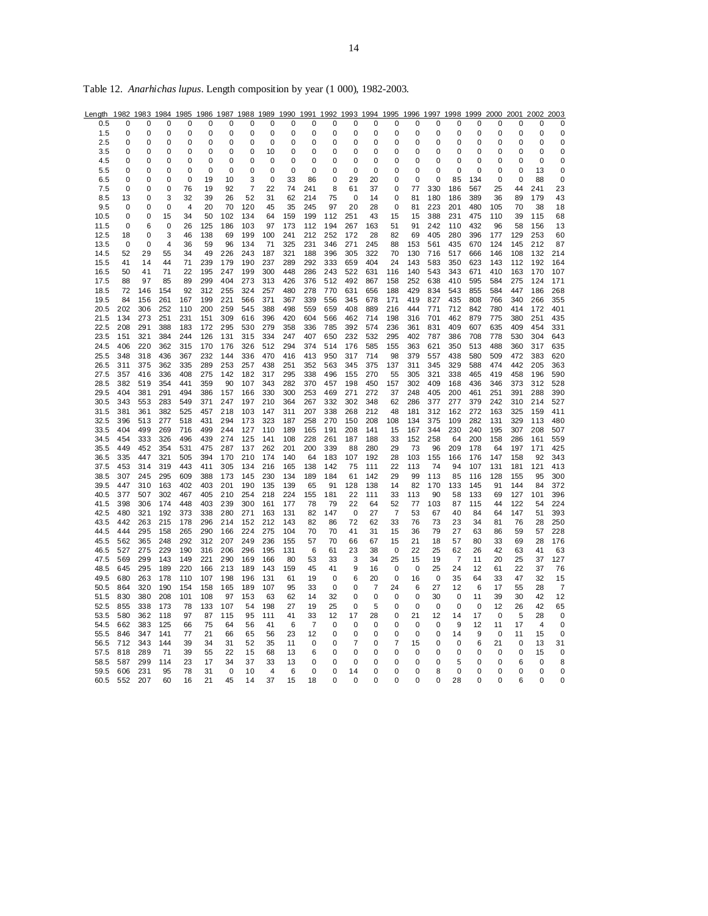Table 12. *Anarhichas lupus*. Length composition by year (1 000), 1982-2003.

| Length | 1982 | 1983 | 1984 | 1985 | 1986 | 1987 | 1988 | 1989 | 1990 | 1991 | 1992 | 1993 | 1994 | 1995 | 1996 | 1997 | 1998 | 1999 | 2000 | 2001 | 2002 | 2003 |
|---|---|---|---|---|---|---|---|---|---|---|---|---|---|---|---|---|---|---|---|---|---|---|
| 0.5 | 0 | 0 | 0 | 0 | 0 | 0 | 0 | 0 | 0 | 0 | 0 | 0 | 0 | 0 | 0 | 0 | 0 | 0 | 0 | 0 | 0 | 0 |
| 1.5 | 0 | 0 | 0 | 0 | 0 | 0 | 0 | 0 | 0 | 0 | 0 | 0 | 0 | 0 | 0 | 0 | 0 | 0 | 0 | 0 | 0 | 0 |
| 2.5 | 0 | 0 | 0 | 0 | 0 | 0 | 0 | 0 | 0 | 0 | 0 | 0 | 0 | 0 | 0 | 0 | 0 | 0 | 0 | 0 | 0 | 0 |
| 3.5 | 0 | 0 | 0 | 0 | 0 | 0 | 0 | 10 | 0 | 0 | 0 | 0 | 0 | 0 | 0 | 0 | 0 | 0 | 0 | 0 | 0 | 0 |
| 4.5 | 0 | 0 | 0 | 0 | 0 | 0 | 0 | 0 | 0 | 0 | 0 | 0 | 0 | 0 | 0 | 0 | 0 | 0 | 0 | 0 | 0 | 0 |
| 5.5 | 0 | 0 | 0 | 0 | 0 | 0 | 0 | 0 | 0 | 0 | 0 | 0 | 0 | 0 | 0 | 0 | 0 | 0 | 0 | 0 | 13 | 0 |
| 6.5 | 0 | 0 | 0 | 0 | 19 | 10 | 3 | 0 | 33 | 86 | 0 | 29 | 20 | 0 | 0 | 0 | 85 | 134 | 0 | 0 | 88 | 0 |
| 7.5 | 0 | 0 | 0 | 76 | 19 | 92 | 7 | 22 | 74 | 241 | 8 | 61 | 37 | 0 | 77 | 330 | 186 | 567 | 25 | 44 | 241 | 23 |
| 8.5 | 13 | 0 | 3 | 32 | 39 | 26 | 52 | 31 | 62 | 214 | 75 | 0 | 14 | 0 | 81 | 180 | 186 | 389 | 36 | 89 | 179 | 43 |
| 9.5 | 0 | 0 | 0 | 4 | 20 | 70 | 120 | 45 | 35 | 245 | 97 | 20 | 28 | 0 | 81 | 223 | 201 | 480 | 105 | 70 | 38 | 18 |
| 10.5 | 0 | 0 | 15 | 34 | 50 | 102 | 134 | 64 | 159 | 199 | 112 | 251 | 43 | 15 | 15 | 388 | 231 | 475 | 110 | 39 | 115 | 68 |
| 11.5 | 0 | 6 | 0 | 26 | 125 | 186 | 103 | 97 | 173 | 112 | 194 | 267 | 163 | 51 | 91 | 242 | 110 | 432 | 96 | 58 | 156 | 13 |
| 12.5 | 18 | 0 | 3 | 46 | 138 | 69 | 199 | 100 | 241 | 212 | 252 | 172 | 28 | 82 | 69 | 405 | 280 | 396 | 177 | 129 | 253 | 60 |
| 13.5 | 0 | 0 | 4 | 36 | 59 | 96 | 134 | 71 | 325 | 231 | 346 | 271 | 245 | 88 | 153 | 561 | 435 | 670 | 124 | 145 | 212 | 87 |
| 14.5 | 52 | 29 | 55 | 34 | 49 | 226 | 243 | 187 | 321 | 188 | 396 | 305 | 322 | 70 | 130 | 716 | 517 | 666 | 146 | 108 | 132 | 214 |
| 15.5 | 41 | 14 | 44 | 71 | 239 | 179 | 190 | 237 | 289 | 292 | 333 | 659 | 404 | 24 | 143 | 583 | 350 | 623 | 143 | 112 | 192 | 164 |
| 16.5 | 50 | 41 | 71 | 22 | 195 | 247 | 199 | 300 | 448 | 286 | 243 | 522 | 631 | 116 | 140 | 543 | 343 | 671 | 410 | 163 | 170 | 107 |
| 17.5 | 88 | 97 | 85 | 89 | 299 | 404 | 273 | 313 | 426 | 376 | 512 | 492 | 867 | 158 | 252 | 638 | 410 | 595 | 584 | 275 | 124 | 171 |
| 18.5 | 72 | 146 | 154 | 92 | 312 | 255 | 324 | 257 | 480 | 278 | 770 | 631 | 656 | 188 | 429 | 834 | 543 | 855 | 584 | 447 | 186 | 268 |
| 19.5 | 84 | 156 | 261 | 167 | 199 | 221 | 566 | 371 | 367 | 339 | 556 | 345 | 678 | 171 | 419 | 827 | 435 | 808 | 766 | 340 | 266 | 355 |
| 20.5 | 202 | 306 | 252 | 110 | 200 | 259 | 545 | 388 | 498 | 559 | 659 | 408 | 889 | 216 | 444 | 771 | 712 | 842 | 780 | 414 | 172 | 401 |
| 21.5 | 134 | 273 | 251 | 231 | 151 | 309 | 616 | 396 | 420 | 604 | 566 | 462 | 714 | 198 | 316 | 701 | 462 | 879 | 775 | 380 | 251 | 435 |
| 22.5 | 208 | 291 | 388 | 183 | 172 | 295 | 530 | 279 | 358 | 336 | 785 | 392 | 574 | 236 | 361 | 831 | 409 | 607 | 635 | 409 | 454 | 331 |
| 23.5 | 151 | 321 | 384 | 244 | 126 | 131 | 315 | 334 | 247 | 407 | 650 | 232 | 532 | 295 | 402 | 787 | 386 | 708 | 778 | 530 | 304 | 643 |
| 24.5 | 406 | 220 | 362 | 315 | 170 | 176 | 326 | 512 | 294 | 374 | 514 | 176 | 585 | 155 | 363 | 621 | 350 | 513 | 488 | 360 | 317 | 635 |
| 25.5 | 348 | 318 | 436 | 367 | 232 | 144 | 336 | 470 | 416 | 413 | 950 | 317 | 714 | 98 | 379 | 557 | 438 | 580 | 509 | 472 | 383 | 620 |
| 26.5 | 311 | 375 | 362 | 335 | 289 | 253 | 257 | 438 | 251 | 352 | 563 | 345 | 375 | 137 | 311 | 345 | 329 | 588 | 474 | 442 | 205 | 363 |
| 27.5 | 357 | 416 | 336 | 408 | 275 | 142 | 182 | 317 | 295 | 338 | 496 | 155 | 270 | 55 | 305 | 321 | 338 | 465 | 419 | 458 | 196 | 590 |
| 28.5 | 382 | 519 | 354 | 441 | 359 | 90 | 107 | 343 | 282 | 370 | 457 | 198 | 450 | 157 | 302 | 409 | 168 | 436 | 346 | 373 | 312 | 528 |
| 29.5 | 404 | 381 | 291 | 494 | 386 | 157 | 166 | 330 | 300 | 253 | 469 | 271 | 272 | 37 | 248 | 405 | 200 | 461 | 251 | 391 | 288 | 390 |
| 30.5 | 343 | 553 | 283 | 549 | 371 | 247 | 197 | 210 | 364 | 267 | 332 | 302 | 348 | 62 | 286 | 377 | 277 | 379 | 242 | 310 | 214 | 527 |
| 31.5 | 381 | 361 | 382 | 525 | 457 | 218 | 103 | 147 | 311 | 207 | 338 | 268 | 212 | 48 | 181 | 312 | 162 | 272 | 163 | 325 | 159 | 411 |
| 32.5 | 396 | 513 | 277 | 518 | 431 | 294 | 173 | 323 | 187 | 258 | 270 | 150 | 208 | 108 | 134 | 375 | 109 | 282 | 131 | 329 | 113 | 480 |
| 33.5 | 404 | 499 | 269 | 716 | 499 | 244 | 127 | 110 | 189 | 165 | 191 | 208 | 141 | 15 | 167 | 344 | 230 | 240 | 195 | 307 | 208 | 507 |
| 34.5 | 454 | 333 | 326 | 496 | 439 | 274 | 125 | 141 | 108 | 228 | 261 | 187 | 188 | 33 | 152 | 258 | 64 | 200 | 158 | 286 | 161 | 559 |
| 35.5 | 449 | 452 | 354 | 531 | 475 | 287 | 137 | 262 | 201 | 200 | 339 | 88 | 280 | 29 | 73 | 96 | 209 | 178 | 64 | 197 | 171 | 425 |
| 36.5 | 335 | 447 | 321 | 505 | 394 | 170 | 210 | 174 | 140 | 64 | 183 | 107 | 192 | 28 | 103 | 155 | 166 | 176 | 147 | 158 | 92 | 343 |
| 37.5 | 453 | 314 | 319 | 443 | 411 | 305 | 134 | 216 | 165 | 138 | 142 | 75 | 111 | 22 | 113 | 74 | 94 | 107 | 131 | 181 | 121 | 413 |
| 38.5 | 307 | 245 | 295 | 609 | 388 | 173 | 145 | 230 | 134 | 189 | 184 | 61 | 142 | 29 | 99 | 113 | 85 | 116 | 128 | 155 | 95 | 300 |
| 39.5 | 447 | 310 | 163 | 402 | 403 | 201 | 190 | 135 | 139 | 65 | 91 | 128 | 138 | 14 | 82 | 170 | 133 | 145 | 91 | 144 | 84 | 372 |
| 40.5 | 377 | 507 | 302 | 467 | 405 | 210 | 254 | 218 | 224 | 155 | 181 | 22 | 111 | 33 | 113 | 90 | 58 | 133 | 69 | 127 | 101 | 396 |
| 41.5 | 398 | 306 | 174 | 448 | 403 | 239 | 300 | 161 | 177 | 78 | 79 | 22 | 64 | 52 | 77 | 103 | 87 | 115 | 44 | 122 | 54 | 224 |
| 42.5 | 480 | 321 | 192 | 373 | 338 | 280 | 271 | 163 | 131 | 82 | 147 | 0 | 27 | 7 | 53 | 67 | 40 | 84 | 64 | 147 | 51 | 393 |
| 43.5 | 442 | 263 | 215 | 178 | 296 | 214 | 152 | 212 | 143 | 82 | 86 | 72 | 62 | 33 | 76 | 73 | 23 | 34 | 81 | 76 | 28 | 250 |
| 44.5 | 444 | 295 | 158 | 265 | 290 | 166 | 224 | 275 | 104 | 70 | 70 | 41 | 31 | 15 | 36 | 79 | 27 | 63 | 86 | 59 | 57 | 228 |
| 45.5 | 562 | 365 | 248 | 292 | 312 | 207 | 249 | 236 | 155 | 57 | 70 | 66 | 67 | 15 | 21 | 18 | 57 | 80 | 33 | 69 | 28 | 176 |
| 46.5 | 527 | 275 | 229 | 190 | 316 | 206 | 296 | 195 | 131 | 6 | 61 | 23 | 38 | 0 | 22 | 25 | 62 | 26 | 42 | 63 | 41 | 63 |
| 47.5 | 569 | 299 | 143 | 149 | 221 | 290 | 169 | 166 | 80 | 53 | 33 | 3 | 34 | 25 | 15 | 19 | 7 | 11 | 20 | 25 | 37 | 127 |
| 48.5 | 645 | 295 | 189 | 220 | 166 | 213 | 189 | 143 | 159 | 45 | 41 | 9 | 16 | 0 | 0 | 25 | 24 | 12 | 61 | 22 | 37 | 76 |
| 49.5 | 680 | 263 | 178 | 110 | 107 | 198 | 196 | 131 | 61 | 19 | 0 | 6 | 20 | 0 | 16 | 0 | 35 | 64 | 33 | 47 | 32 | 15 |
| 50.5 | 864 | 320 | 190 | 154 | 158 | 165 | 189 | 107 | 95 | 33 | 0 | 0 | 7 | 24 | 6 | 27 | 12 | 6 | 17 | 55 | 28 | 7 |
| 51.5 | 830 | 380 | 208 | 101 | 108 | 97 | 153 | 63 | 62 | 14 | 32 | 0 | 0 | 0 | 0 | 30 | 0 | 11 | 39 | 30 | 42 | 12 |
| 52.5 | 855 | 338 | 173 | 78 | 133 | 107 | 54 | 198 | 27 | 19 | 25 | 0 | 5 | 0 | 0 | 0 | 0 | 0 | 12 | 26 | 42 | 65 |
| 53.5 | 580 | 362 | 118 | 97 | 87 | 115 | 95 | 111 | 41 | 33 | 12 | 17 | 28 | 0 | 21 | 12 | 14 | 17 | 0 | 5 | 28 | 0 |
| 54.5 | 662 | 383 | 125 | 66 | 75 | 64 | 56 | 41 | 6 | 7 | 0 | 0 | 0 | 0 | 0 | 0 | 9 | 12 | 11 | 17 | 4 | 0 |
| 55.5 | 846 | 347 | 141 | 77 | 21 | 66 | 65 | 56 | 23 | 12 | 0 | 0 | 0 | 0 | 0 | 0 | 14 | 9 | 0 | 11 | 15 | 0 |
| 56.5 | 712 | 343 | 144 | 39 | 34 | 31 | 52 | 35 | 11 | 0 | 0 | 7 | 0 | 7 | 15 | 0 | 0 | 6 | 21 | 0 | 13 | 31 |
| 57.5 | 818 | 289 | 71 | 39 | 55 | 22 | 15 | 68 | 13 | 6 | 0 | 0 | 0 | 0 | 0 | 0 | 0 | 0 | 0 | 0 | 15 | 0 |
| 58.5 | 587 | 299 | 114 | 23 | 17 | 34 | 37 | 33 | 13 | 0 | 0 | 0 | 0 | 0 | 0 | 0 | 5 | 0 | 0 | 6 | 0 | 8 |
| 59.5 | 606 | 231 | 95 | 78 | 31 | 0 | 10 | 4 | 6 | 0 | 0 | 14 | 0 | 0 | 0 | 8 | 0 | 0 | 0 | 0 | 0 | 0 |
| 60.5 | 552 | 207 | 60 | 16 | 21 | 45 | 14 | 37 | 15 | 18 | 0 | 0 | 0 | 0 | 0 | 0 | 28 | 0 | 0 | 6 | 0 | 0 |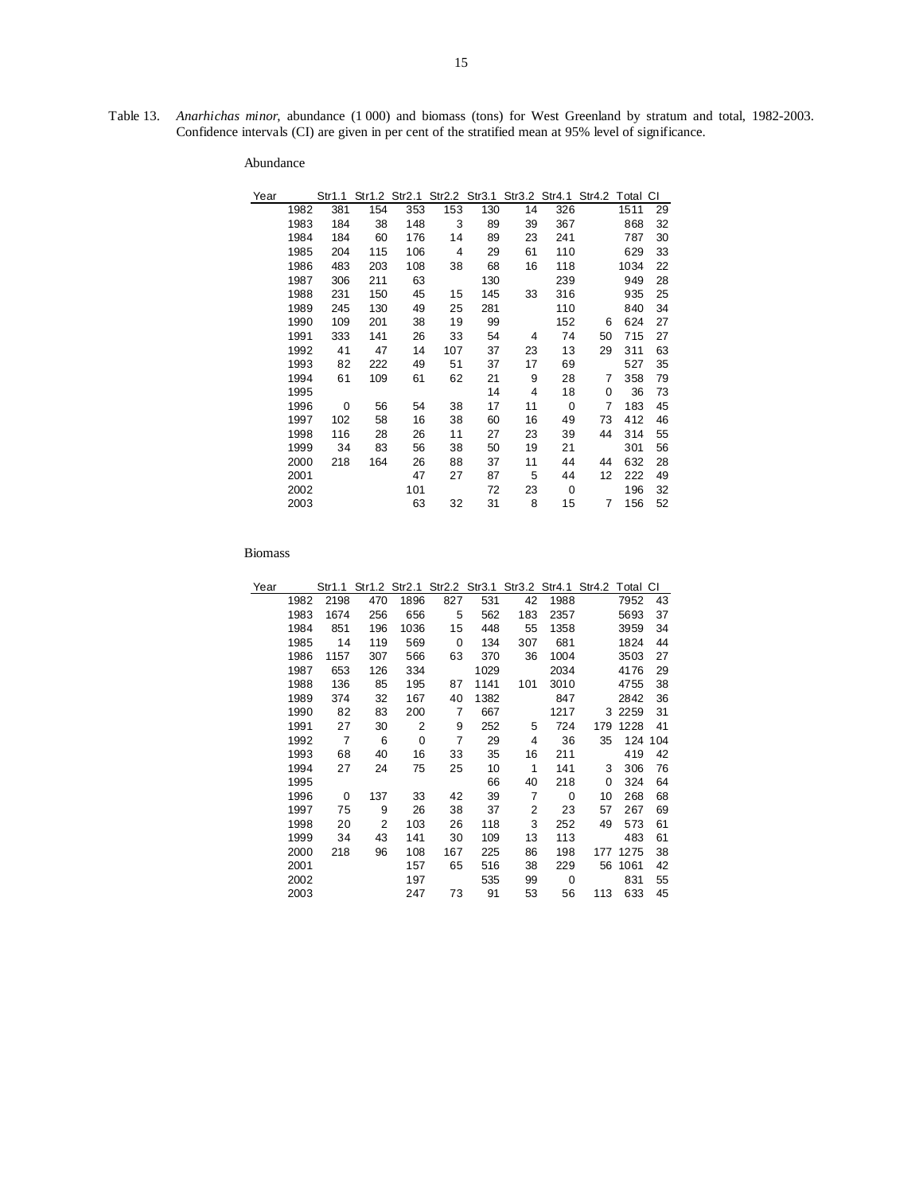Table 13. *Anarhichas minor*, abundance (1 000) and biomass (tons) for West Greenland by stratum and total, 1982-2003. Confidence intervals (CI) are given in per cent of the stratified mean at 95% level of significance.

Abundance

| Year | Str1.1 | Str1.2 | Str2.1 | Str2.2 | Str3.1 | Str3.2 | Str4.1 | Str4.2 | Total | CI |
|---|---|---|---|---|---|---|---|---|---|---|
| 1982 | 381 | 154 | 353 | 153 | 130 | 14 | 326 | | 1511 | 29 |
| 1983 | 184 | 38 | 148 | 3 | 89 | 39 | 367 | | 868 | 32 |
| 1984 | 184 | 60 | 176 | 14 | 89 | 23 | 241 | | 787 | 30 |
| 1985 | 204 | 115 | 106 | 4 | 29 | 61 | 110 | | 629 | 33 |
| 1986 | 483 | 203 | 108 | 38 | 68 | 16 | 118 | | 1034 | 22 |
| 1987 | 306 | 211 | 63 | | 130 | | 239 | | 949 | 28 |
| 1988 | 231 | 150 | 45 | 15 | 145 | 33 | 316 | | 935 | 25 |
| 1989 | 245 | 130 | 49 | 25 | 281 | | 110 | | 840 | 34 |
| 1990 | 109 | 201 | 38 | 19 | 99 | | 152 | 6 | 624 | 27 |
| 1991 | 333 | 141 | 26 | 33 | 54 | 4 | 74 | 50 | 715 | 27 |
| 1992 | 41 | 47 | 14 | 107 | 37 | 23 | 13 | 29 | 311 | 63 |
| 1993 | 82 | 222 | 49 | 51 | 37 | 17 | 69 | | 527 | 35 |
| 1994 | 61 | 109 | 61 | 62 | 21 | 9 | 28 | 7 | 358 | 79 |
| 1995 | | | | | 14 | 4 | 18 | 0 | 36 | 73 |
| 1996 | 0 | 56 | 54 | 38 | 17 | 11 | 0 | 7 | 183 | 45 |
| 1997 | 102 | 58 | 16 | 38 | 60 | 16 | 49 | 73 | 412 | 46 |
| 1998 | 116 | 28 | 26 | 11 | 27 | 23 | 39 | 44 | 314 | 55 |
| 1999 | 34 | 83 | 56 | 38 | 50 | 19 | 21 | | 301 | 56 |
| 2000 | 218 | 164 | 26 | 88 | 37 | 11 | 44 | 44 | 632 | 28 |
| 2001 | | | 47 | 27 | 87 | 5 | 44 | 12 | 222 | 49 |
| 2002 | | | 101 | | 72 | 23 | 0 | | 196 | 32 |
| 2003 | | | 63 | 32 | 31 | 8 | 15 | 7 | 156 | 52 |

Biomass

| Year | Str1.1 | Str1.2 | Str2.1 | Str2.2 | Str3.1 | Str3.2 | Str4.1 | Str4.2 | Total | CI |
|---|---|---|---|---|---|---|---|---|---|---|
| 1982 | 2198 | 470 | 1896 | 827 | 531 | 42 | 1988 | | 7952 | 43 |
| 1983 | 1674 | 256 | 656 | 5 | 562 | 183 | 2357 | | 5693 | 37 |
| 1984 | 851 | 196 | 1036 | 15 | 448 | 55 | 1358 | | 3959 | 34 |
| 1985 | 14 | 119 | 569 | 0 | 134 | 307 | 681 | | 1824 | 44 |
| 1986 | 1157 | 307 | 566 | 63 | 370 | 36 | 1004 | | 3503 | 27 |
| 1987 | 653 | 126 | 334 | | 1029 | | 2034 | | 4176 | 29 |
| 1988 | 136 | 85 | 195 | 87 | 1141 | 101 | 3010 | | 4755 | 38 |
| 1989 | 374 | 32 | 167 | 40 | 1382 | | 847 | | 2842 | 36 |
| 1990 | 82 | 83 | 200 | 7 | 667 | | 1217 | 3 | 2259 | 31 |
| 1991 | 27 | 30 | 2 | 9 | 252 | 5 | 724 | 179 | 1228 | 41 |
| 1992 | 7 | 6 | 0 | 7 | 29 | 4 | 36 | 35 | 124 | 104 |
| 1993 | 68 | 40 | 16 | 33 | 35 | 16 | 211 | | 419 | 42 |
| 1994 | 27 | 24 | 75 | 25 | 10 | 1 | 141 | 3 | 306 | 76 |
| 1995 | | | | | 66 | 40 | 218 | 0 | 324 | 64 |
| 1996 | 0 | 137 | 33 | 42 | 39 | 7 | 0 | 10 | 268 | 68 |
| 1997 | 75 | 9 | 26 | 38 | 37 | 2 | 23 | 57 | 267 | 69 |
| 1998 | 20 | 2 | 103 | 26 | 118 | 3 | 252 | 49 | 573 | 61 |
| 1999 | 34 | 43 | 141 | 30 | 109 | 13 | 113 | | 483 | 61 |
| 2000 | 218 | 96 | 108 | 167 | 225 | 86 | 198 | 177 | 1275 | 38 |
| 2001 | | | 157 | 65 | 516 | 38 | 229 | 56 | 1061 | 42 |
| 2002 | | | 197 | | 535 | 99 | 0 | | 831 | 55 |
| 2003 | | | 247 | 73 | 91 | 53 | 56 | 113 | 633 | 45 |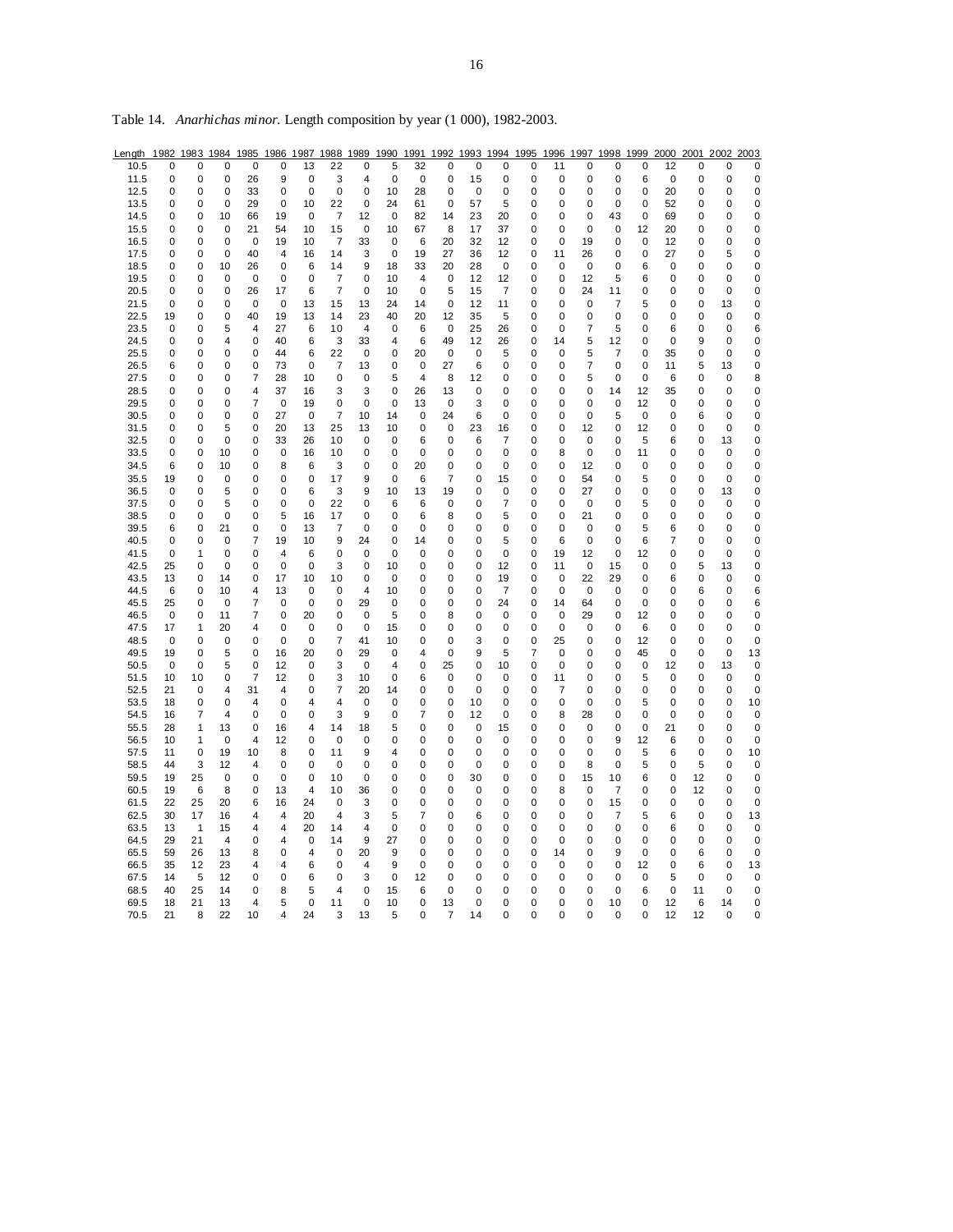Table 14. *Anarhichas minor.* Length composition by year (1 000), 1982-2003.

| Length | 1982 | 1983 | 1984 | 1985 | 1986 | 1987 | 1988 | 1989 | 1990 | 1991 | 1992 | 1993 | 1994 | 1995 | 1996 | 1997 | 1998 | 1999 | 2000 | 2001 | 2002 | 2003 |
|---|---|---|---|---|---|---|---|---|---|---|---|---|---|---|---|---|---|---|---|---|---|---|
| 10.5 | 0 | 0 | 0 | 0 | 0 | 13 | 22 | 0 | 5 | 32 | 0 | 0 | 0 | 0 | 11 | 0 | 0 | 0 | 12 | 0 | 0 | 0 |
| 11.5 | 0 | 0 | 0 | 26 | 9 | 0 | 3 | 4 | 0 | 0 | 0 | 15 | 0 | 0 | 0 | 0 | 0 | 6 | 0 | 0 | 0 | 0 |
| 12.5 | 0 | 0 | 0 | 33 | 0 | 0 | 0 | 0 | 10 | 28 | 0 | 0 | 0 | 0 | 0 | 0 | 0 | 0 | 20 | 0 | 0 | 0 |
| 13.5 | 0 | 0 | 0 | 29 | 0 | 10 | 22 | 0 | 24 | 61 | 0 | 57 | 5 | 0 | 0 | 0 | 0 | 0 | 52 | 0 | 0 | 0 |
| 14.5 | 0 | 0 | 10 | 66 | 19 | 0 | 7 | 12 | 0 | 82 | 14 | 23 | 20 | 0 | 0 | 0 | 43 | 0 | 69 | 0 | 0 | 0 |
| 15.5 | 0 | 0 | 0 | 21 | 54 | 10 | 15 | 0 | 10 | 67 | 8 | 17 | 37 | 0 | 0 | 0 | 0 | 12 | 20 | 0 | 0 | 0 |
| 16.5 | 0 | 0 | 0 | 0 | 19 | 10 | 7 | 33 | 0 | 6 | 20 | 32 | 12 | 0 | 0 | 19 | 0 | 0 | 12 | 0 | 0 | 0 |
| 17.5 | 0 | 0 | 0 | 40 | 4 | 16 | 14 | 3 | 0 | 19 | 27 | 36 | 12 | 0 | 11 | 26 | 0 | 0 | 27 | 0 | 5 | 0 |
| 18.5 | 0 | 0 | 10 | 26 | 0 | 6 | 14 | 9 | 18 | 33 | 20 | 28 | 0 | 0 | 0 | 0 | 0 | 6 | 0 | 0 | 0 | 0 |
| 19.5 | 0 | 0 | 0 | 0 | 0 | 0 | 7 | 0 | 10 | 4 | 0 | 12 | 12 | 0 | 0 | 12 | 5 | 6 | 0 | 0 | 0 | 0 |
| 20.5 | 0 | 0 | 0 | 26 | 17 | 6 | 7 | 0 | 10 | 0 | 5 | 15 | 7 | 0 | 0 | 24 | 11 | 0 | 0 | 0 | 0 | 0 |
| 21.5 | 0 | 0 | 0 | 0 | 0 | 13 | 15 | 13 | 24 | 14 | 0 | 12 | 11 | 0 | 0 | 0 | 7 | 5 | 0 | 0 | 13 | 0 |
| 22.5 | 19 | 0 | 0 | 40 | 19 | 13 | 14 | 23 | 40 | 20 | 12 | 35 | 5 | 0 | 0 | 0 | 0 | 0 | 0 | 0 | 0 | 0 |
| 23.5 | 0 | 0 | 5 | 4 | 27 | 6 | 10 | 4 | 0 | 6 | 0 | 25 | 26 | 0 | 0 | 7 | 5 | 0 | 6 | 0 | 0 | 6 |
| 24.5 | 0 | 0 | 4 | 0 | 40 | 6 | 3 | 33 | 4 | 6 | 49 | 12 | 26 | 0 | 14 | 5 | 12 | 0 | 0 | 9 | 0 | 0 |
| 25.5 | 0 | 0 | 0 | 0 | 44 | 6 | 22 | 0 | 0 | 20 | 0 | 0 | 5 | 0 | 0 | 5 | 7 | 0 | 35 | 0 | 0 | 0 |
| 26.5 | 6 | 0 | 0 | 0 | 73 | 0 | 7 | 13 | 0 | 0 | 27 | 6 | 0 | 0 | 0 | 7 | 0 | 0 | 11 | 5 | 13 | 0 |
| 27.5 | 0 | 0 | 0 | 7 | 28 | 10 | 0 | 0 | 5 | 4 | 8 | 12 | 0 | 0 | 0 | 5 | 0 | 0 | 6 | 0 | 0 | 8 |
| 28.5 | 0 | 0 | 0 | 4 | 37 | 16 | 3 | 3 | 0 | 26 | 13 | 0 | 0 | 0 | 0 | 0 | 14 | 12 | 35 | 0 | 0 | 0 |
| 29.5 | 0 | 0 | 0 | 7 | 0 | 19 | 0 | 0 | 0 | 13 | 0 | 3 | 0 | 0 | 0 | 0 | 0 | 12 | 0 | 0 | 0 | 0 |
| 30.5 | 0 | 0 | 0 | 0 | 27 | 0 | 7 | 10 | 14 | 0 | 24 | 6 | 0 | 0 | 0 | 0 | 5 | 0 | 0 | 6 | 0 | 0 |
| 31.5 | 0 | 0 | 5 | 0 | 20 | 13 | 25 | 13 | 10 | 0 | 0 | 23 | 16 | 0 | 0 | 12 | 0 | 12 | 0 | 0 | 0 | 0 |
| 32.5 | 0 | 0 | 0 | 0 | 33 | 26 | 10 | 0 | 0 | 6 | 0 | 6 | 7 | 0 | 0 | 0 | 0 | 5 | 6 | 0 | 13 | 0 |
| 33.5 | 0 | 0 | 10 | 0 | 0 | 16 | 10 | 0 | 0 | 0 | 0 | 0 | 0 | 0 | 8 | 0 | 0 | 11 | 0 | 0 | 0 | 0 |
| 34.5 | 6 | 0 | 10 | 0 | 8 | 6 | 3 | 0 | 0 | 20 | 0 | 0 | 0 | 0 | 0 | 12 | 0 | 0 | 0 | 0 | 0 | 0 |
| 35.5 | 19 | 0 | 0 | 0 | 0 | 0 | 17 | 9 | 0 | 6 | 7 | 0 | 15 | 0 | 0 | 54 | 0 | 5 | 0 | 0 | 0 | 0 |
| 36.5 | 0 | 0 | 5 | 0 | 0 | 6 | 3 | 9 | 10 | 13 | 19 | 0 | 0 | 0 | 0 | 27 | 0 | 0 | 0 | 0 | 13 | 0 |
| 37.5 | 0 | 0 | 5 | 0 | 0 | 0 | 22 | 0 | 6 | 6 | 0 | 0 | 7 | 0 | 0 | 0 | 0 | 5 | 0 | 0 | 0 | 0 |
| 38.5 | 0 | 0 | 0 | 0 | 5 | 16 | 17 | 0 | 0 | 6 | 8 | 0 | 5 | 0 | 0 | 21 | 0 | 0 | 0 | 0 | 0 | 0 |
| 39.5 | 6 | 0 | 21 | 0 | 0 | 13 | 7 | 0 | 0 | 0 | 0 | 0 | 0 | 0 | 0 | 0 | 0 | 5 | 6 | 0 | 0 | 0 |
| 40.5 | 0 | 0 | 0 | 7 | 19 | 10 | 9 | 24 | 0 | 14 | 0 | 0 | 5 | 0 | 6 | 0 | 0 | 6 | 7 | 0 | 0 | 0 |
| 41.5 | 0 | 1 | 0 | 0 | 4 | 6 | 0 | 0 | 0 | 0 | 0 | 0 | 0 | 0 | 19 | 12 | 0 | 12 | 0 | 0 | 0 | 0 |
| 42.5 | 25 | 0 | 0 | 0 | 0 | 0 | 3 | 0 | 10 | 0 | 0 | 0 | 12 | 0 | 11 | 0 | 15 | 0 | 0 | 5 | 13 | 0 |
| 43.5 | 13 | 0 | 14 | 0 | 17 | 10 | 10 | 0 | 0 | 0 | 0 | 0 | 19 | 0 | 0 | 22 | 29 | 0 | 6 | 0 | 0 | 0 |
| 44.5 | 6 | 0 | 10 | 4 | 13 | 0 | 0 | 4 | 10 | 0 | 0 | 0 | 7 | 0 | 0 | 0 | 0 | 0 | 0 | 6 | 0 | 6 |
| 45.5 | 25 | 0 | 0 | 7 | 0 | 0 | 0 | 29 | 0 | 0 | 0 | 0 | 24 | 0 | 14 | 64 | 0 | 0 | 0 | 0 | 0 | 6 |
| 46.5 | 0 | 0 | 11 | 7 | 0 | 20 | 0 | 0 | 5 | 0 | 8 | 0 | 0 | 0 | 0 | 29 | 0 | 12 | 0 | 0 | 0 | 0 |
| 47.5 | 17 | 1 | 20 | 4 | 0 | 0 | 0 | 0 | 15 | 0 | 0 | 0 | 0 | 0 | 0 | 0 | 0 | 6 | 0 | 0 | 0 | 0 |
| 48.5 | 0 | 0 | 0 | 0 | 0 | 0 | 7 | 41 | 10 | 0 | 0 | 3 | 0 | 0 | 25 | 0 | 0 | 12 | 0 | 0 | 0 | 0 |
| 49.5 | 19 | 0 | 5 | 0 | 16 | 20 | 0 | 29 | 0 | 4 | 0 | 9 | 5 | 7 | 0 | 0 | 0 | 45 | 0 | 0 | 0 | 13 |
| 50.5 | 0 | 0 | 5 | 0 | 12 | 0 | 3 | 0 | 4 | 0 | 25 | 0 | 10 | 0 | 0 | 0 | 0 | 0 | 12 | 0 | 13 | 0 |
| 51.5 | 10 | 10 | 0 | 7 | 12 | 0 | 3 | 10 | 0 | 6 | 0 | 0 | 0 | 0 | 11 | 0 | 0 | 5 | 0 | 0 | 0 | 0 |
| 52.5 | 21 | 0 | 4 | 31 | 4 | 0 | 7 | 20 | 14 | 0 | 0 | 0 | 0 | 0 | 7 | 0 | 0 | 0 | 0 | 0 | 0 | 0 |
| 53.5 | 18 | 0 | 0 | 4 | 0 | 4 | 4 | 0 | 0 | 0 | 0 | 10 | 0 | 0 | 0 | 0 | 0 | 5 | 0 | 0 | 0 | 10 |
| 54.5 | 16 | 7 | 4 | 0 | 0 | 0 | 3 | 9 | 0 | 7 | 0 | 12 | 0 | 0 | 8 | 28 | 0 | 0 | 0 | 0 | 0 | 0 |
| 55.5 | 28 | 1 | 13 | 0 | 16 | 4 | 14 | 18 | 5 | 0 | 0 | 0 | 15 | 0 | 0 | 0 | 0 | 0 | 21 | 0 | 0 | 0 |
| 56.5 | 10 | 1 | 0 | 4 | 12 | 0 | 0 | 0 | 0 | 0 | 0 | 0 | 0 | 0 | 0 | 0 | 9 | 12 | 6 | 0 | 0 | 0 |
| 57.5 | 11 | 0 | 19 | 10 | 8 | 0 | 11 | 9 | 4 | 0 | 0 | 0 | 0 | 0 | 0 | 0 | 0 | 5 | 6 | 0 | 0 | 10 |
| 58.5 | 44 | 3 | 12 | 4 | 0 | 0 | 0 | 0 | 0 | 0 | 0 | 0 | 0 | 0 | 0 | 8 | 0 | 5 | 0 | 5 | 0 | 0 |
| 59.5 | 19 | 25 | 0 | 0 | 0 | 0 | 10 | 0 | 0 | 0 | 0 | 30 | 0 | 0 | 0 | 15 | 10 | 6 | 0 | 12 | 0 | 0 |
| 60.5 | 19 | 6 | 8 | 0 | 13 | 4 | 10 | 36 | 0 | 0 | 0 | 0 | 0 | 0 | 8 | 0 | 7 | 0 | 0 | 12 | 0 | 0 |
| 61.5 | 22 | 25 | 20 | 6 | 16 | 24 | 0 | 3 | 0 | 0 | 0 | 0 | 0 | 0 | 0 | 0 | 15 | 0 | 0 | 0 | 0 | 0 |
| 62.5 | 30 | 17 | 16 | 4 | 4 | 20 | 4 | 3 | 5 | 7 | 0 | 6 | 0 | 0 | 0 | 0 | 7 | 5 | 6 | 0 | 0 | 13 |
| 63.5 | 13 | 1 | 15 | 4 | 4 | 20 | 14 | 4 | 0 | 0 | 0 | 0 | 0 | 0 | 0 | 0 | 0 | 0 | 6 | 0 | 0 | 0 |
| 64.5 | 29 | 21 | 4 | 0 | 4 | 0 | 14 | 9 | 27 | 0 | 0 | 0 | 0 | 0 | 0 | 0 | 0 | 0 | 0 | 0 | 0 | 0 |
| 65.5 | 59 | 26 | 13 | 8 | 0 | 4 | 0 | 20 | 9 | 0 | 0 | 0 | 0 | 0 | 14 | 0 | 9 | 0 | 0 | 6 | 0 | 0 |
| 66.5 | 35 | 12 | 23 | 4 | 4 | 6 | 0 | 4 | 9 | 0 | 0 | 0 | 0 | 0 | 0 | 0 | 0 | 12 | 0 | 6 | 0 | 13 |
| 67.5 | 14 | 5 | 12 | 0 | 0 | 6 | 0 | 3 | 0 | 12 | 0 | 0 | 0 | 0 | 0 | 0 | 0 | 0 | 5 | 0 | 0 | 0 |
| 68.5 | 40 | 25 | 14 | 0 | 8 | 5 | 4 | 0 | 15 | 6 | 0 | 0 | 0 | 0 | 0 | 0 | 0 | 6 | 0 | 11 | 0 | 0 |
| 69.5 | 18 | 21 | 13 | 4 | 5 | 0 | 11 | 0 | 10 | 0 | 13 | 0 | 0 | 0 | 0 | 0 | 10 | 0 | 12 | 6 | 14 | 0 |
| 70.5 | 21 | 8 | 22 | 10 | 4 | 24 | 3 | 13 | 5 | 0 | 7 | 14 | 0 | 0 | 0 | 0 | 0 | 0 | 12 | 12 | 0 | 0 |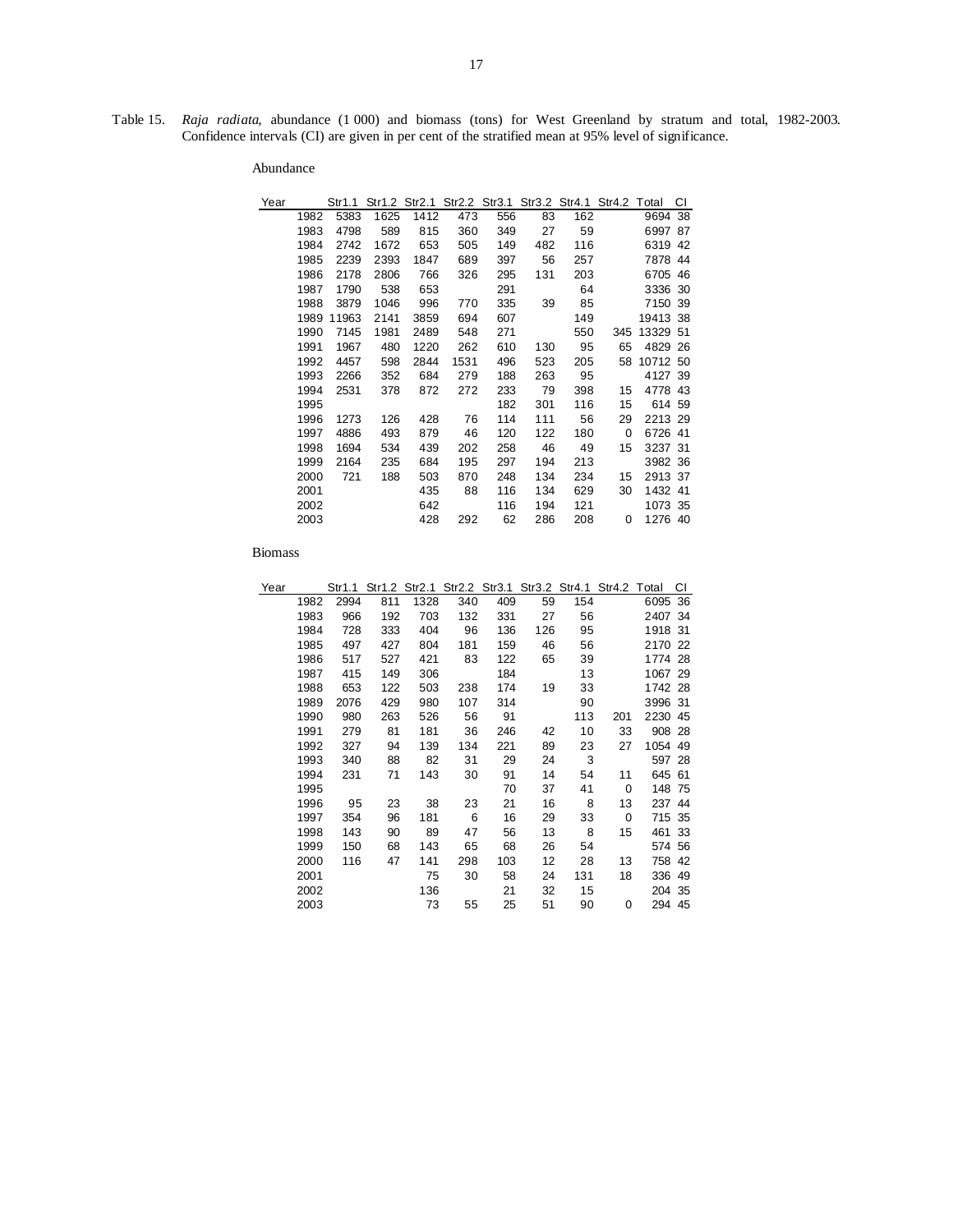Table 15. *Raja radiata*, abundance (1 000) and biomass (tons) for West Greenland by stratum and total, 1982-2003. Confidence intervals (CI) are given in per cent of the stratified mean at 95% level of significance.

Abundance

| Year | Str1.1 | Str1.2 | Str2.1 | Str2.2 | Str3.1 | Str3.2 | Str4.1 | Str4.2 | Total | CI |
|---|---|---|---|---|---|---|---|---|---|---|
| 1982 | 5383 | 1625 | 1412 | 473 | 556 | 83 | 162 | | 9694 | 38 |
| 1983 | 4798 | 589 | 815 | 360 | 349 | 27 | 59 | | 6997 | 87 |
| 1984 | 2742 | 1672 | 653 | 505 | 149 | 482 | 116 | | 6319 | 42 |
| 1985 | 2239 | 2393 | 1847 | 689 | 397 | 56 | 257 | | 7878 | 44 |
| 1986 | 2178 | 2806 | 766 | 326 | 295 | 131 | 203 | | 6705 | 46 |
| 1987 | 1790 | 538 | 653 | | 291 | | 64 | | 3336 | 30 |
| 1988 | 3879 | 1046 | 996 | 770 | 335 | 39 | 85 | | 7150 | 39 |
| 1989 | 11963 | 2141 | 3859 | 694 | 607 | | 149 | | 19413 | 38 |
| 1990 | 7145 | 1981 | 2489 | 548 | 271 | | 550 | 345 | 13329 | 51 |
| 1991 | 1967 | 480 | 1220 | 262 | 610 | 130 | 95 | 65 | 4829 | 26 |
| 1992 | 4457 | 598 | 2844 | 1531 | 496 | 523 | 205 | 58 | 10712 | 50 |
| 1993 | 2266 | 352 | 684 | 279 | 188 | 263 | 95 | | 4127 | 39 |
| 1994 | 2531 | 378 | 872 | 272 | 233 | 79 | 398 | 15 | 4778 | 43 |
| 1995 | | | | | 182 | 301 | 116 | 15 | 614 | 59 |
| 1996 | 1273 | 126 | 428 | 76 | 114 | 111 | 56 | 29 | 2213 | 29 |
| 1997 | 4886 | 493 | 879 | 46 | 120 | 122 | 180 | 0 | 6726 | 41 |
| 1998 | 1694 | 534 | 439 | 202 | 258 | 46 | 49 | 15 | 3237 | 31 |
| 1999 | 2164 | 235 | 684 | 195 | 297 | 194 | 213 | | 3982 | 36 |
| 2000 | 721 | 188 | 503 | 870 | 248 | 134 | 234 | 15 | 2913 | 37 |
| 2001 | | | 435 | 88 | 116 | 134 | 629 | 30 | 1432 | 41 |
| 2002 | | | 642 | | 116 | 194 | 121 | | 1073 | 35 |
| 2003 | | | 428 | 292 | 62 | 286 | 208 | 0 | 1276 | 40 |

Biomass

| Year | Str1.1 | Str1.2 | Str2.1 | Str2.2 | Str3.1 | Str3.2 | Str4.1 | Str4.2 | Total | CI |
|---|---|---|---|---|---|---|---|---|---|---|
| 1982 | 2994 | 811 | 1328 | 340 | 409 | 59 | 154 | | 6095 | 36 |
| 1983 | 966 | 192 | 703 | 132 | 331 | 27 | 56 | | 2407 | 34 |
| 1984 | 728 | 333 | 404 | 96 | 136 | 126 | 95 | | 1918 | 31 |
| 1985 | 497 | 427 | 804 | 181 | 159 | 46 | 56 | | 2170 | 22 |
| 1986 | 517 | 527 | 421 | 83 | 122 | 65 | 39 | | 1774 | 28 |
| 1987 | 415 | 149 | 306 | | 184 | | 13 | | 1067 | 29 |
| 1988 | 653 | 122 | 503 | 238 | 174 | 19 | 33 | | 1742 | 28 |
| 1989 | 2076 | 429 | 980 | 107 | 314 | | 90 | | 3996 | 31 |
| 1990 | 980 | 263 | 526 | 56 | 91 | | 113 | 201 | 2230 | 45 |
| 1991 | 279 | 81 | 181 | 36 | 246 | 42 | 10 | 33 | 908 | 28 |
| 1992 | 327 | 94 | 139 | 134 | 221 | 89 | 23 | 27 | 1054 | 49 |
| 1993 | 340 | 88 | 82 | 31 | 29 | 24 | 3 | | 597 | 28 |
| 1994 | 231 | 71 | 143 | 30 | 91 | 14 | 54 | 11 | 645 | 61 |
| 1995 | | | | | 70 | 37 | 41 | 0 | 148 | 75 |
| 1996 | 95 | 23 | 38 | 23 | 21 | 16 | 8 | 13 | 237 | 44 |
| 1997 | 354 | 96 | 181 | 6 | 16 | 29 | 33 | 0 | 715 | 35 |
| 1998 | 143 | 90 | 89 | 47 | 56 | 13 | 8 | 15 | 461 | 33 |
| 1999 | 150 | 68 | 143 | 65 | 68 | 26 | 54 | | 574 | 56 |
| 2000 | 116 | 47 | 141 | 298 | 103 | 12 | 28 | 13 | 758 | 42 |
| 2001 | | | 75 | 30 | 58 | 24 | 131 | 18 | 336 | 49 |
| 2002 | | | 136 | | 21 | 32 | 15 | | 204 | 35 |
| 2003 | | | 73 | 55 | 25 | 51 | 90 | 0 | 294 | 45 |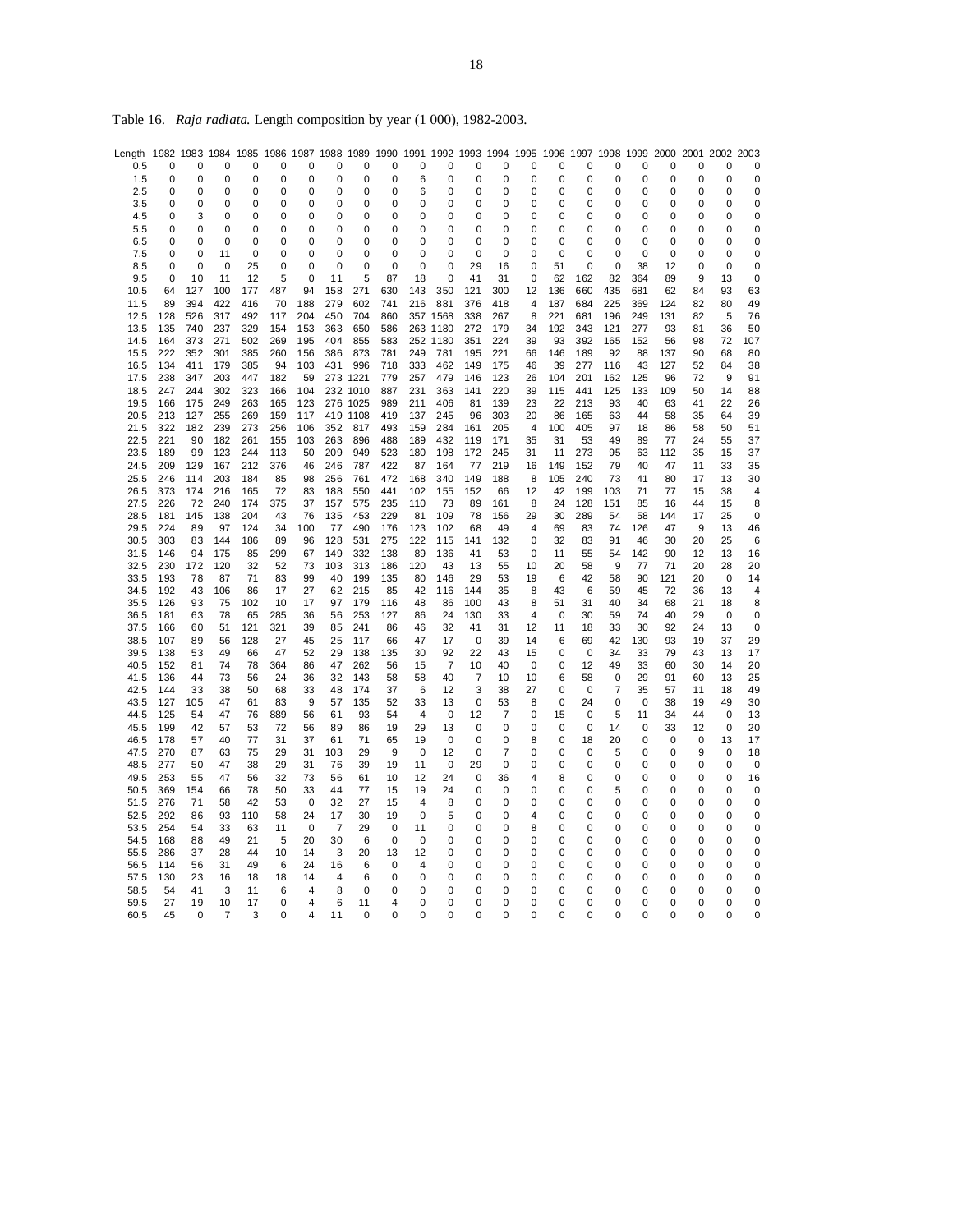Table 16. *Raja radiata*. Length composition by year (1 000), 1982-2003.

| Length | 1982 | 1983 | 1984 | 1985 | 1986 | 1987 | 1988 | 1989 | 1990 | 1991 | 1992 | 1993 | 1994 | 1995 | 1996 | 1997 | 1998 | 1999 | 2000 | 2001 | 2002 | 2003 |
|---|---|---|---|---|---|---|---|---|---|---|---|---|---|---|---|---|---|---|---|---|---|---|
| 0.5 | 0 | 0 | 0 | 0 | 0 | 0 | 0 | 0 | 0 | 0 | 0 | 0 | 0 | 0 | 0 | 0 | 0 | 0 | 0 | 0 | 0 | 0 |
| 1.5 | 0 | 0 | 0 | 0 | 0 | 0 | 0 | 0 | 0 | 6 | 0 | 0 | 0 | 0 | 0 | 0 | 0 | 0 | 0 | 0 | 0 | 0 |
| 2.5 | 0 | 0 | 0 | 0 | 0 | 0 | 0 | 0 | 0 | 6 | 0 | 0 | 0 | 0 | 0 | 0 | 0 | 0 | 0 | 0 | 0 | 0 |
| 3.5 | 0 | 0 | 0 | 0 | 0 | 0 | 0 | 0 | 0 | 0 | 0 | 0 | 0 | 0 | 0 | 0 | 0 | 0 | 0 | 0 | 0 | 0 |
| 4.5 | 0 | 3 | 0 | 0 | 0 | 0 | 0 | 0 | 0 | 0 | 0 | 0 | 0 | 0 | 0 | 0 | 0 | 0 | 0 | 0 | 0 | 0 |
| 5.5 | 0 | 0 | 0 | 0 | 0 | 0 | 0 | 0 | 0 | 0 | 0 | 0 | 0 | 0 | 0 | 0 | 0 | 0 | 0 | 0 | 0 | 0 |
| 6.5 | 0 | 0 | 0 | 0 | 0 | 0 | 0 | 0 | 0 | 0 | 0 | 0 | 0 | 0 | 0 | 0 | 0 | 0 | 0 | 0 | 0 | 0 |
| 7.5 | 0 | 0 | 11 | 0 | 0 | 0 | 0 | 0 | 0 | 0 | 0 | 0 | 0 | 0 | 0 | 0 | 0 | 0 | 0 | 0 | 0 | 0 |
| 8.5 | 0 | 0 | 0 | 25 | 0 | 0 | 0 | 0 | 0 | 0 | 0 | 29 | 16 | 0 | 51 | 0 | 0 | 38 | 12 | 0 | 0 | 0 |
| 9.5 | 0 | 10 | 11 | 12 | 5 | 0 | 11 | 5 | 87 | 18 | 0 | 41 | 31 | 0 | 62 | 162 | 82 | 364 | 89 | 9 | 13 | 0 |
| 10.5 | 64 | 127 | 100 | 177 | 487 | 94 | 158 | 271 | 630 | 143 | 350 | 121 | 300 | 12 | 136 | 660 | 435 | 681 | 62 | 84 | 93 | 63 |
| 11.5 | 89 | 394 | 422 | 416 | 70 | 188 | 279 | 602 | 741 | 216 | 881 | 376 | 418 | 4 | 187 | 684 | 225 | 369 | 124 | 82 | 80 | 49 |
| 12.5 | 128 | 526 | 317 | 492 | 117 | 204 | 450 | 704 | 860 | 357 | 1568 | 338 | 267 | 8 | 221 | 681 | 196 | 249 | 131 | 82 | 5 | 76 |
| 13.5 | 135 | 740 | 237 | 329 | 154 | 153 | 363 | 650 | 586 | 263 | 1180 | 272 | 179 | 34 | 192 | 343 | 121 | 277 | 93 | 81 | 36 | 50 |
| 14.5 | 164 | 373 | 271 | 502 | 269 | 195 | 404 | 855 | 583 | 252 | 1180 | 351 | 224 | 39 | 93 | 392 | 165 | 152 | 56 | 98 | 72 | 107 |
| 15.5 | 222 | 352 | 301 | 385 | 260 | 156 | 386 | 873 | 781 | 249 | 781 | 195 | 221 | 66 | 146 | 189 | 92 | 88 | 137 | 90 | 68 | 80 |
| 16.5 | 134 | 411 | 179 | 385 | 94 | 103 | 431 | 996 | 718 | 333 | 462 | 149 | 175 | 46 | 39 | 277 | 116 | 43 | 127 | 52 | 84 | 38 |
| 17.5 | 238 | 347 | 203 | 447 | 182 | 59 | 273 | 1221 | 779 | 257 | 479 | 146 | 123 | 26 | 104 | 201 | 162 | 125 | 96 | 72 | 9 | 91 |
| 18.5 | 247 | 244 | 302 | 323 | 166 | 104 | 232 | 1010 | 887 | 231 | 363 | 141 | 220 | 39 | 115 | 441 | 125 | 133 | 109 | 50 | 14 | 88 |
| 19.5 | 166 | 175 | 249 | 263 | 165 | 123 | 276 | 1025 | 989 | 211 | 406 | 81 | 139 | 23 | 22 | 213 | 93 | 40 | 63 | 41 | 22 | 26 |
| 20.5 | 213 | 127 | 255 | 269 | 159 | 117 | 419 | 1108 | 419 | 137 | 245 | 96 | 303 | 20 | 86 | 165 | 63 | 44 | 58 | 35 | 64 | 39 |
| 21.5 | 322 | 182 | 239 | 273 | 256 | 106 | 352 | 817 | 493 | 159 | 284 | 161 | 205 | 4 | 100 | 405 | 97 | 18 | 86 | 58 | 50 | 51 |
| 22.5 | 221 | 90 | 182 | 261 | 155 | 103 | 263 | 896 | 488 | 189 | 432 | 119 | 171 | 35 | 31 | 53 | 49 | 89 | 77 | 24 | 55 | 37 |
| 23.5 | 189 | 99 | 123 | 244 | 113 | 50 | 209 | 949 | 523 | 180 | 198 | 172 | 245 | 31 | 11 | 273 | 95 | 63 | 112 | 35 | 15 | 37 |
| 24.5 | 209 | 129 | 167 | 212 | 376 | 46 | 246 | 787 | 422 | 87 | 164 | 77 | 219 | 16 | 149 | 152 | 79 | 40 | 47 | 11 | 33 | 35 |
| 25.5 | 246 | 114 | 203 | 184 | 85 | 98 | 256 | 761 | 472 | 168 | 340 | 149 | 188 | 8 | 105 | 240 | 73 | 41 | 80 | 17 | 13 | 30 |
| 26.5 | 373 | 174 | 216 | 165 | 72 | 83 | 188 | 550 | 441 | 102 | 155 | 152 | 66 | 12 | 42 | 199 | 103 | 71 | 77 | 15 | 38 | 4 |
| 27.5 | 226 | 72 | 240 | 174 | 375 | 37 | 157 | 575 | 235 | 110 | 73 | 89 | 161 | 8 | 24 | 128 | 151 | 85 | 16 | 44 | 15 | 8 |
| 28.5 | 181 | 145 | 138 | 204 | 43 | 76 | 135 | 453 | 229 | 81 | 109 | 78 | 156 | 29 | 30 | 289 | 54 | 58 | 144 | 17 | 25 | 0 |
| 29.5 | 224 | 89 | 97 | 124 | 34 | 100 | 77 | 490 | 176 | 123 | 102 | 68 | 49 | 4 | 69 | 83 | 74 | 126 | 47 | 9 | 13 | 46 |
| 30.5 | 303 | 83 | 144 | 186 | 89 | 96 | 128 | 531 | 275 | 122 | 115 | 141 | 132 | 0 | 32 | 83 | 91 | 46 | 30 | 20 | 25 | 6 |
| 31.5 | 146 | 94 | 175 | 85 | 299 | 67 | 149 | 332 | 138 | 89 | 136 | 41 | 53 | 0 | 11 | 55 | 54 | 142 | 90 | 12 | 13 | 16 |
| 32.5 | 230 | 172 | 120 | 32 | 52 | 73 | 103 | 313 | 186 | 120 | 43 | 13 | 55 | 10 | 20 | 58 | 9 | 77 | 71 | 20 | 28 | 20 |
| 33.5 | 193 | 78 | 87 | 71 | 83 | 99 | 40 | 199 | 135 | 80 | 146 | 29 | 53 | 19 | 6 | 42 | 58 | 90 | 121 | 20 | 0 | 14 |
| 34.5 | 192 | 43 | 106 | 86 | 17 | 27 | 62 | 215 | 85 | 42 | 116 | 144 | 35 | 8 | 43 | 6 | 59 | 45 | 72 | 36 | 13 | 4 |
| 35.5 | 126 | 93 | 75 | 102 | 10 | 17 | 97 | 179 | 116 | 48 | 86 | 100 | 43 | 8 | 51 | 31 | 40 | 34 | 68 | 21 | 18 | 8 |
| 36.5 | 181 | 63 | 78 | 65 | 285 | 36 | 56 | 253 | 127 | 86 | 24 | 130 | 33 | 4 | 0 | 30 | 59 | 74 | 40 | 29 | 0 | 0 |
| 37.5 | 166 | 60 | 51 | 121 | 321 | 39 | 85 | 241 | 86 | 46 | 32 | 41 | 31 | 12 | 11 | 18 | 33 | 30 | 92 | 24 | 13 | 0 |
| 38.5 | 107 | 89 | 56 | 128 | 27 | 45 | 25 | 117 | 66 | 47 | 17 | 0 | 39 | 14 | 6 | 69 | 42 | 130 | 93 | 19 | 37 | 29 |
| 39.5 | 138 | 53 | 49 | 66 | 47 | 52 | 29 | 138 | 135 | 30 | 92 | 22 | 43 | 15 | 0 | 0 | 34 | 33 | 79 | 43 | 13 | 17 |
| 40.5 | 152 | 81 | 74 | 78 | 364 | 86 | 47 | 262 | 56 | 15 | 7 | 10 | 40 | 0 | 0 | 12 | 49 | 33 | 60 | 30 | 14 | 20 |
| 41.5 | 136 | 44 | 73 | 56 | 24 | 36 | 32 | 143 | 58 | 58 | 40 | 7 | 10 | 10 | 6 | 58 | 0 | 29 | 91 | 60 | 13 | 25 |
| 42.5 | 144 | 33 | 38 | 50 | 68 | 33 | 48 | 174 | 37 | 6 | 12 | 3 | 38 | 27 | 0 | 0 | 7 | 35 | 57 | 11 | 18 | 49 |
| 43.5 | 127 | 105 | 47 | 61 | 83 | 9 | 57 | 135 | 52 | 33 | 13 | 0 | 53 | 8 | 0 | 24 | 0 | 0 | 38 | 19 | 49 | 30 |
| 44.5 | 125 | 54 | 47 | 76 | 889 | 56 | 61 | 93 | 54 | 4 | 0 | 12 | 7 | 0 | 15 | 0 | 5 | 11 | 34 | 44 | 0 | 13 |
| 45.5 | 199 | 42 | 57 | 53 | 72 | 56 | 89 | 86 | 19 | 29 | 13 | 0 | 0 | 0 | 0 | 0 | 14 | 0 | 33 | 12 | 0 | 20 |
| 46.5 | 178 | 57 | 40 | 77 | 31 | 37 | 61 | 71 | 65 | 19 | 0 | 0 | 0 | 8 | 0 | 18 | 20 | 0 | 0 | 0 | 13 | 17 |
| 47.5 | 270 | 87 | 63 | 75 | 29 | 31 | 103 | 29 | 9 | 0 | 12 | 0 | 7 | 0 | 0 | 0 | 5 | 0 | 0 | 9 | 0 | 18 |
| 48.5 | 277 | 50 | 47 | 38 | 29 | 31 | 76 | 39 | 19 | 11 | 0 | 29 | 0 | 0 | 0 | 0 | 0 | 0 | 0 | 0 | 0 | 0 |
| 49.5 | 253 | 55 | 47 | 56 | 32 | 73 | 56 | 61 | 10 | 12 | 24 | 0 | 36 | 4 | 8 | 0 | 0 | 0 | 0 | 0 | 0 | 16 |
| 50.5 | 369 | 154 | 66 | 78 | 50 | 33 | 44 | 77 | 15 | 19 | 24 | 0 | 0 | 0 | 0 | 0 | 5 | 0 | 0 | 0 | 0 | 0 |
| 51.5 | 276 | 71 | 58 | 42 | 53 | 0 | 32 | 27 | 15 | 4 | 8 | 0 | 0 | 0 | 0 | 0 | 0 | 0 | 0 | 0 | 0 | 0 |
| 52.5 | 292 | 86 | 93 | 110 | 58 | 24 | 17 | 30 | 19 | 0 | 5 | 0 | 0 | 4 | 0 | 0 | 0 | 0 | 0 | 0 | 0 | 0 |
| 53.5 | 254 | 54 | 33 | 63 | 11 | 0 | 7 | 29 | 0 | 11 | 0 | 0 | 0 | 8 | 0 | 0 | 0 | 0 | 0 | 0 | 0 | 0 |
| 54.5 | 168 | 88 | 49 | 21 | 5 | 20 | 30 | 6 | 0 | 0 | 0 | 0 | 0 | 0 | 0 | 0 | 0 | 0 | 0 | 0 | 0 | 0 |
| 55.5 | 286 | 37 | 28 | 44 | 10 | 14 | 3 | 20 | 13 | 12 | 0 | 0 | 0 | 0 | 0 | 0 | 0 | 0 | 0 | 0 | 0 | 0 |
| 56.5 | 114 | 56 | 31 | 49 | 6 | 24 | 16 | 6 | 0 | 4 | 0 | 0 | 0 | 0 | 0 | 0 | 0 | 0 | 0 | 0 | 0 | 0 |
| 57.5 | 130 | 23 | 16 | 18 | 18 | 14 | 4 | 6 | 0 | 0 | 0 | 0 | 0 | 0 | 0 | 0 | 0 | 0 | 0 | 0 | 0 | 0 |
| 58.5 | 54 | 41 | 3 | 11 | 6 | 4 | 8 | 0 | 0 | 0 | 0 | 0 | 0 | 0 | 0 | 0 | 0 | 0 | 0 | 0 | 0 | 0 |
| 59.5 | 27 | 19 | 10 | 17 | 0 | 4 | 6 | 11 | 4 | 0 | 0 | 0 | 0 | 0 | 0 | 0 | 0 | 0 | 0 | 0 | 0 | 0 |
| 60.5 | 45 | 0 | 7 | 3 | 0 | 4 | 11 | 0 | 0 | 0 | 0 | 0 | 0 | 0 | 0 | 0 | 0 | 0 | 0 | 0 | 0 | 0 |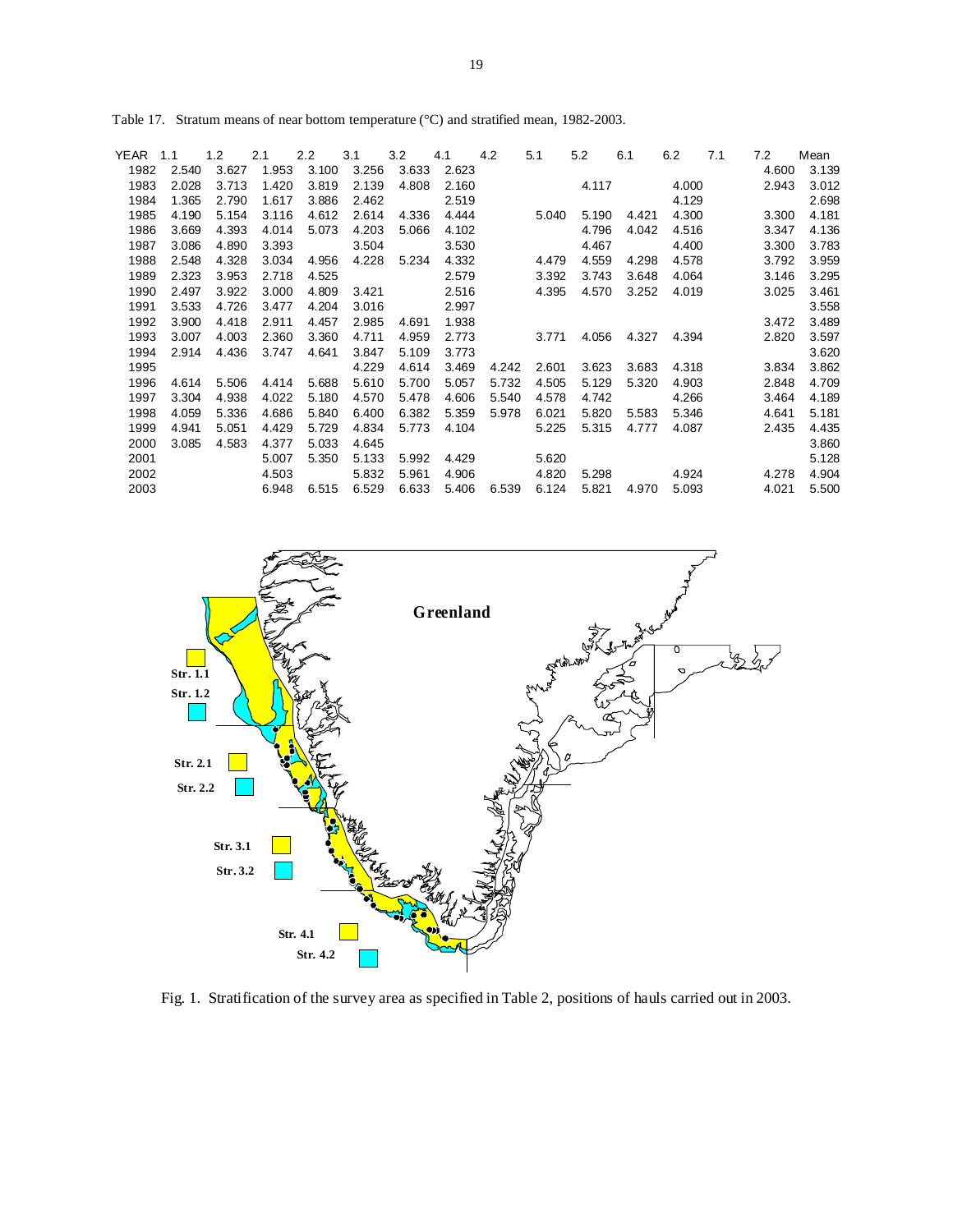Table 17. Stratum means of near bottom temperature (°C) and stratified mean, 1982-2003.

| YEAR | 1.1 | 1.2 | 2.1 | 2.2 | 3.1 | 3.2 | 4.1 | 4.2 | 5.1 | 5.2 | 6.1 | 6.2 | 7.1 | 7.2 | Mean |
|---|---|---|---|---|---|---|---|---|---|---|---|---|---|---|---|
| 1982 | 2.540 | 3.627 | 1.953 | 3.100 | 3.256 | 3.633 | 2.623 | | | | | | | 4.600 | 3.139 |
| 1983 | 2.028 | 3.713 | 1.420 | 3.819 | 2.139 | 4.808 | 2.160 | | | 4.117 | | 4.000 | | 2.943 | 3.012 |
| 1984 | 1.365 | 2.790 | 1.617 | 3.886 | 2.462 | | 2.519 | | | | | 4.129 | | | 2.698 |
| 1985 | 4.190 | 5.154 | 3.116 | 4.612 | 2.614 | 4.336 | 4.444 | | 5.040 | 5.190 | 4.421 | 4.300 | | 3.300 | 4.181 |
| 1986 | 3.669 | 4.393 | 4.014 | 5.073 | 4.203 | 5.066 | 4.102 | | | 4.796 | 4.042 | 4.516 | | 3.347 | 4.136 |
| 1987 | 3.086 | 4.890 | 3.393 | | 3.504 | | 3.530 | | | 4.467 | | 4.400 | | 3.300 | 3.783 |
| 1988 | 2.548 | 4.328 | 3.034 | 4.956 | 4.228 | 5.234 | 4.332 | | 4.479 | 4.559 | 4.298 | 4.578 | | 3.792 | 3.959 |
| 1989 | 2.323 | 3.953 | 2.718 | 4.525 | | | 2.579 | | 3.392 | 3.743 | 3.648 | 4.064 | | 3.146 | 3.295 |
| 1990 | 2.497 | 3.922 | 3.000 | 4.809 | 3.421 | | 2.516 | | 4.395 | 4.570 | 3.252 | 4.019 | | 3.025 | 3.461 |
| 1991 | 3.533 | 4.726 | 3.477 | 4.204 | 3.016 | | 2.997 | | | | | | | | 3.558 |
| 1992 | 3.900 | 4.418 | 2.911 | 4.457 | 2.985 | 4.691 | 1.938 | | | | | | | 3.472 | 3.489 |
| 1993 | 3.007 | 4.003 | 2.360 | 3.360 | 4.711 | 4.959 | 2.773 | | 3.771 | 4.056 | 4.327 | 4.394 | | 2.820 | 3.597 |
| 1994 | 2.914 | 4.436 | 3.747 | 4.641 | 3.847 | 5.109 | 3.773 | | | | | | | | 3.620 |
| 1995 | | | | | 4.229 | 4.614 | 3.469 | 4.242 | 2.601 | 3.623 | 3.683 | 4.318 | | 3.834 | 3.862 |
| 1996 | 4.614 | 5.506 | 4.414 | 5.688 | 5.610 | 5.700 | 5.057 | 5.732 | 4.505 | 5.129 | 5.320 | 4.903 | | 2.848 | 4.709 |
| 1997 | 3.304 | 4.938 | 4.022 | 5.180 | 4.570 | 5.478 | 4.606 | 5.540 | 4.578 | 4.742 | | 4.266 | | 3.464 | 4.189 |
| 1998 | 4.059 | 5.336 | 4.686 | 5.840 | 6.400 | 6.382 | 5.359 | 5.978 | 6.021 | 5.820 | 5.583 | 5.346 | | 4.641 | 5.181 |
| 1999 | 4.941 | 5.051 | 4.429 | 5.729 | 4.834 | 5.773 | 4.104 | | 5.225 | 5.315 | 4.777 | 4.087 | | 2.435 | 4.435 |
| 2000 | 3.085 | 4.583 | 4.377 | 5.033 | 4.645 | | | | | | | | | | 3.860 |
| 2001 | | | 5.007 | 5.350 | 5.133 | 5.992 | 4.429 | | 5.620 | | | | | | 5.128 |
| 2002 | | | 4.503 | | 5.832 | 5.961 | 4.906 | | 4.820 | 5.298 | | 4.924 | | 4.278 | 4.904 |
| 2003 | | | 6.948 | 6.515 | 6.529 | 6.633 | 5.406 | 6.539 | 6.124 | 5.821 | 4.970 | 5.093 | | 4.021 | 5.500 |

Fig. 1. Stratification of the survey area as specified in Table 2, positions of hauls carried out in 2003.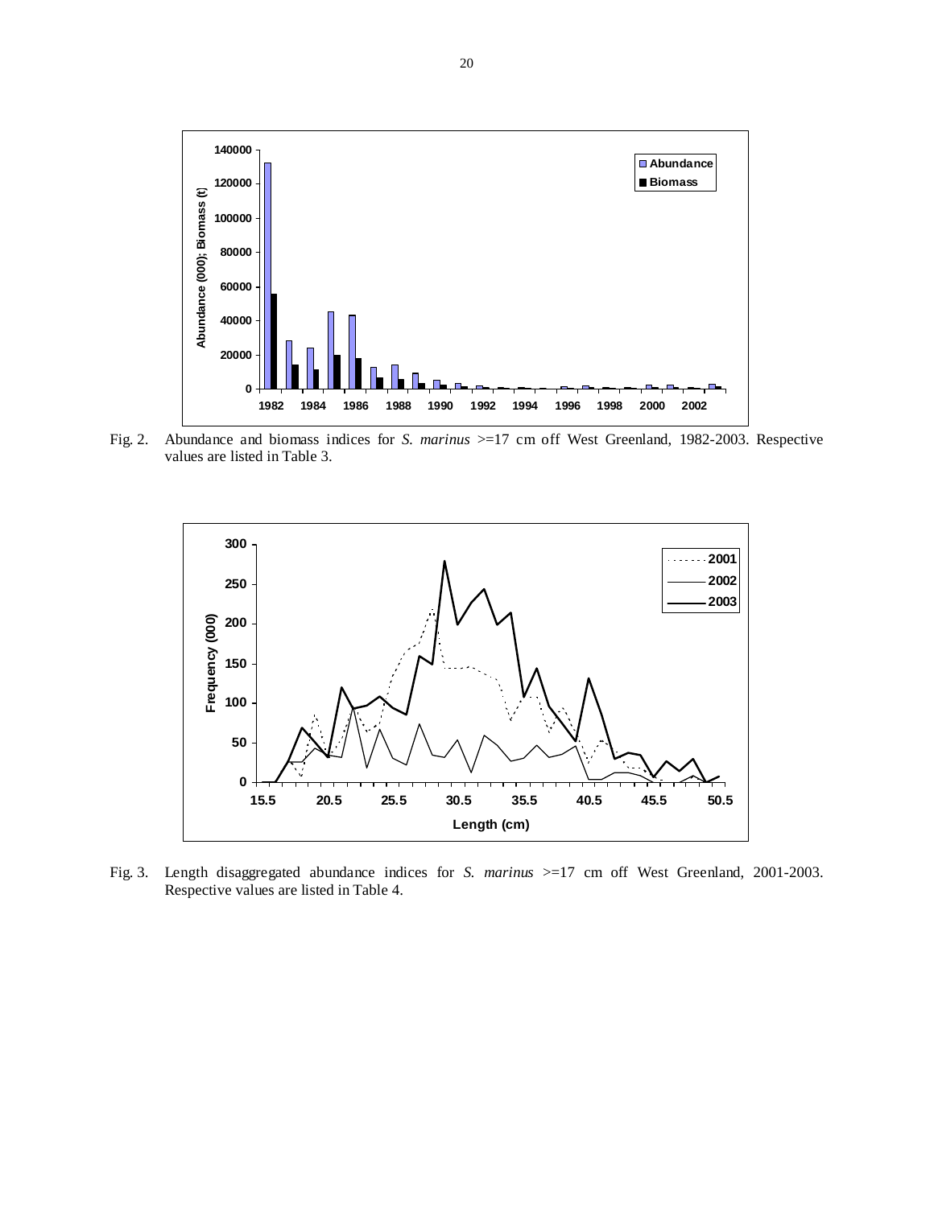Fig. 2. Abundance and biomass indices for *S. marinus* >=17 cm off West Greenland, 1982-2003. Respective values are listed in Table 3.

Fig. 3. Length disaggregated abundance indices for *S. marinus* >=17 cm off West Greenland, 2001-2003. Respective values are listed in Table 4.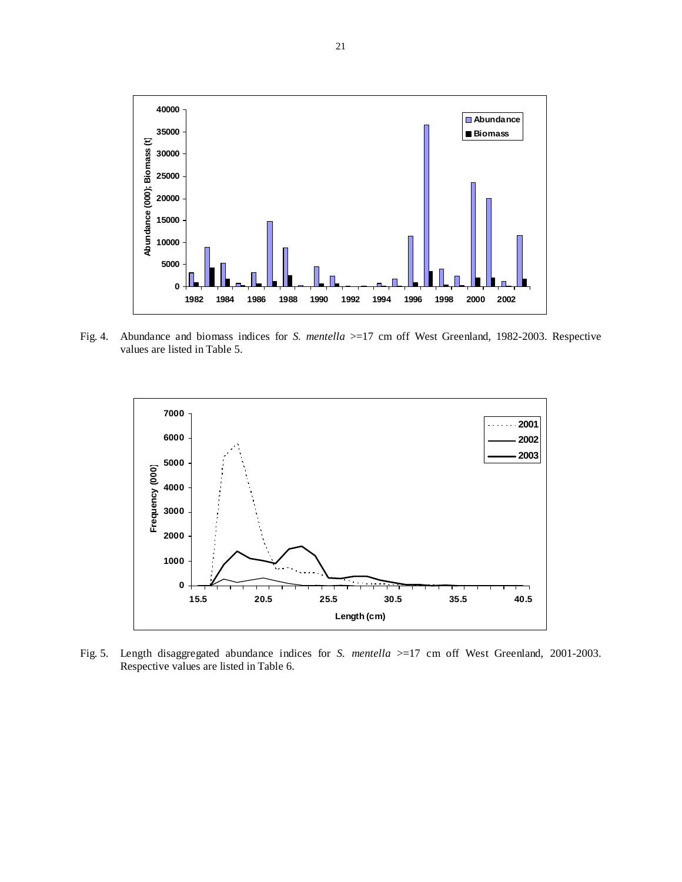Fig. 4. Abundance and biomass indices for *S. mentella* >=17 cm off West Greenland, 1982-2003. Respective values are listed in Table 5.

Fig. 5. Length disaggregated abundance indices for *S. mentella* >=17 cm off West Greenland, 2001-2003. Respective values are listed in Table 6.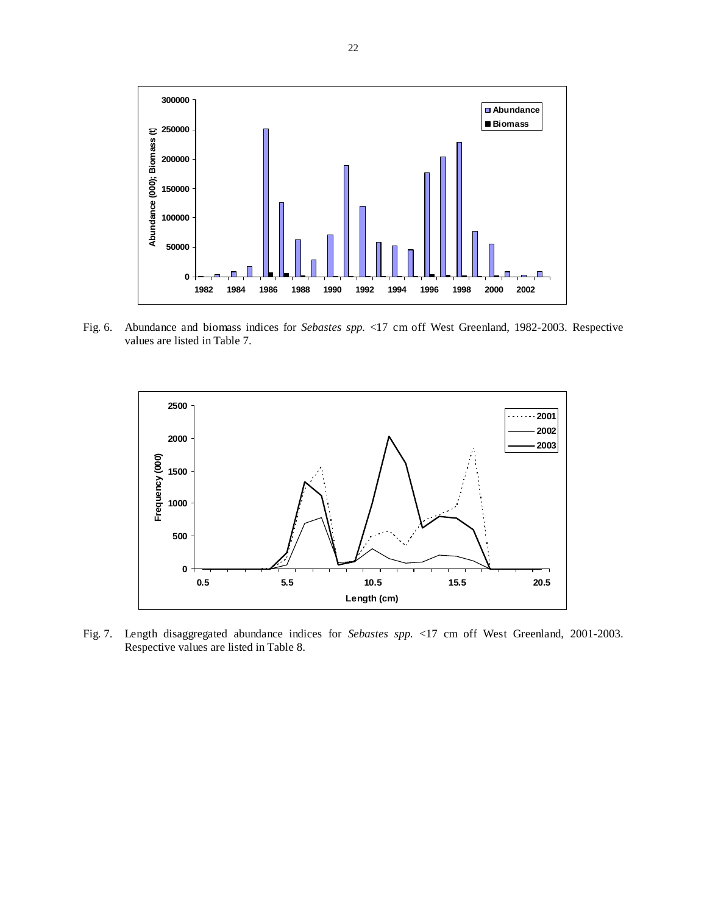Fig. 6. Abundance and biomass indices for *Sebastes spp.* <17 cm off West Greenland, 1982-2003. Respective values are listed in Table 7.

Fig. 7. Length disaggregated abundance indices for *Sebastes spp.* <17 cm off West Greenland, 2001-2003. Respective values are listed in Table 8.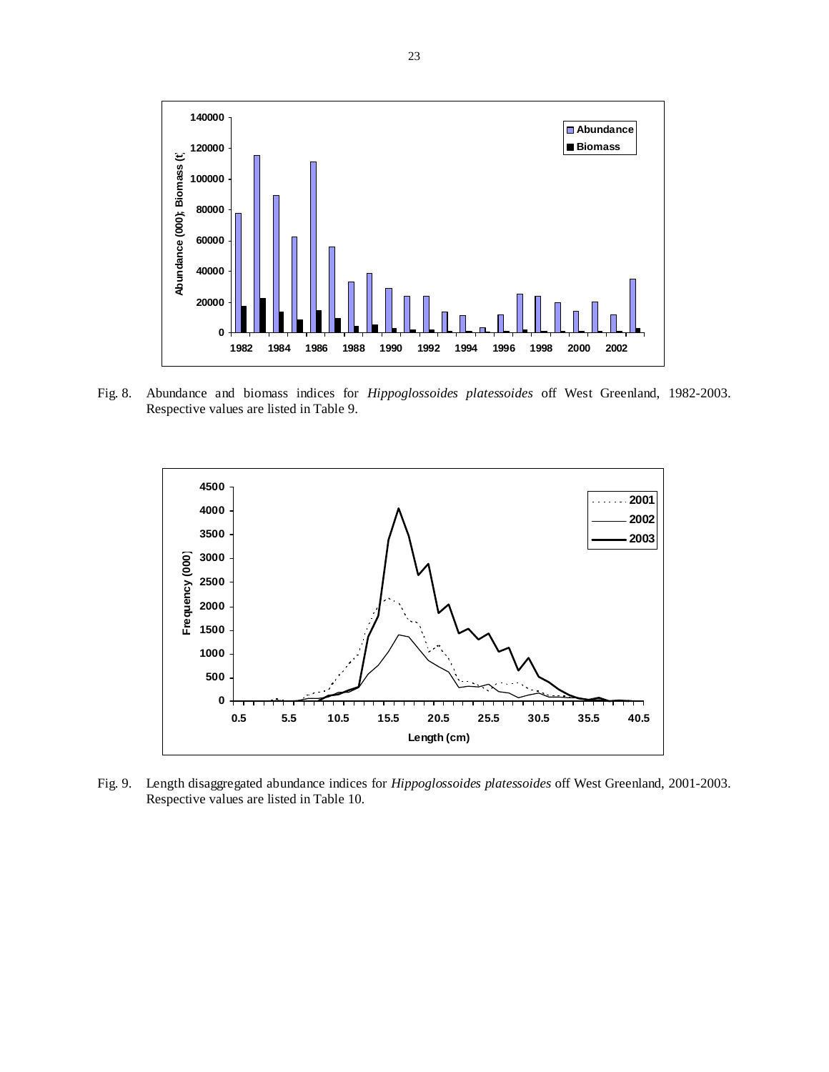Fig. 8. Abundance and biomass indices for *Hippoglossoides platessoides* off West Greenland, 1982-2003. Respective values are listed in Table 9.

Fig. 9. Length disaggregated abundance indices for *Hippoglossoides platessoides* off West Greenland, 2001-2003. Respective values are listed in Table 10.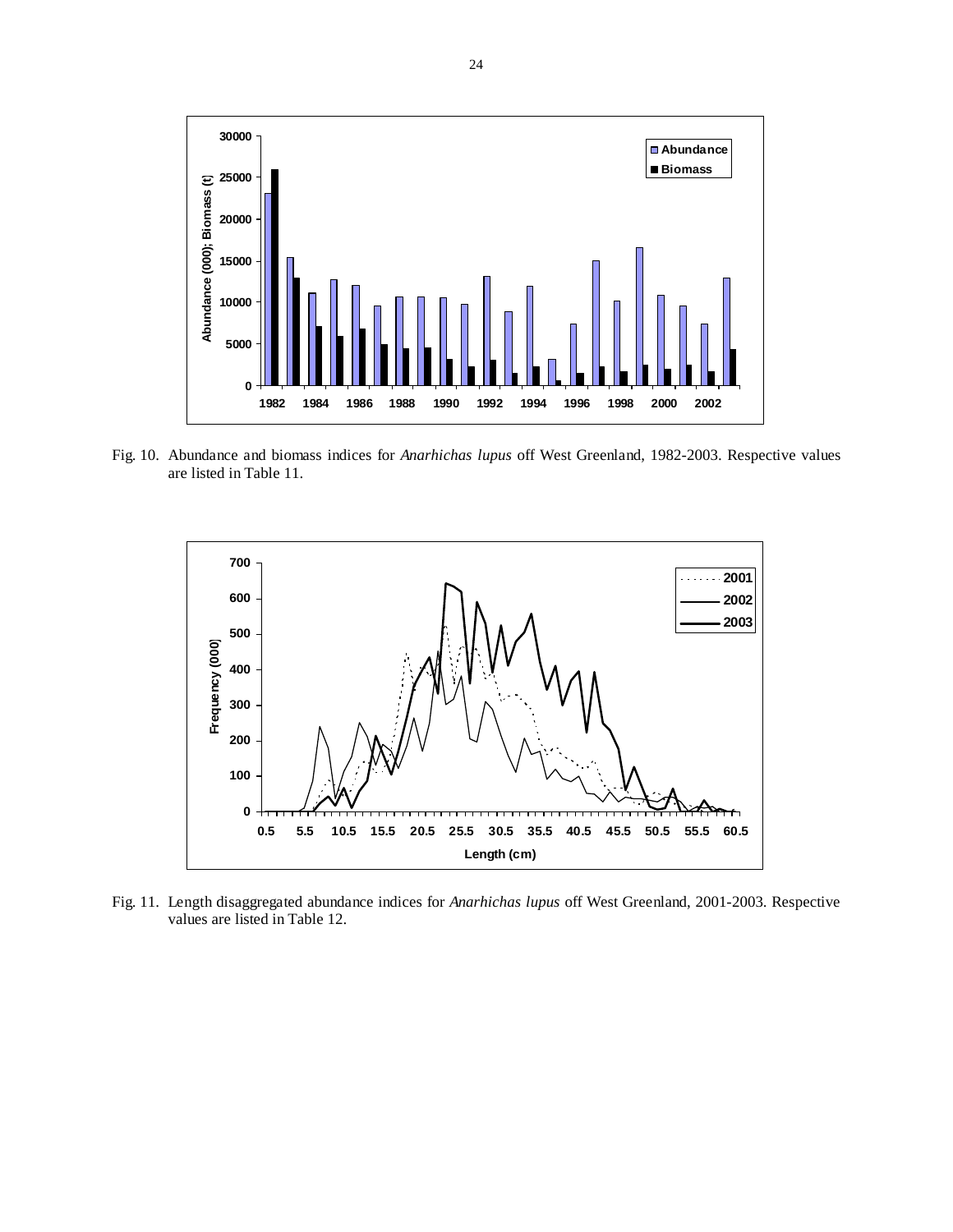Fig. 10. Abundance and biomass indices for *Anarhichas lupus* off West Greenland, 1982-2003. Respective values are listed in Table 11.

Fig. 11. Length disaggregated abundance indices for *Anarhichas lupus* off West Greenland, 2001-2003. Respective values are listed in Table 12.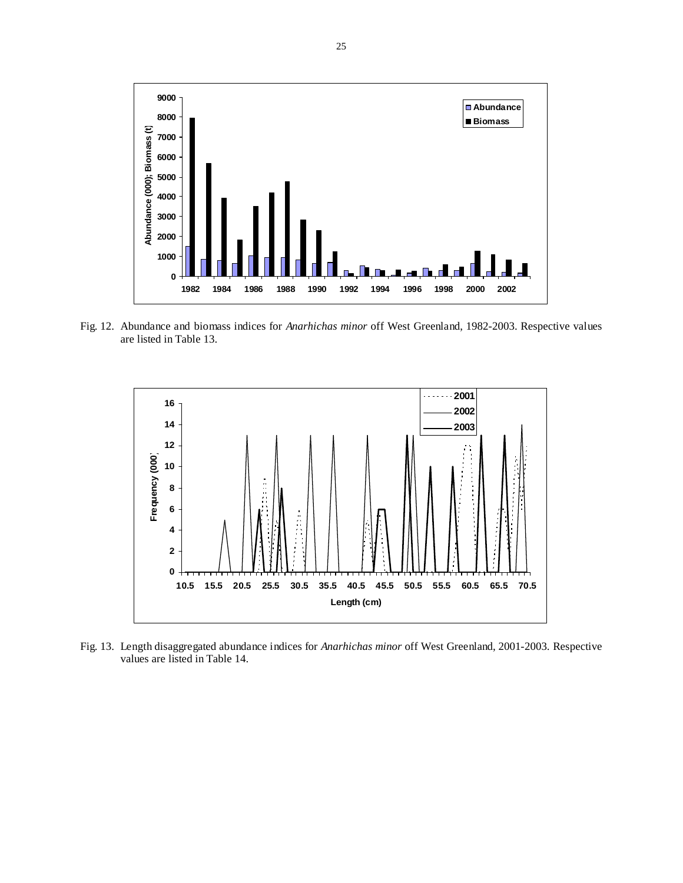Fig. 12. Abundance and biomass indices for *Anarhichas minor* off West Greenland, 1982-2003. Respective values are listed in Table 13.

Fig. 13. Length disaggregated abundance indices for *Anarhichas minor* off West Greenland, 2001-2003. Respective values are listed in Table 14.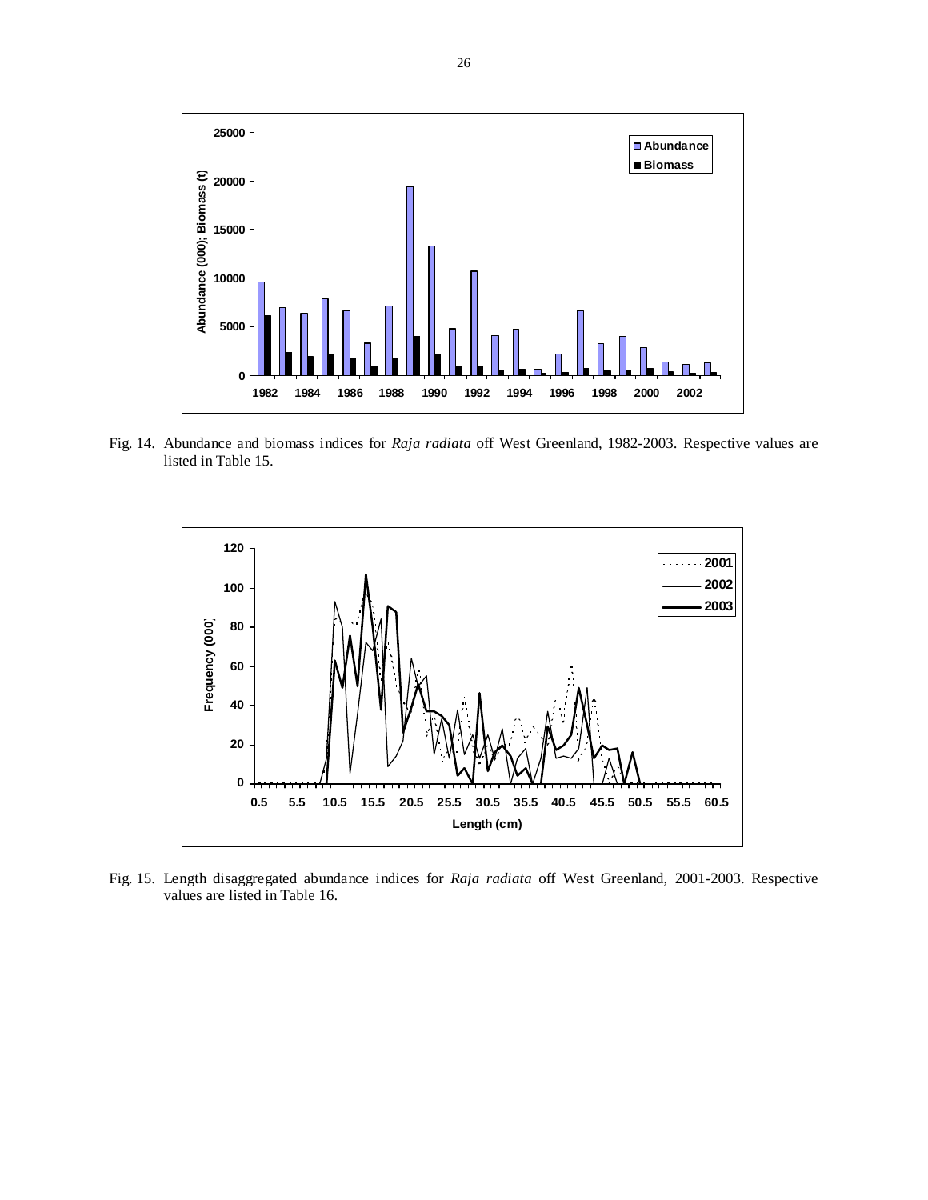Fig. 14. Abundance and biomass indices for *Raja radiata* off West Greenland, 1982-2003. Respective values are listed in Table 15.

Fig. 15. Length disaggregated abundance indices for *Raja radiata* off West Greenland, 2001-2003. Respective values are listed in Table 16.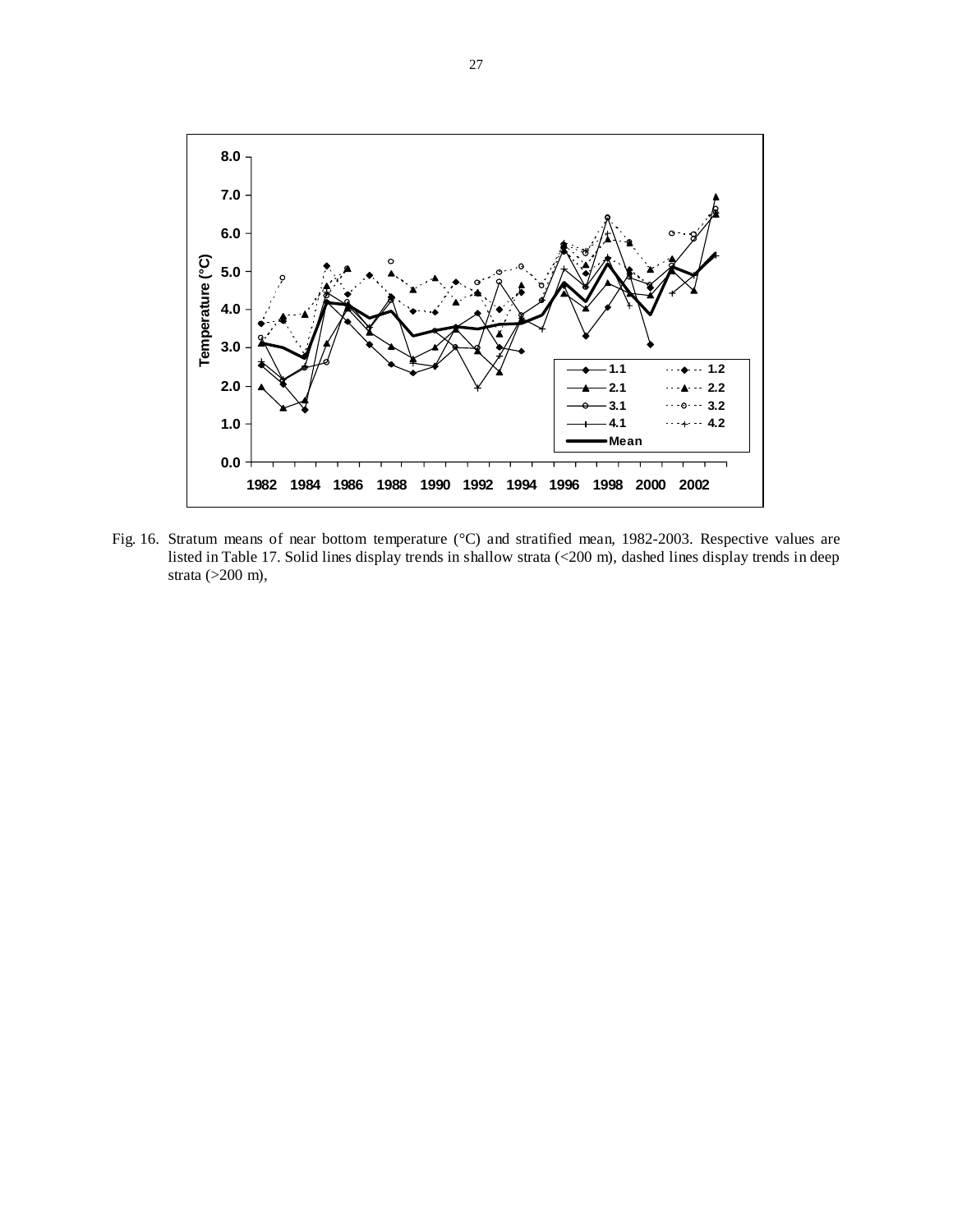8.0
7.0
6.0
5.0
4.0
3.0
2.0
1.0
0.0

Temperature (°C)

1982 1984 1986 1988 1990 1992 1994 1996 1998 2000 2002

1.1
1.2
2.1
2.2
3.1
3.2
4.1
4.2
Mean

Fig. 16. Stratum means of near bottom temperature (°C) and stratified mean, 1982-2003. Respective values are listed in Table 17. Solid lines display trends in shallow strata (<200 m), dashed lines display trends in deep strata (>200 m),